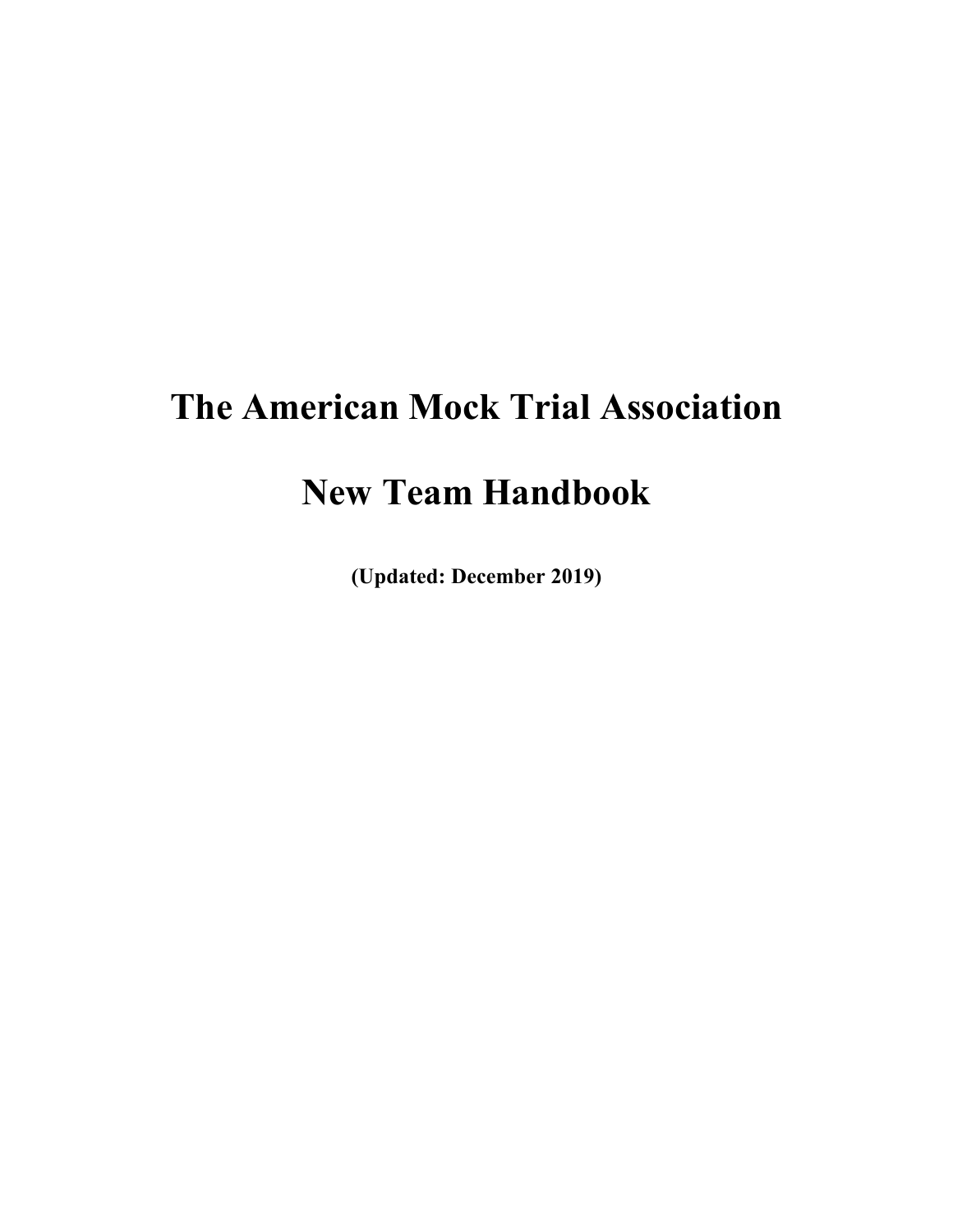# The American Mock Trial Association

# New Team Handbook

**(Updated: December 2019)**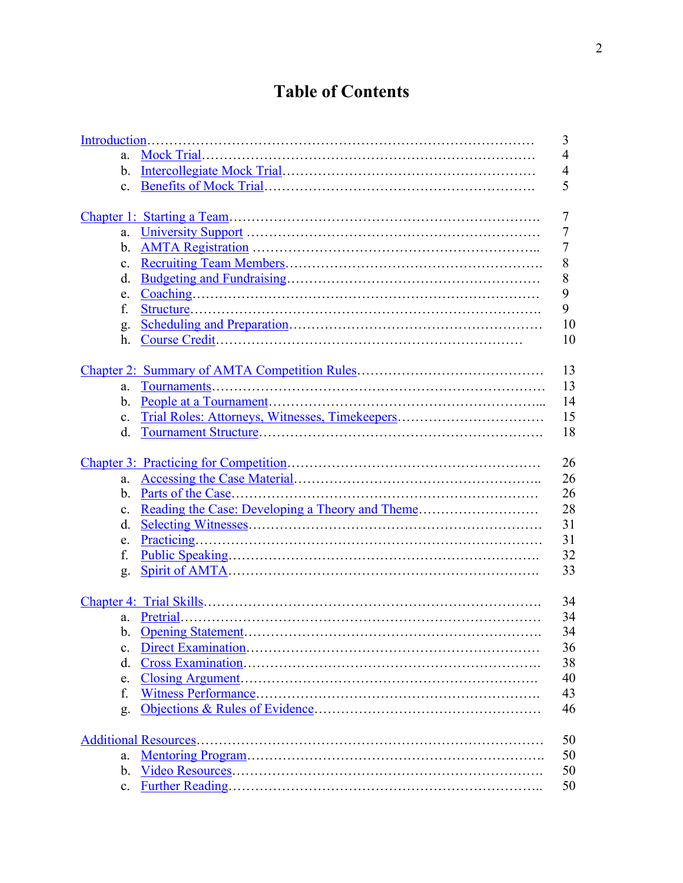# Table of Contents

| | |
|---|---|
| Introduction | 3 |
| a. Mock Trial | 4 |
| b. Intercollegiate Mock Trial | 4 |
| c. Benefits of Mock Trial | 5 |
| | |
| Chapter 1: Starting a Team | 7 |
| a. University Support | 7 |
| b. AMTA Registration | 7 |
| c. Recruiting Team Members | 8 |
| d. Budgeting and Fundraising | 8 |
| e. Coaching | 9 |
| f. Structure | 9 |
| g. Scheduling and Preparation | 10 |
| h. Course Credit | 10 |
| | |
| Chapter 2: Summary of AMTA Competition Rules | 13 |
| a. Tournaments | 13 |
| b. People at a Tournament | 14 |
| c. Trial Roles: Attorneys, Witnesses, Timekeepers | 15 |
| d. Tournament Structure | 18 |
| | |
| Chapter 3: Practicing for Competition | 26 |
| a. Accessing the Case Material | 26 |
| b. Parts of the Case | 26 |
| c. Reading the Case: Developing a Theory and Theme | 28 |
| d. Selecting Witnesses | 31 |
| e. Practicing | 31 |
| f. Public Speaking | 32 |
| g. Spirit of AMTA | 33 |
| | |
| Chapter 4: Trial Skills | 34 |
| a. Pretrial | 34 |
| b. Opening Statement | 34 |
| c. Direct Examination | 36 |
| d. Cross Examination | 38 |
| e. Closing Argument | 40 |
| f. Witness Performance | 43 |
| g. Objections & Rules of Evidence | 46 |
| | |
| Additional Resources | 50 |
| a. Mentoring Program | 50 |
| b. Video Resources | 50 |
| c. Further Reading | 50 |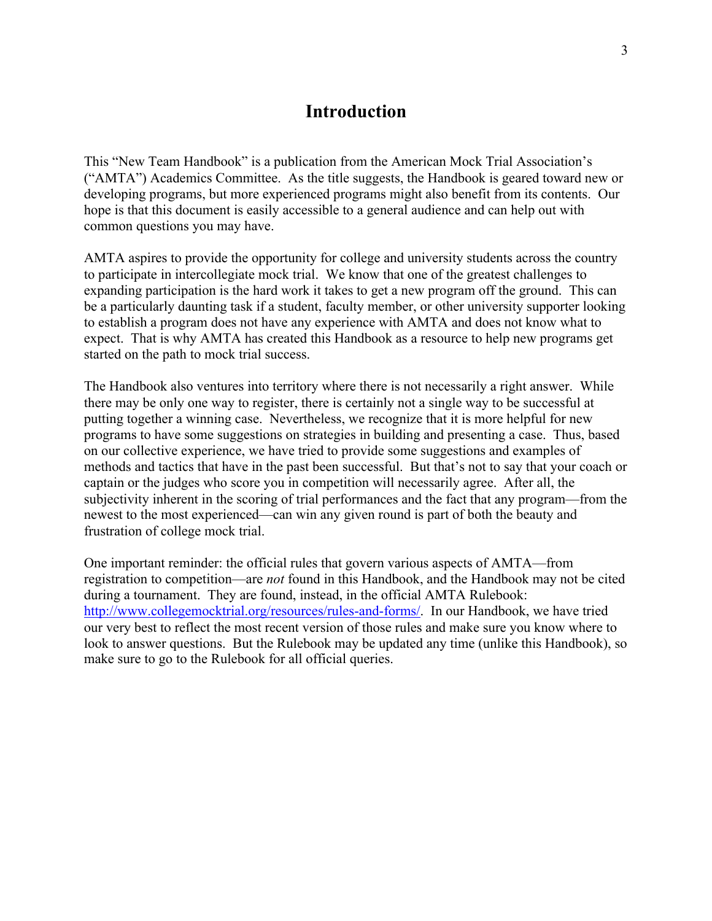# Introduction

This "New Team Handbook" is a publication from the American Mock Trial Association's ("AMTA") Academics Committee. As the title suggests, the Handbook is geared toward new or developing programs, but more experienced programs might also benefit from its contents. Our hope is that this document is easily accessible to a general audience and can help out with common questions you may have.

AMTA aspires to provide the opportunity for college and university students across the country to participate in intercollegiate mock trial. We know that one of the greatest challenges to expanding participation is the hard work it takes to get a new program off the ground. This can be a particularly daunting task if a student, faculty member, or other university supporter looking to establish a program does not have any experience with AMTA and does not know what to expect. That is why AMTA has created this Handbook as a resource to help new programs get started on the path to mock trial success.

The Handbook also ventures into territory where there is not necessarily a right answer. While there may be only one way to register, there is certainly not a single way to be successful at putting together a winning case. Nevertheless, we recognize that it is more helpful for new programs to have some suggestions on strategies in building and presenting a case. Thus, based on our collective experience, we have tried to provide some suggestions and examples of methods and tactics that have in the past been successful. But that's not to say that your coach or captain or the judges who score you in competition will necessarily agree. After all, the subjectivity inherent in the scoring of trial performances and the fact that any program—from the newest to the most experienced—can win any given round is part of both the beauty and frustration of college mock trial.

One important reminder: the official rules that govern various aspects of AMTA—from registration to competition—are *not* found in this Handbook, and the Handbook may not be cited during a tournament. They are found, instead, in the official AMTA Rulebook: [http://www.collegemocktrial.org/resources/rules-and-forms/](http://www.collegemocktrial.org/resources/rules-and-forms/). In our Handbook, we have tried our very best to reflect the most recent version of those rules and make sure you know where to look to answer questions. But the Rulebook may be updated any time (unlike this Handbook), so make sure to go to the Rulebook for all official queries.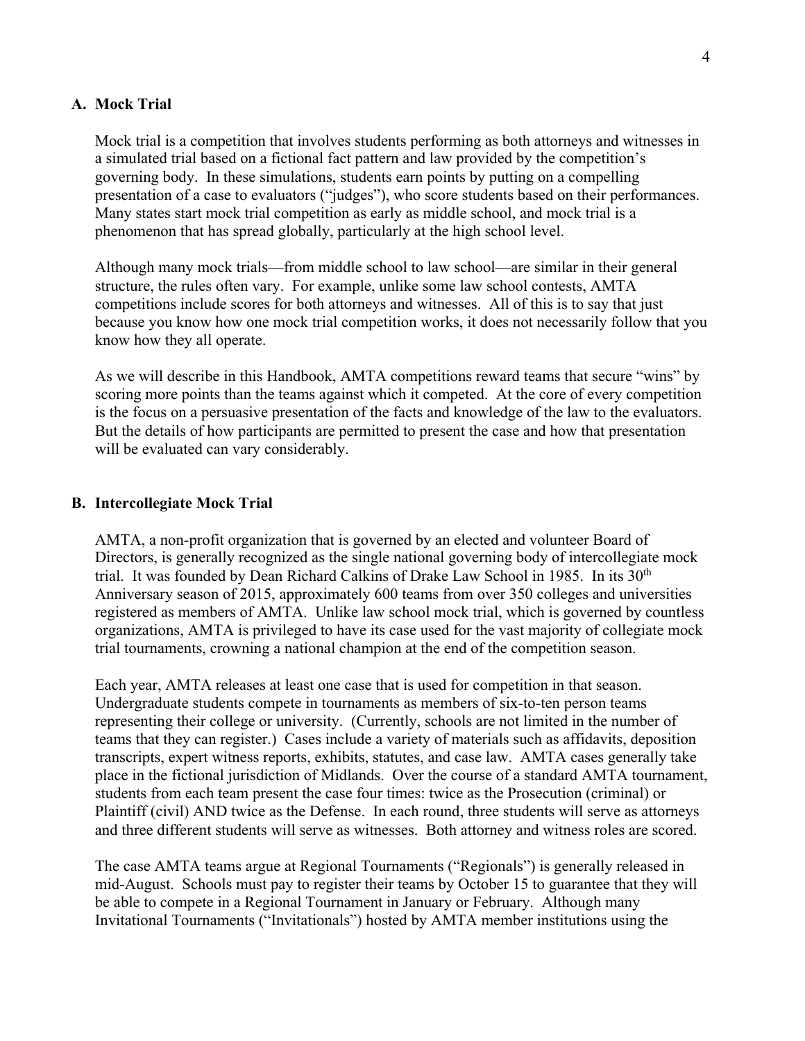## A. Mock Trial

Mock trial is a competition that involves students performing as both attorneys and witnesses in a simulated trial based on a fictional fact pattern and law provided by the competition's governing body. In these simulations, students earn points by putting on a compelling presentation of a case to evaluators ("judges"), who score students based on their performances. Many states start mock trial competition as early as middle school, and mock trial is a phenomenon that has spread globally, particularly at the high school level.

Although many mock trials—from middle school to law school—are similar in their general structure, the rules often vary. For example, unlike some law school contests, AMTA competitions include scores for both attorneys and witnesses. All of this is to say that just because you know how one mock trial competition works, it does not necessarily follow that you know how they all operate.

As we will describe in this Handbook, AMTA competitions reward teams that secure "wins" by scoring more points than the teams against which it competed. At the core of every competition is the focus on a persuasive presentation of the facts and knowledge of the law to the evaluators. But the details of how participants are permitted to present the case and how that presentation will be evaluated can vary considerably.

## B. Intercollegiate Mock Trial

AMTA, a non-profit organization that is governed by an elected and volunteer Board of Directors, is generally recognized as the single national governing body of intercollegiate mock trial. It was founded by Dean Richard Calkins of Drake Law School in 1985. In its 30th Anniversary season of 2015, approximately 600 teams from over 350 colleges and universities registered as members of AMTA. Unlike law school mock trial, which is governed by countless organizations, AMTA is privileged to have its case used for the vast majority of collegiate mock trial tournaments, crowning a national champion at the end of the competition season.

Each year, AMTA releases at least one case that is used for competition in that season. Undergraduate students compete in tournaments as members of six-to-ten person teams representing their college or university. (Currently, schools are not limited in the number of teams that they can register.) Cases include a variety of materials such as affidavits, deposition transcripts, expert witness reports, exhibits, statutes, and case law. AMTA cases generally take place in the fictional jurisdiction of Midlands. Over the course of a standard AMTA tournament, students from each team present the case four times: twice as the Prosecution (criminal) or Plaintiff (civil) AND twice as the Defense. In each round, three students will serve as attorneys and three different students will serve as witnesses. Both attorney and witness roles are scored.

The case AMTA teams argue at Regional Tournaments ("Regionals") is generally released in mid-August. Schools must pay to register their teams by October 15 to guarantee that they will be able to compete in a Regional Tournament in January or February. Although many Invitational Tournaments ("Invitationals") hosted by AMTA member institutions using the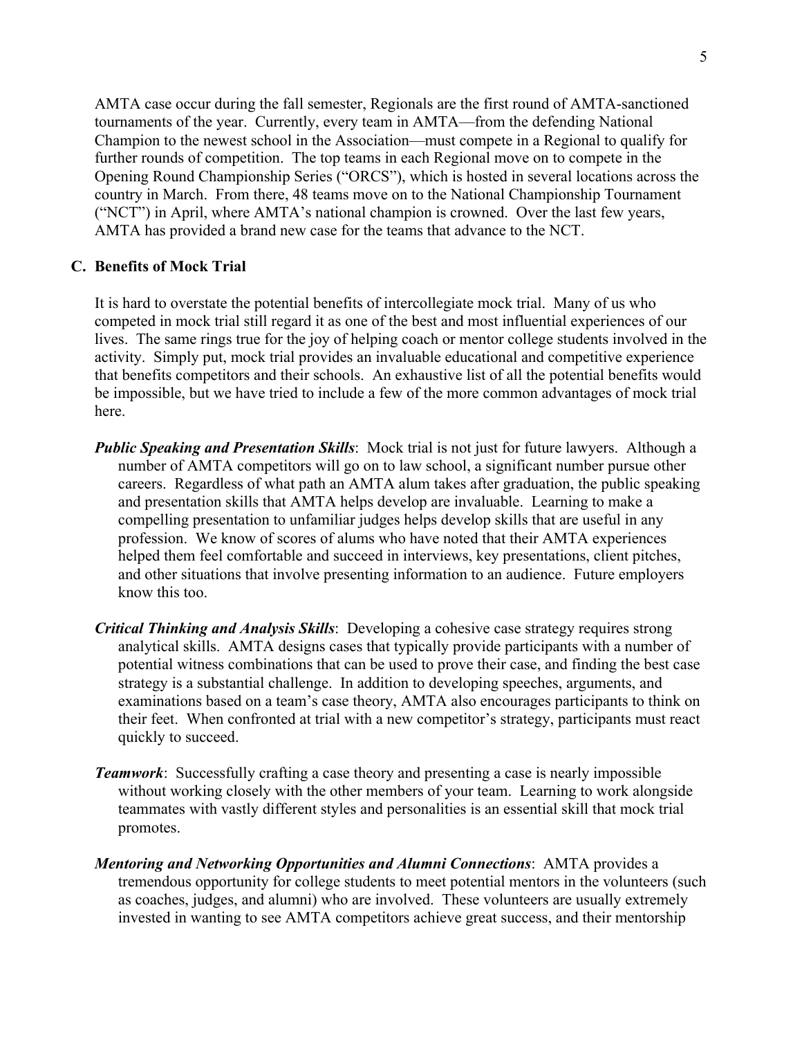AMTA case occur during the fall semester, Regionals are the first round of AMTA-sanctioned tournaments of the year. Currently, every team in AMTA—from the defending National Champion to the newest school in the Association—must compete in a Regional to qualify for further rounds of competition. The top teams in each Regional move on to compete in the Opening Round Championship Series ("ORCS"), which is hosted in several locations across the country in March. From there, 48 teams move on to the National Championship Tournament ("NCT") in April, where AMTA's national champion is crowned. Over the last few years, AMTA has provided a brand new case for the teams that advance to the NCT.

### C. Benefits of Mock Trial

It is hard to overstate the potential benefits of intercollegiate mock trial. Many of us who competed in mock trial still regard it as one of the best and most influential experiences of our lives. The same rings true for the joy of helping coach or mentor college students involved in the activity. Simply put, mock trial provides an invaluable educational and competitive experience that benefits competitors and their schools. An exhaustive list of all the potential benefits would be impossible, but we have tried to include a few of the more common advantages of mock trial here.

***Public Speaking and Presentation Skills***: Mock trial is not just for future lawyers. Although a number of AMTA competitors will go on to law school, a significant number pursue other careers. Regardless of what path an AMTA alum takes after graduation, the public speaking and presentation skills that AMTA helps develop are invaluable. Learning to make a compelling presentation to unfamiliar judges helps develop skills that are useful in any profession. We know of scores of alums who have noted that their AMTA experiences helped them feel comfortable and succeed in interviews, key presentations, client pitches, and other situations that involve presenting information to an audience. Future employers know this too.

***Critical Thinking and Analysis Skills***: Developing a cohesive case strategy requires strong analytical skills. AMTA designs cases that typically provide participants with a number of potential witness combinations that can be used to prove their case, and finding the best case strategy is a substantial challenge. In addition to developing speeches, arguments, and examinations based on a team's case theory, AMTA also encourages participants to think on their feet. When confronted at trial with a new competitor's strategy, participants must react quickly to succeed.

***Teamwork***: Successfully crafting a case theory and presenting a case is nearly impossible without working closely with the other members of your team. Learning to work alongside teammates with vastly different styles and personalities is an essential skill that mock trial promotes.

***Mentoring and Networking Opportunities and Alumni Connections***: AMTA provides a tremendous opportunity for college students to meet potential mentors in the volunteers (such as coaches, judges, and alumni) who are involved. These volunteers are usually extremely invested in wanting to see AMTA competitors achieve great success, and their mentorship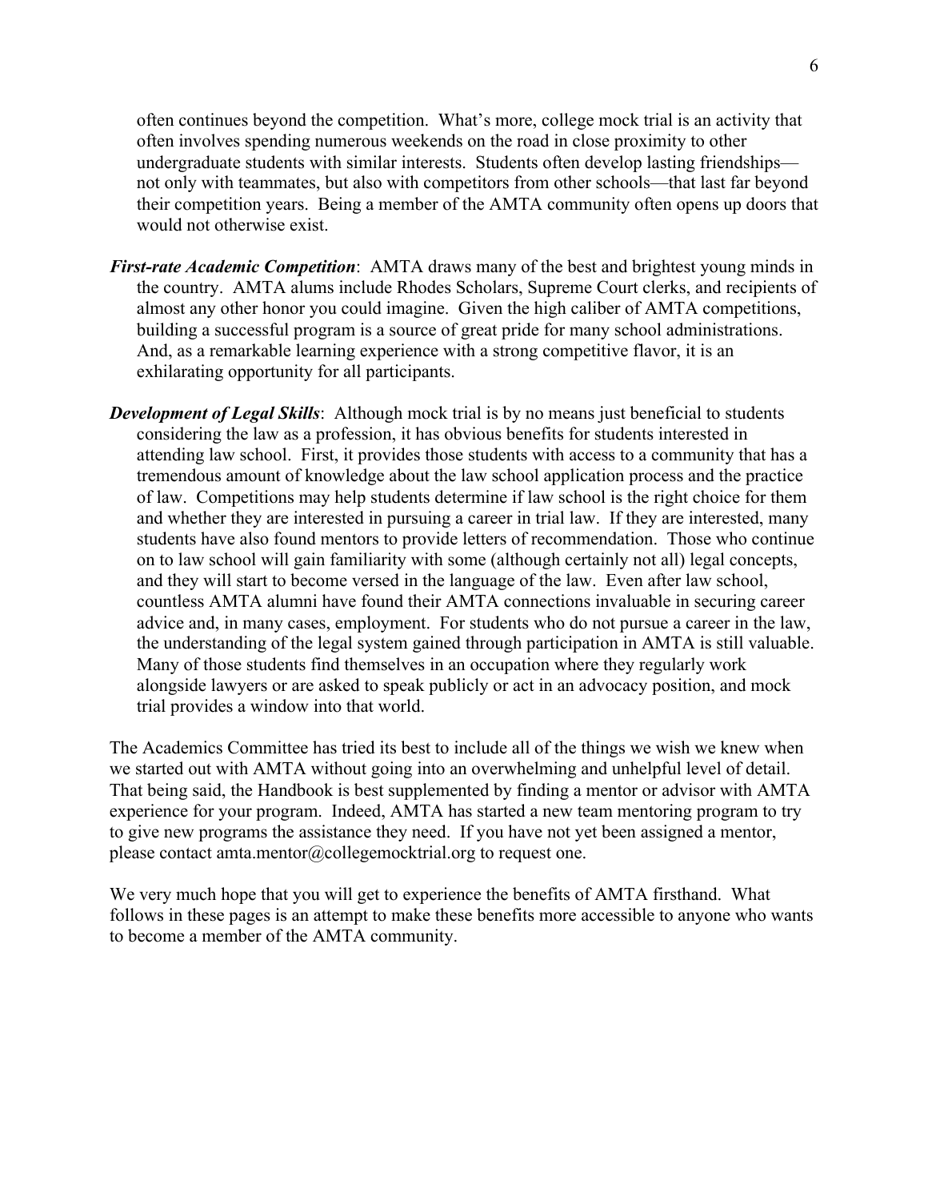often continues beyond the competition. What's more, college mock trial is an activity that often involves spending numerous weekends on the road in close proximity to other undergraduate students with similar interests. Students often develop lasting friendships—not only with teammates, but also with competitors from other schools—that last far beyond their competition years. Being a member of the AMTA community often opens up doors that would not otherwise exist.

***First-rate Academic Competition***: AMTA draws many of the best and brightest young minds in the country. AMTA alums include Rhodes Scholars, Supreme Court clerks, and recipients of almost any other honor you could imagine. Given the high caliber of AMTA competitions, building a successful program is a source of great pride for many school administrations. And, as a remarkable learning experience with a strong competitive flavor, it is an exhilarating opportunity for all participants.

***Development of Legal Skills***: Although mock trial is by no means just beneficial to students considering the law as a profession, it has obvious benefits for students interested in attending law school. First, it provides those students with access to a community that has a tremendous amount of knowledge about the law school application process and the practice of law. Competitions may help students determine if law school is the right choice for them and whether they are interested in pursuing a career in trial law. If they are interested, many students have also found mentors to provide letters of recommendation. Those who continue on to law school will gain familiarity with some (although certainly not all) legal concepts, and they will start to become versed in the language of the law. Even after law school, countless AMTA alumni have found their AMTA connections invaluable in securing career advice and, in many cases, employment. For students who do not pursue a career in the law, the understanding of the legal system gained through participation in AMTA is still valuable. Many of those students find themselves in an occupation where they regularly work alongside lawyers or are asked to speak publicly or act in an advocacy position, and mock trial provides a window into that world.

The Academics Committee has tried its best to include all of the things we wish we knew when we started out with AMTA without going into an overwhelming and unhelpful level of detail. That being said, the Handbook is best supplemented by finding a mentor or advisor with AMTA experience for your program. Indeed, AMTA has started a new team mentoring program to try to give new programs the assistance they need. If you have not yet been assigned a mentor, please contact amta.mentor@collegemocktrial.org to request one.

We very much hope that you will get to experience the benefits of AMTA firsthand. What follows in these pages is an attempt to make these benefits more accessible to anyone who wants to become a member of the AMTA community.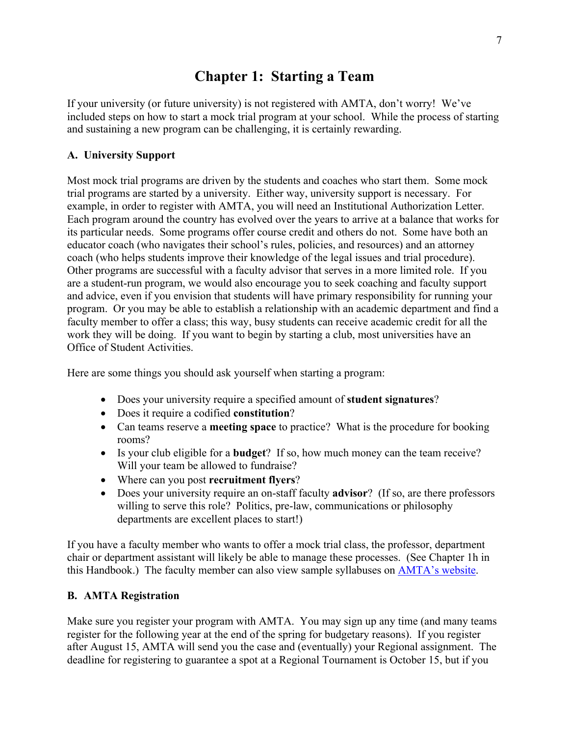# Chapter 1: Starting a Team

If your university (or future university) is not registered with AMTA, don't worry! We've included steps on how to start a mock trial program at your school. While the process of starting and sustaining a new program can be challenging, it is certainly rewarding.

### A. University Support

Most mock trial programs are driven by the students and coaches who start them. Some mock trial programs are started by a university. Either way, university support is necessary. For example, in order to register with AMTA, you will need an Institutional Authorization Letter. Each program around the country has evolved over the years to arrive at a balance that works for its particular needs. Some programs offer course credit and others do not. Some have both an educator coach (who navigates their school's rules, policies, and resources) and an attorney coach (who helps students improve their knowledge of the legal issues and trial procedure). Other programs are successful with a faculty advisor that serves in a more limited role. If you are a student-run program, we would also encourage you to seek coaching and faculty support and advice, even if you envision that students will have primary responsibility for running your program. Or you may be able to establish a relationship with an academic department and find a faculty member to offer a class; this way, busy students can receive academic credit for all the work they will be doing. If you want to begin by starting a club, most universities have an Office of Student Activities.

Here are some things you should ask yourself when starting a program:

- Does your university require a specified amount of **student signatures**?
- Does it require a codified **constitution**?
- Can teams reserve a **meeting space** to practice? What is the procedure for booking rooms?
- Is your club eligible for a **budget**? If so, how much money can the team receive? Will your team be allowed to fundraise?
- Where can you post **recruitment flyers**?
- Does your university require an on-staff faculty **advisor**? (If so, are there professors willing to serve this role? Politics, pre-law, communications or philosophy departments are excellent places to start!)

If you have a faculty member who wants to offer a mock trial class, the professor, department chair or department assistant will likely be able to manage these processes. (See Chapter 1h in this Handbook.) The faculty member can also view sample syllabuses on AMTA's website.

### B. AMTA Registration

Make sure you register your program with AMTA. You may sign up any time (and many teams register for the following year at the end of the spring for budgetary reasons). If you register after August 15, AMTA will send you the case and (eventually) your Regional assignment. The deadline for registering to guarantee a spot at a Regional Tournament is October 15, but if you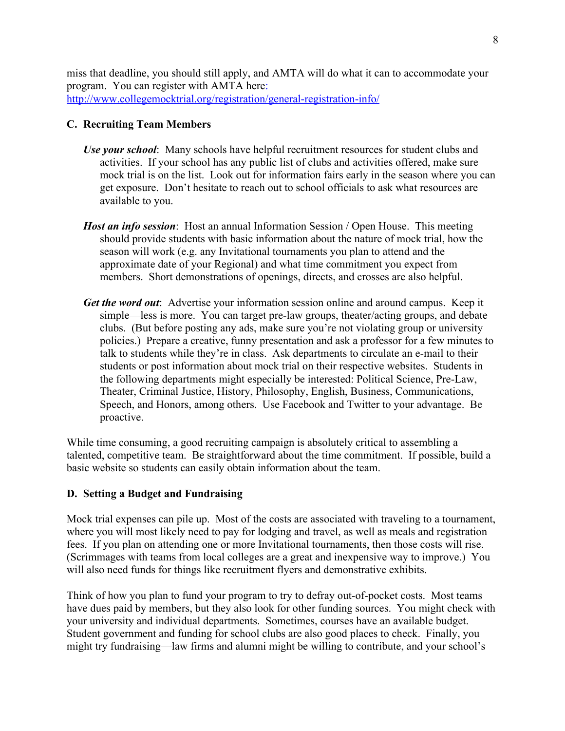miss that deadline, you should still apply, and AMTA will do what it can to accommodate your program. You can register with AMTA here: [http://www.collegemocktrial.org/registration/general-registration-info/](http://www.collegemocktrial.org/registration/general-registration-info/)

### C. Recruiting Team Members

***Use your school***: Many schools have helpful recruitment resources for student clubs and activities. If your school has any public list of clubs and activities offered, make sure mock trial is on the list. Look out for information fairs early in the season where you can get exposure. Don't hesitate to reach out to school officials to ask what resources are available to you.

***Host an info session***: Host an annual Information Session / Open House. This meeting should provide students with basic information about the nature of mock trial, how the season will work (e.g. any Invitational tournaments you plan to attend and the approximate date of your Regional) and what time commitment you expect from members. Short demonstrations of openings, directs, and crosses are also helpful.

***Get the word out***: Advertise your information session online and around campus. Keep it simple—less is more. You can target pre-law groups, theater/acting groups, and debate clubs. (But before posting any ads, make sure you're not violating group or university policies.) Prepare a creative, funny presentation and ask a professor for a few minutes to talk to students while they're in class. Ask departments to circulate an e-mail to their students or post information about mock trial on their respective websites. Students in the following departments might especially be interested: Political Science, Pre-Law, Theater, Criminal Justice, History, Philosophy, English, Business, Communications, Speech, and Honors, among others. Use Facebook and Twitter to your advantage. Be proactive.

While time consuming, a good recruiting campaign is absolutely critical to assembling a talented, competitive team. Be straightforward about the time commitment. If possible, build a basic website so students can easily obtain information about the team.

### D. Setting a Budget and Fundraising

Mock trial expenses can pile up. Most of the costs are associated with traveling to a tournament, where you will most likely need to pay for lodging and travel, as well as meals and registration fees. If you plan on attending one or more Invitational tournaments, then those costs will rise. (Scrimmages with teams from local colleges are a great and inexpensive way to improve.) You will also need funds for things like recruitment flyers and demonstrative exhibits.

Think of how you plan to fund your program to try to defray out-of-pocket costs. Most teams have dues paid by members, but they also look for other funding sources. You might check with your university and individual departments. Sometimes, courses have an available budget. Student government and funding for school clubs are also good places to check. Finally, you might try fundraising—law firms and alumni might be willing to contribute, and your school's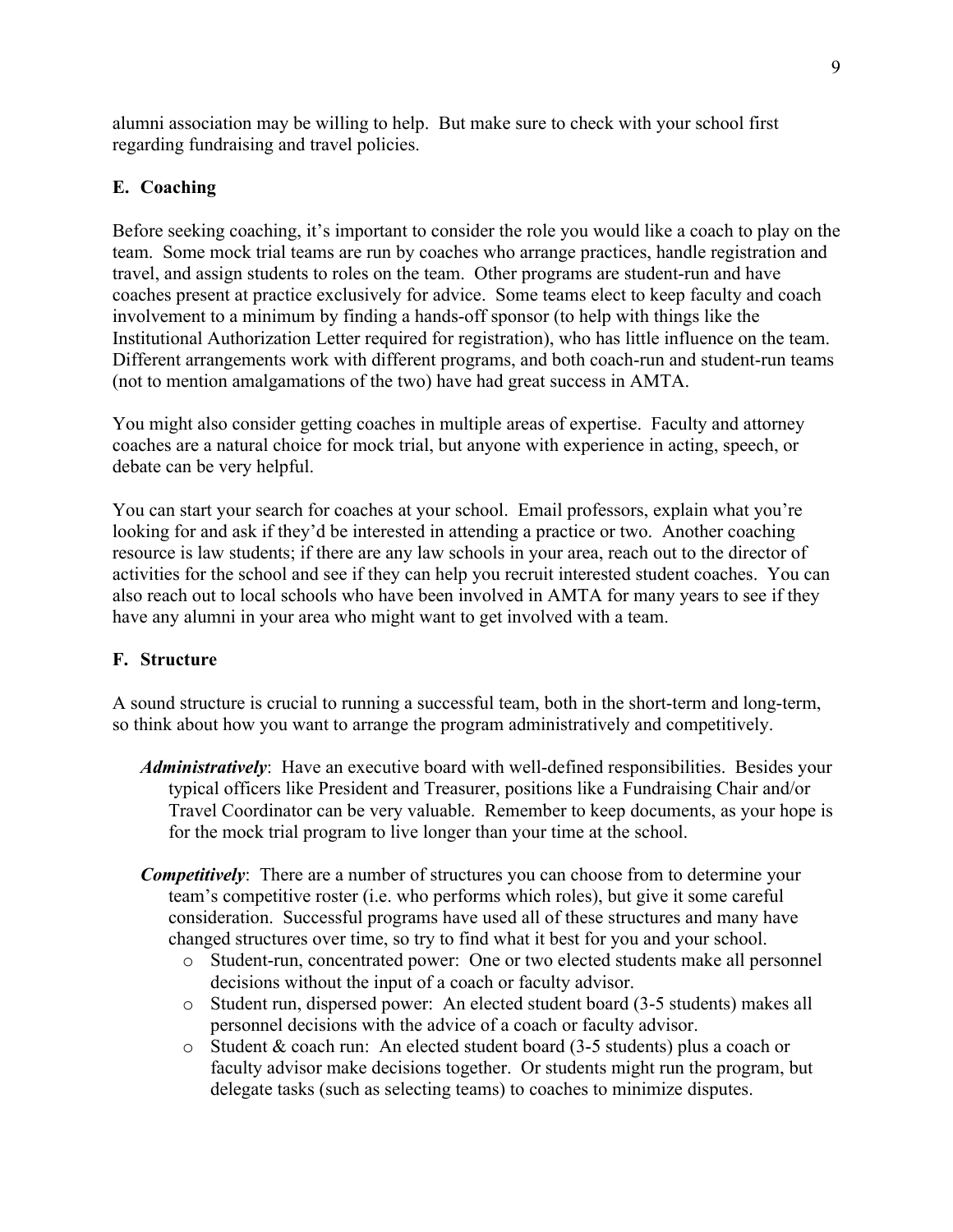alumni association may be willing to help. But make sure to check with your school first regarding fundraising and travel policies.

### E. Coaching

Before seeking coaching, it's important to consider the role you would like a coach to play on the team. Some mock trial teams are run by coaches who arrange practices, handle registration and travel, and assign students to roles on the team. Other programs are student-run and have coaches present at practice exclusively for advice. Some teams elect to keep faculty and coach involvement to a minimum by finding a hands-off sponsor (to help with things like the Institutional Authorization Letter required for registration), who has little influence on the team. Different arrangements work with different programs, and both coach-run and student-run teams (not to mention amalgamations of the two) have had great success in AMTA.

You might also consider getting coaches in multiple areas of expertise. Faculty and attorney coaches are a natural choice for mock trial, but anyone with experience in acting, speech, or debate can be very helpful.

You can start your search for coaches at your school. Email professors, explain what you're looking for and ask if they'd be interested in attending a practice or two. Another coaching resource is law students; if there are any law schools in your area, reach out to the director of activities for the school and see if they can help you recruit interested student coaches. You can also reach out to local schools who have been involved in AMTA for many years to see if they have any alumni in your area who might want to get involved with a team.

### F. Structure

A sound structure is crucial to running a successful team, both in the short-term and long-term, so think about how you want to arrange the program administratively and competitively.

***Administratively***: Have an executive board with well-defined responsibilities. Besides your typical officers like President and Treasurer, positions like a Fundraising Chair and/or Travel Coordinator can be very valuable. Remember to keep documents, as your hope is for the mock trial program to live longer than your time at the school.

***Competitively***: There are a number of structures you can choose from to determine your team's competitive roster (i.e. who performs which roles), but give it some careful consideration. Successful programs have used all of these structures and many have changed structures over time, so try to find what it best for you and your school.

- Student-run, concentrated power: One or two elected students make all personnel decisions without the input of a coach or faculty advisor.
- Student run, dispersed power: An elected student board (3-5 students) makes all personnel decisions with the advice of a coach or faculty advisor.
- Student & coach run: An elected student board (3-5 students) plus a coach or faculty advisor make decisions together. Or students might run the program, but delegate tasks (such as selecting teams) to coaches to minimize disputes.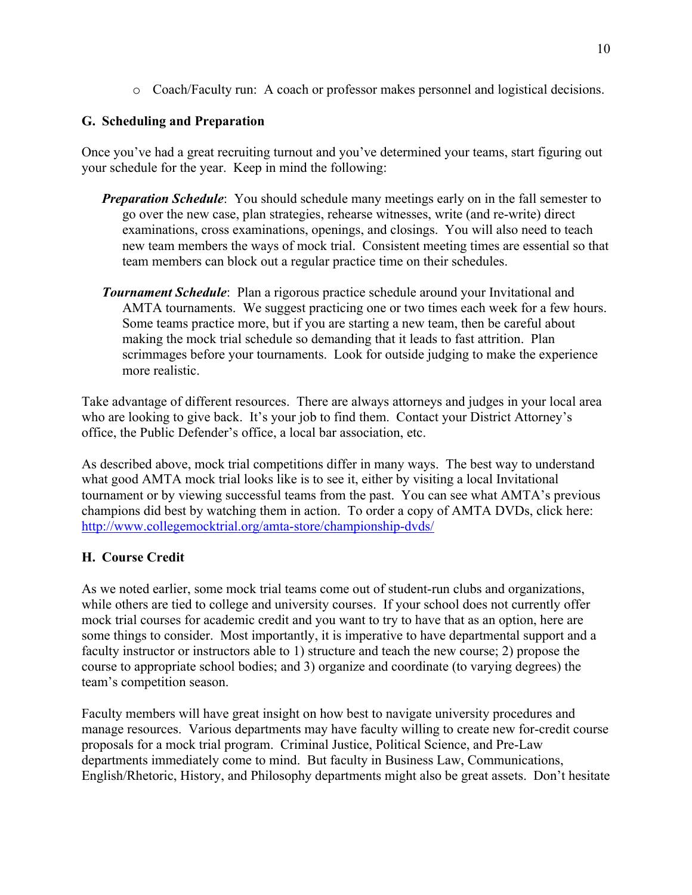- Coach/Faculty run: A coach or professor makes personnel and logistical decisions.

### G. Scheduling and Preparation

Once you've had a great recruiting turnout and you've determined your teams, start figuring out your schedule for the year. Keep in mind the following:

***Preparation Schedule***: You should schedule many meetings early on in the fall semester to go over the new case, plan strategies, rehearse witnesses, write (and re-write) direct examinations, cross examinations, openings, and closings. You will also need to teach new team members the ways of mock trial. Consistent meeting times are essential so that team members can block out a regular practice time on their schedules.

***Tournament Schedule***: Plan a rigorous practice schedule around your Invitational and AMTA tournaments. We suggest practicing one or two times each week for a few hours. Some teams practice more, but if you are starting a new team, then be careful about making the mock trial schedule so demanding that it leads to fast attrition. Plan scrimmages before your tournaments. Look for outside judging to make the experience more realistic.

Take advantage of different resources. There are always attorneys and judges in your local area who are looking to give back. It's your job to find them. Contact your District Attorney's office, the Public Defender's office, a local bar association, etc.

As described above, mock trial competitions differ in many ways. The best way to understand what good AMTA mock trial looks like is to see it, either by visiting a local Invitational tournament or by viewing successful teams from the past. You can see what AMTA's previous champions did best by watching them in action. To order a copy of AMTA DVDs, click here: http://www.collegemocktrial.org/amta-store/championship-dvds/

### H. Course Credit

As we noted earlier, some mock trial teams come out of student-run clubs and organizations, while others are tied to college and university courses. If your school does not currently offer mock trial courses for academic credit and you want to try to have that as an option, here are some things to consider. Most importantly, it is imperative to have departmental support and a faculty instructor or instructors able to 1) structure and teach the new course; 2) propose the course to appropriate school bodies; and 3) organize and coordinate (to varying degrees) the team's competition season.

Faculty members will have great insight on how best to navigate university procedures and manage resources. Various departments may have faculty willing to create new for-credit course proposals for a mock trial program. Criminal Justice, Political Science, and Pre-Law departments immediately come to mind. But faculty in Business Law, Communications, English/Rhetoric, History, and Philosophy departments might also be great assets. Don't hesitate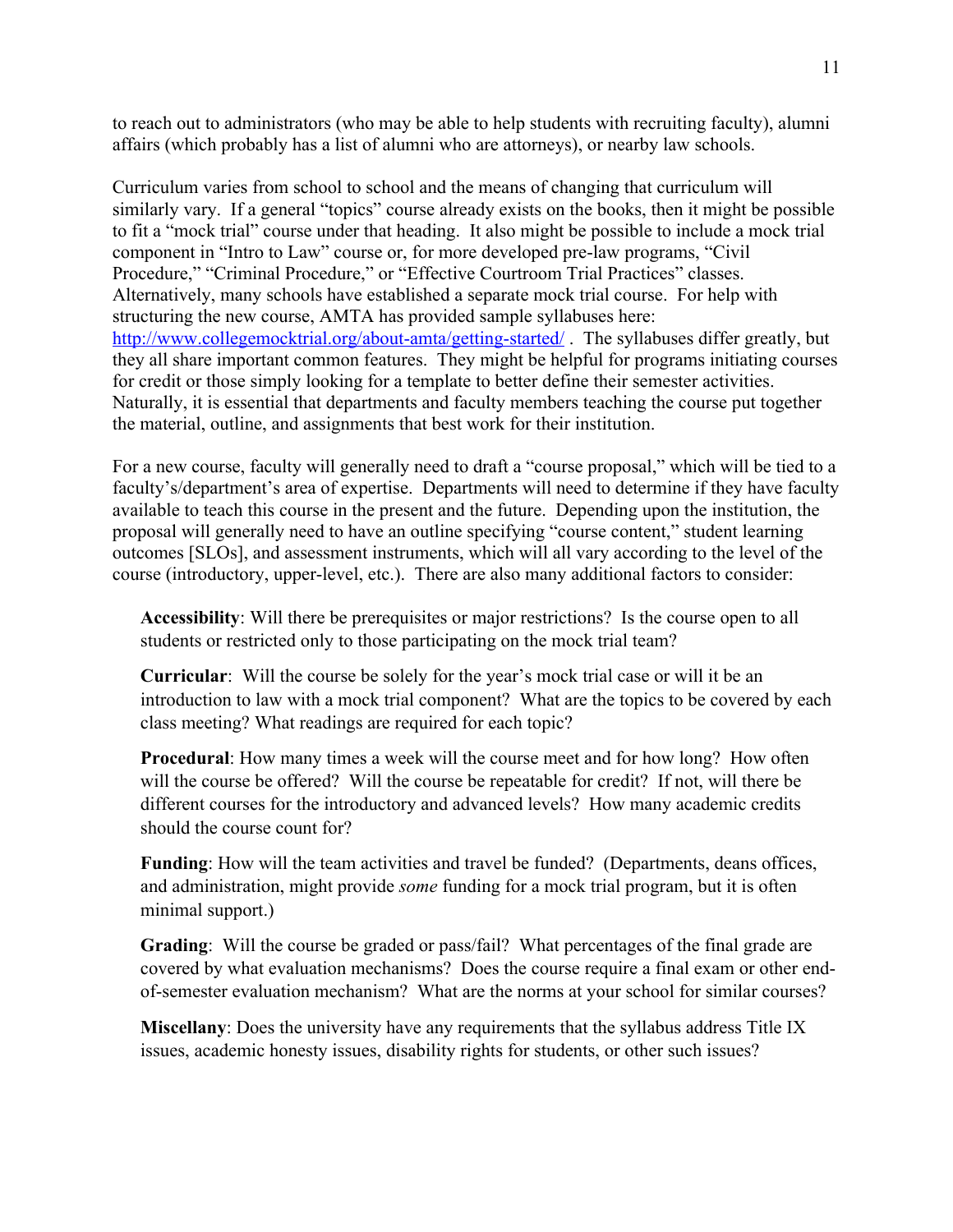to reach out to administrators (who may be able to help students with recruiting faculty), alumni affairs (which probably has a list of alumni who are attorneys), or nearby law schools.

Curriculum varies from school to school and the means of changing that curriculum will similarly vary. If a general "topics" course already exists on the books, then it might be possible to fit a "mock trial" course under that heading. It also might be possible to include a mock trial component in "Intro to Law" course or, for more developed pre-law programs, "Civil Procedure," "Criminal Procedure," or "Effective Courtroom Trial Practices" classes. Alternatively, many schools have established a separate mock trial course. For help with structuring the new course, AMTA has provided sample syllabuses here: [http://www.collegemocktrial.org/about-amta/getting-started/](http://www.collegemocktrial.org/about-amta/getting-started/) . The syllabuses differ greatly, but they all share important common features. They might be helpful for programs initiating courses for credit or those simply looking for a template to better define their semester activities. Naturally, it is essential that departments and faculty members teaching the course put together the material, outline, and assignments that best work for their institution.

For a new course, faculty will generally need to draft a "course proposal," which will be tied to a faculty's/department's area of expertise. Departments will need to determine if they have faculty available to teach this course in the present and the future. Depending upon the institution, the proposal will generally need to have an outline specifying "course content," student learning outcomes [SLOs], and assessment instruments, which will all vary according to the level of the course (introductory, upper-level, etc.). There are also many additional factors to consider:

**Accessibility**: Will there be prerequisites or major restrictions? Is the course open to all students or restricted only to those participating on the mock trial team?

**Curricular**: Will the course be solely for the year's mock trial case or will it be an introduction to law with a mock trial component? What are the topics to be covered by each class meeting? What readings are required for each topic?

**Procedural**: How many times a week will the course meet and for how long? How often will the course be offered? Will the course be repeatable for credit? If not, will there be different courses for the introductory and advanced levels? How many academic credits should the course count for?

**Funding**: How will the team activities and travel be funded? (Departments, deans offices, and administration, might provide *some* funding for a mock trial program, but it is often minimal support.)

**Grading**: Will the course be graded or pass/fail? What percentages of the final grade are covered by what evaluation mechanisms? Does the course require a final exam or other end-of-semester evaluation mechanism? What are the norms at your school for similar courses?

**Miscellany**: Does the university have any requirements that the syllabus address Title IX issues, academic honesty issues, disability rights for students, or other such issues?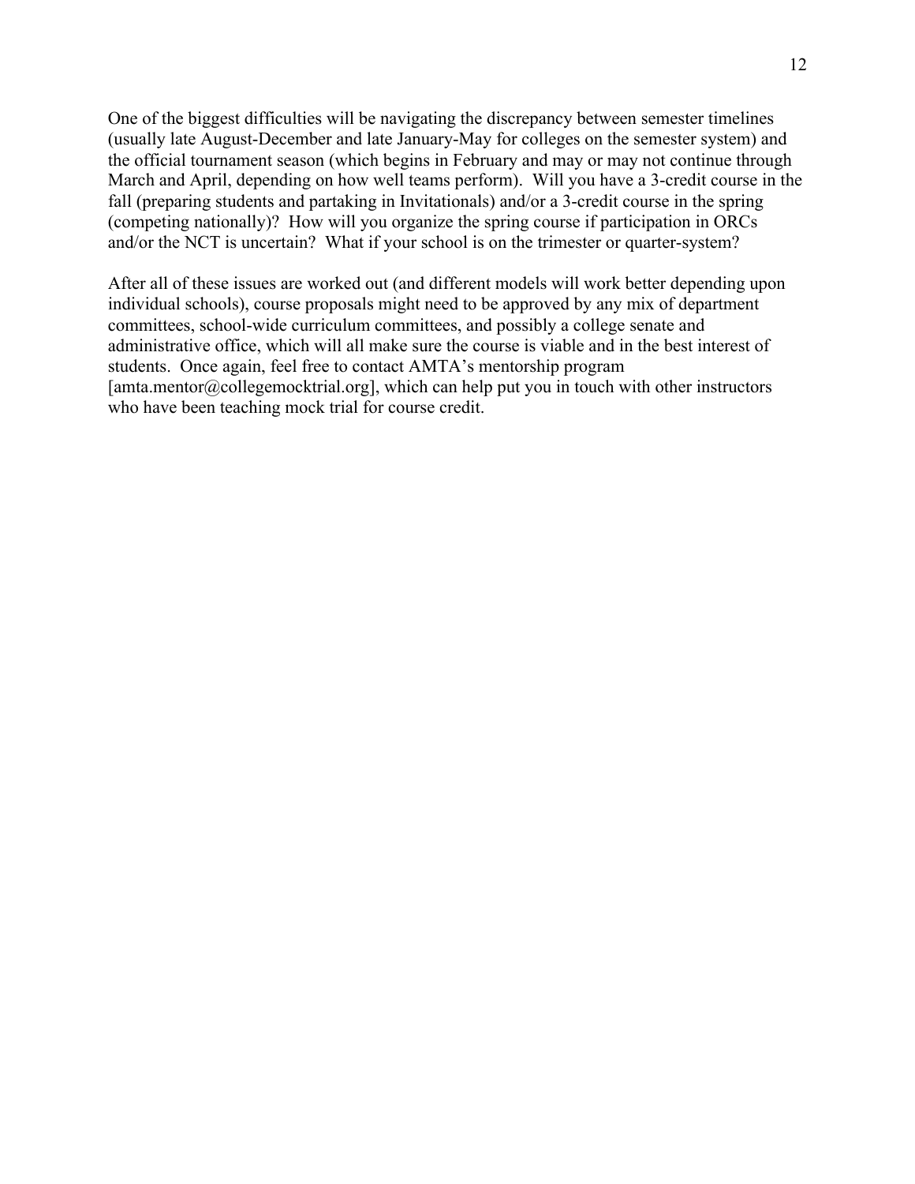One of the biggest difficulties will be navigating the discrepancy between semester timelines (usually late August-December and late January-May for colleges on the semester system) and the official tournament season (which begins in February and may or may not continue through March and April, depending on how well teams perform). Will you have a 3-credit course in the fall (preparing students and partaking in Invitationals) and/or a 3-credit course in the spring (competing nationally)? How will you organize the spring course if participation in ORCs and/or the NCT is uncertain? What if your school is on the trimester or quarter-system?

After all of these issues are worked out (and different models will work better depending upon individual schools), course proposals might need to be approved by any mix of department committees, school-wide curriculum committees, and possibly a college senate and administrative office, which will all make sure the course is viable and in the best interest of students. Once again, feel free to contact AMTA's mentorship program [amta.mentor@collegemocktrial.org], which can help put you in touch with other instructors who have been teaching mock trial for course credit.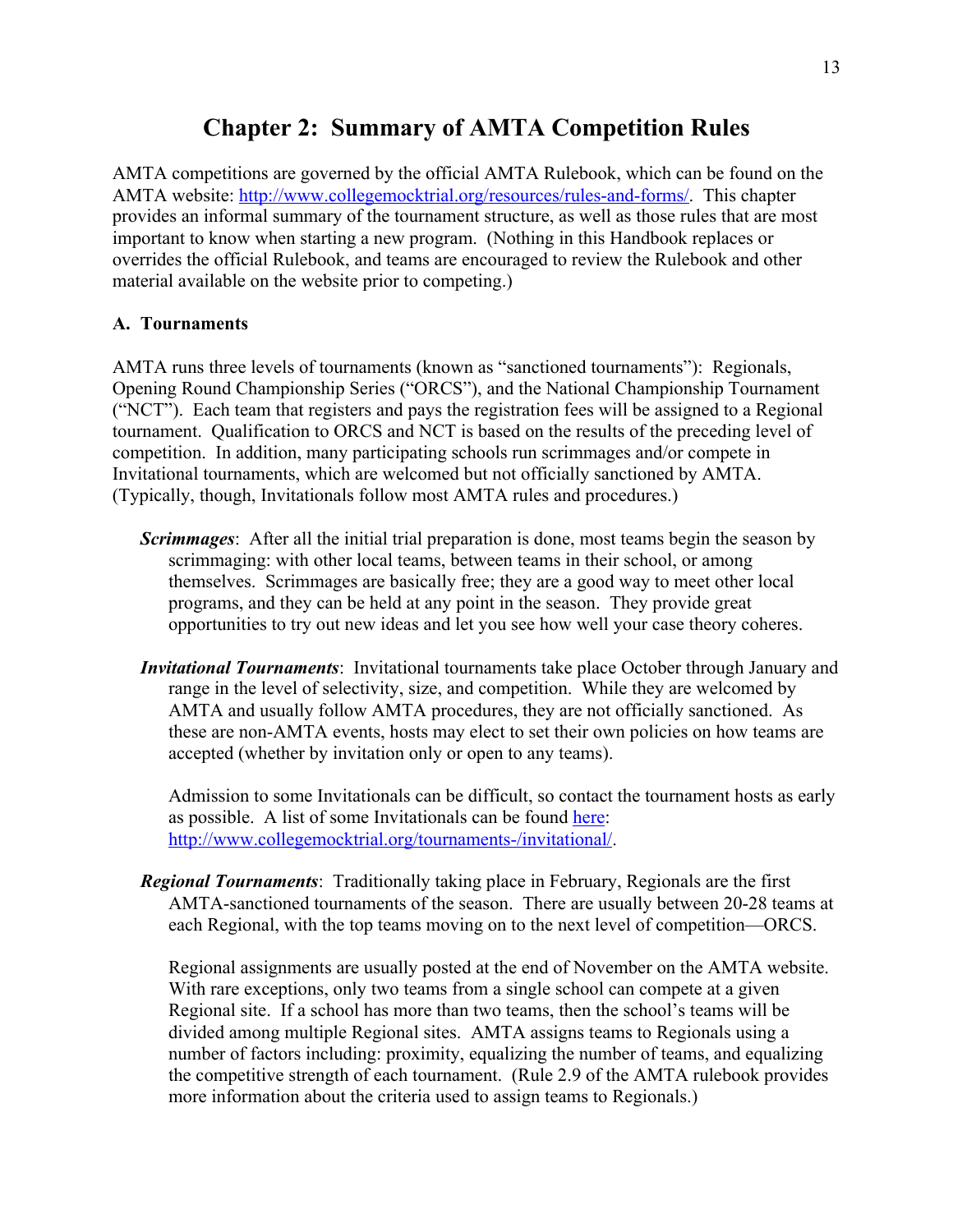# Chapter 2: Summary of AMTA Competition Rules

AMTA competitions are governed by the official AMTA Rulebook, which can be found on the AMTA website: [http://www.collegemocktrial.org/resources/rules-and-forms/](http://www.collegemocktrial.org/resources/rules-and-forms/). This chapter provides an informal summary of the tournament structure, as well as those rules that are most important to know when starting a new program. (Nothing in this Handbook replaces or overrides the official Rulebook, and teams are encouraged to review the Rulebook and other material available on the website prior to competing.)

## A. Tournaments

AMTA runs three levels of tournaments (known as "sanctioned tournaments"): Regionals, Opening Round Championship Series ("ORCS"), and the National Championship Tournament ("NCT"). Each team that registers and pays the registration fees will be assigned to a Regional tournament. Qualification to ORCS and NCT is based on the results of the preceding level of competition. In addition, many participating schools run scrimmages and/or compete in Invitational tournaments, which are welcomed but not officially sanctioned by AMTA. (Typically, though, Invitationals follow most AMTA rules and procedures.)

***Scrimmages***: After all the initial trial preparation is done, most teams begin the season by scrimmaging: with other local teams, between teams in their school, or among themselves. Scrimmages are basically free; they are a good way to meet other local programs, and they can be held at any point in the season. They provide great opportunities to try out new ideas and let you see how well your case theory coheres.

***Invitational Tournaments***: Invitational tournaments take place October through January and range in the level of selectivity, size, and competition. While they are welcomed by AMTA and usually follow AMTA procedures, they are not officially sanctioned. As these are non-AMTA events, hosts may elect to set their own policies on how teams are accepted (whether by invitation only or open to any teams).

Admission to some Invitationals can be difficult, so contact the tournament hosts as early as possible. A list of some Invitationals can be found here: [http://www.collegemocktrial.org/tournaments-/invitational/](http://www.collegemocktrial.org/tournaments-/invitational/).

***Regional Tournaments***: Traditionally taking place in February, Regionals are the first AMTA-sanctioned tournaments of the season. There are usually between 20-28 teams at each Regional, with the top teams moving on to the next level of competition—ORCS.

Regional assignments are usually posted at the end of November on the AMTA website. With rare exceptions, only two teams from a single school can compete at a given Regional site. If a school has more than two teams, then the school's teams will be divided among multiple Regional sites. AMTA assigns teams to Regionals using a number of factors including: proximity, equalizing the number of teams, and equalizing the competitive strength of each tournament. (Rule 2.9 of the AMTA rulebook provides more information about the criteria used to assign teams to Regionals.)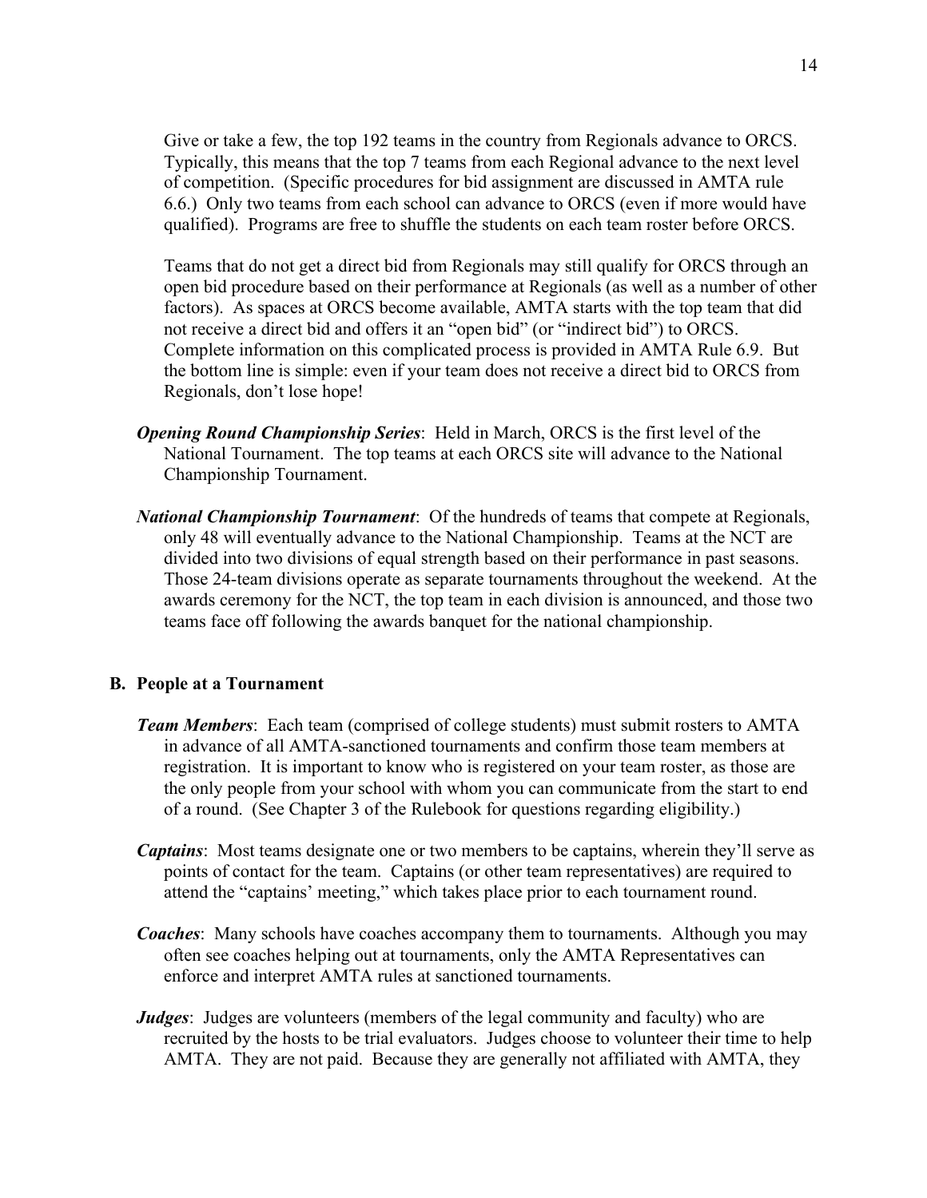Give or take a few, the top 192 teams in the country from Regionals advance to ORCS. Typically, this means that the top 7 teams from each Regional advance to the next level of competition. (Specific procedures for bid assignment are discussed in AMTA rule 6.6.) Only two teams from each school can advance to ORCS (even if more would have qualified). Programs are free to shuffle the students on each team roster before ORCS.

Teams that do not get a direct bid from Regionals may still qualify for ORCS through an open bid procedure based on their performance at Regionals (as well as a number of other factors). As spaces at ORCS become available, AMTA starts with the top team that did not receive a direct bid and offers it an "open bid" (or "indirect bid") to ORCS. Complete information on this complicated process is provided in AMTA Rule 6.9. But the bottom line is simple: even if your team does not receive a direct bid to ORCS from Regionals, don't lose hope!

***Opening Round Championship Series***: Held in March, ORCS is the first level of the National Tournament. The top teams at each ORCS site will advance to the National Championship Tournament.

***National Championship Tournament***: Of the hundreds of teams that compete at Regionals, only 48 will eventually advance to the National Championship. Teams at the NCT are divided into two divisions of equal strength based on their performance in past seasons. Those 24-team divisions operate as separate tournaments throughout the weekend. At the awards ceremony for the NCT, the top team in each division is announced, and those two teams face off following the awards banquet for the national championship.

## B. People at a Tournament

***Team Members***: Each team (comprised of college students) must submit rosters to AMTA in advance of all AMTA-sanctioned tournaments and confirm those team members at registration. It is important to know who is registered on your team roster, as those are the only people from your school with whom you can communicate from the start to end of a round. (See Chapter 3 of the Rulebook for questions regarding eligibility.)

***Captains***: Most teams designate one or two members to be captains, wherein they'll serve as points of contact for the team. Captains (or other team representatives) are required to attend the "captains' meeting," which takes place prior to each tournament round.

***Coaches***: Many schools have coaches accompany them to tournaments. Although you may often see coaches helping out at tournaments, only the AMTA Representatives can enforce and interpret AMTA rules at sanctioned tournaments.

***Judges***: Judges are volunteers (members of the legal community and faculty) who are recruited by the hosts to be trial evaluators. Judges choose to volunteer their time to help AMTA. They are not paid. Because they are generally not affiliated with AMTA, they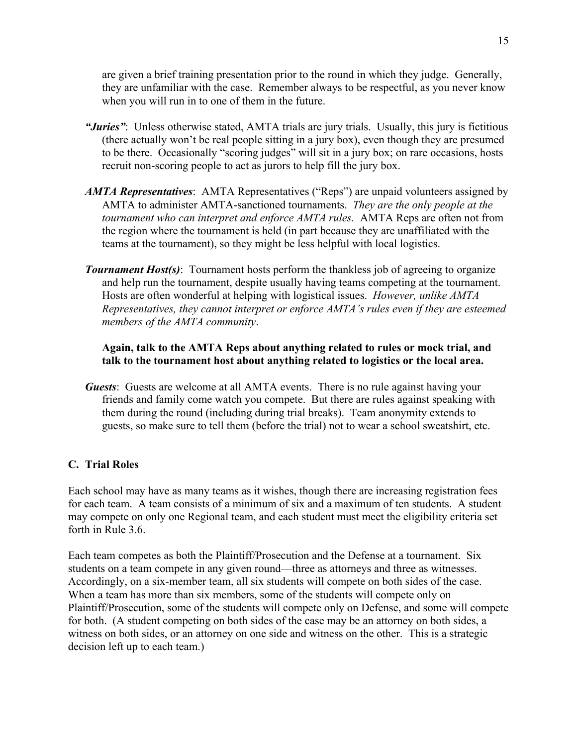are given a brief training presentation prior to the round in which they judge. Generally, they are unfamiliar with the case. Remember always to be respectful, as you never know when you will run in to one of them in the future.

***"Juries"***: Unless otherwise stated, AMTA trials are jury trials. Usually, this jury is fictitious (there actually won't be real people sitting in a jury box), even though they are presumed to be there. Occasionally "scoring judges" will sit in a jury box; on rare occasions, hosts recruit non-scoring people to act as jurors to help fill the jury box.

***AMTA Representatives***: AMTA Representatives ("Reps") are unpaid volunteers assigned by AMTA to administer AMTA-sanctioned tournaments. *They are the only people at the tournament who can interpret and enforce AMTA rules.* AMTA Reps are often not from the region where the tournament is held (in part because they are unaffiliated with the teams at the tournament), so they might be less helpful with local logistics.

***Tournament Host(s)***: Tournament hosts perform the thankless job of agreeing to organize and help run the tournament, despite usually having teams competing at the tournament. Hosts are often wonderful at helping with logistical issues. *However, unlike AMTA Representatives, they cannot interpret or enforce AMTA's rules even if they are esteemed members of the AMTA community*.

**Again, talk to the AMTA Reps about anything related to rules or mock trial, and talk to the tournament host about anything related to logistics or the local area.**

***Guests***: Guests are welcome at all AMTA events. There is no rule against having your friends and family come watch you compete. But there are rules against speaking with them during the round (including during trial breaks). Team anonymity extends to guests, so make sure to tell them (before the trial) not to wear a school sweatshirt, etc.

### C. Trial Roles

Each school may have as many teams as it wishes, though there are increasing registration fees for each team. A team consists of a minimum of six and a maximum of ten students. A student may compete on only one Regional team, and each student must meet the eligibility criteria set forth in Rule 3.6.

Each team competes as both the Plaintiff/Prosecution and the Defense at a tournament. Six students on a team compete in any given round—three as attorneys and three as witnesses. Accordingly, on a six-member team, all six students will compete on both sides of the case. When a team has more than six members, some of the students will compete only on Plaintiff/Prosecution, some of the students will compete only on Defense, and some will compete for both. (A student competing on both sides of the case may be an attorney on both sides, a witness on both sides, or an attorney on one side and witness on the other. This is a strategic decision left up to each team.)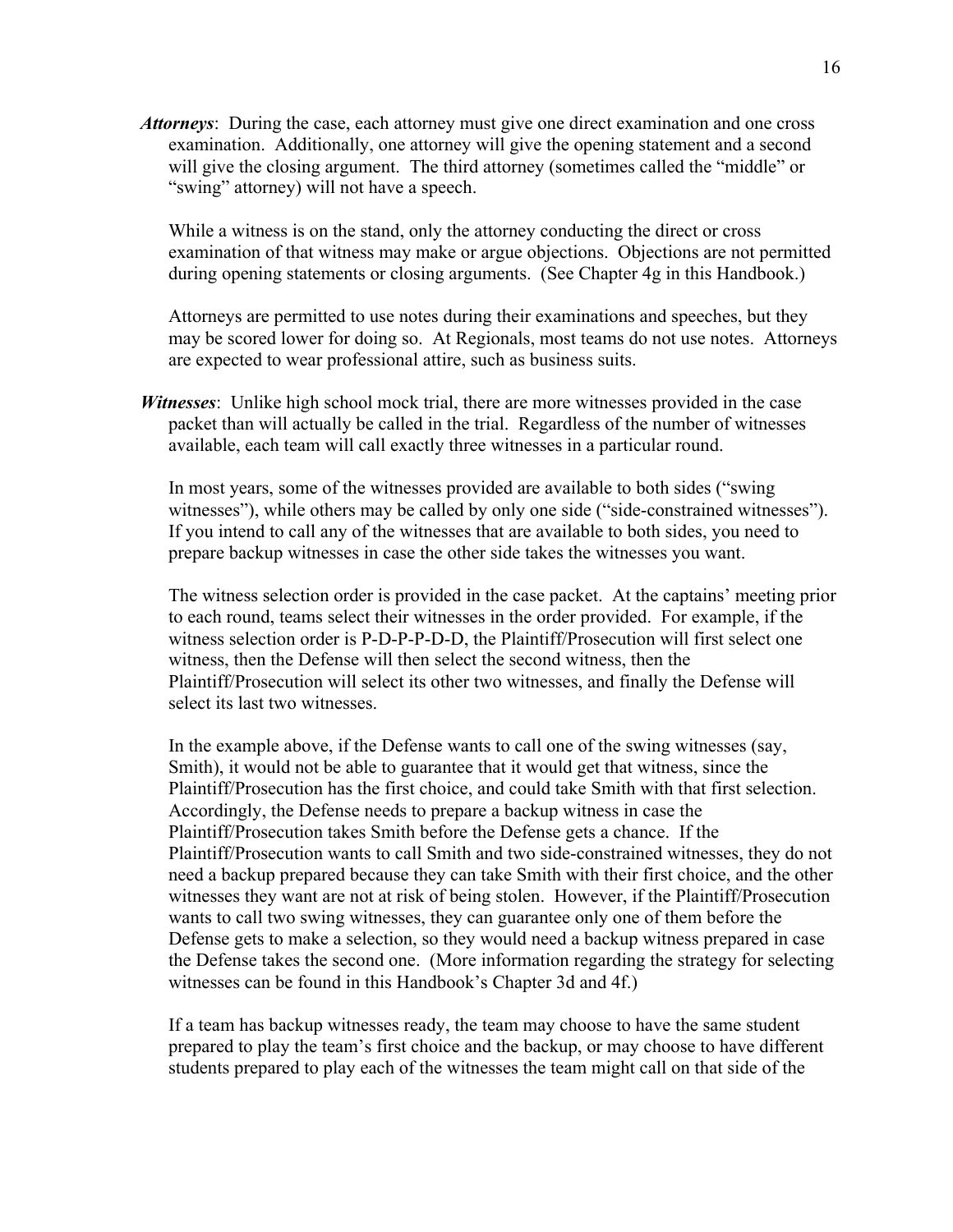***Attorneys***: During the case, each attorney must give one direct examination and one cross examination. Additionally, one attorney will give the opening statement and a second will give the closing argument. The third attorney (sometimes called the "middle" or "swing" attorney) will not have a speech.

While a witness is on the stand, only the attorney conducting the direct or cross examination of that witness may make or argue objections. Objections are not permitted during opening statements or closing arguments. (See Chapter 4g in this Handbook.)

Attorneys are permitted to use notes during their examinations and speeches, but they may be scored lower for doing so. At Regionals, most teams do not use notes. Attorneys are expected to wear professional attire, such as business suits.

***Witnesses***: Unlike high school mock trial, there are more witnesses provided in the case packet than will actually be called in the trial. Regardless of the number of witnesses available, each team will call exactly three witnesses in a particular round.

In most years, some of the witnesses provided are available to both sides ("swing witnesses"), while others may be called by only one side ("side-constrained witnesses"). If you intend to call any of the witnesses that are available to both sides, you need to prepare backup witnesses in case the other side takes the witnesses you want.

The witness selection order is provided in the case packet. At the captains' meeting prior to each round, teams select their witnesses in the order provided. For example, if the witness selection order is P-D-P-P-D-D, the Plaintiff/Prosecution will first select one witness, then the Defense will then select the second witness, then the Plaintiff/Prosecution will select its other two witnesses, and finally the Defense will select its last two witnesses.

In the example above, if the Defense wants to call one of the swing witnesses (say, Smith), it would not be able to guarantee that it would get that witness, since the Plaintiff/Prosecution has the first choice, and could take Smith with that first selection. Accordingly, the Defense needs to prepare a backup witness in case the Plaintiff/Prosecution takes Smith before the Defense gets a chance. If the Plaintiff/Prosecution wants to call Smith and two side-constrained witnesses, they do not need a backup prepared because they can take Smith with their first choice, and the other witnesses they want are not at risk of being stolen. However, if the Plaintiff/Prosecution wants to call two swing witnesses, they can guarantee only one of them before the Defense gets to make a selection, so they would need a backup witness prepared in case the Defense takes the second one. (More information regarding the strategy for selecting witnesses can be found in this Handbook's Chapter 3d and 4f.)

If a team has backup witnesses ready, the team may choose to have the same student prepared to play the team's first choice and the backup, or may choose to have different students prepared to play each of the witnesses the team might call on that side of the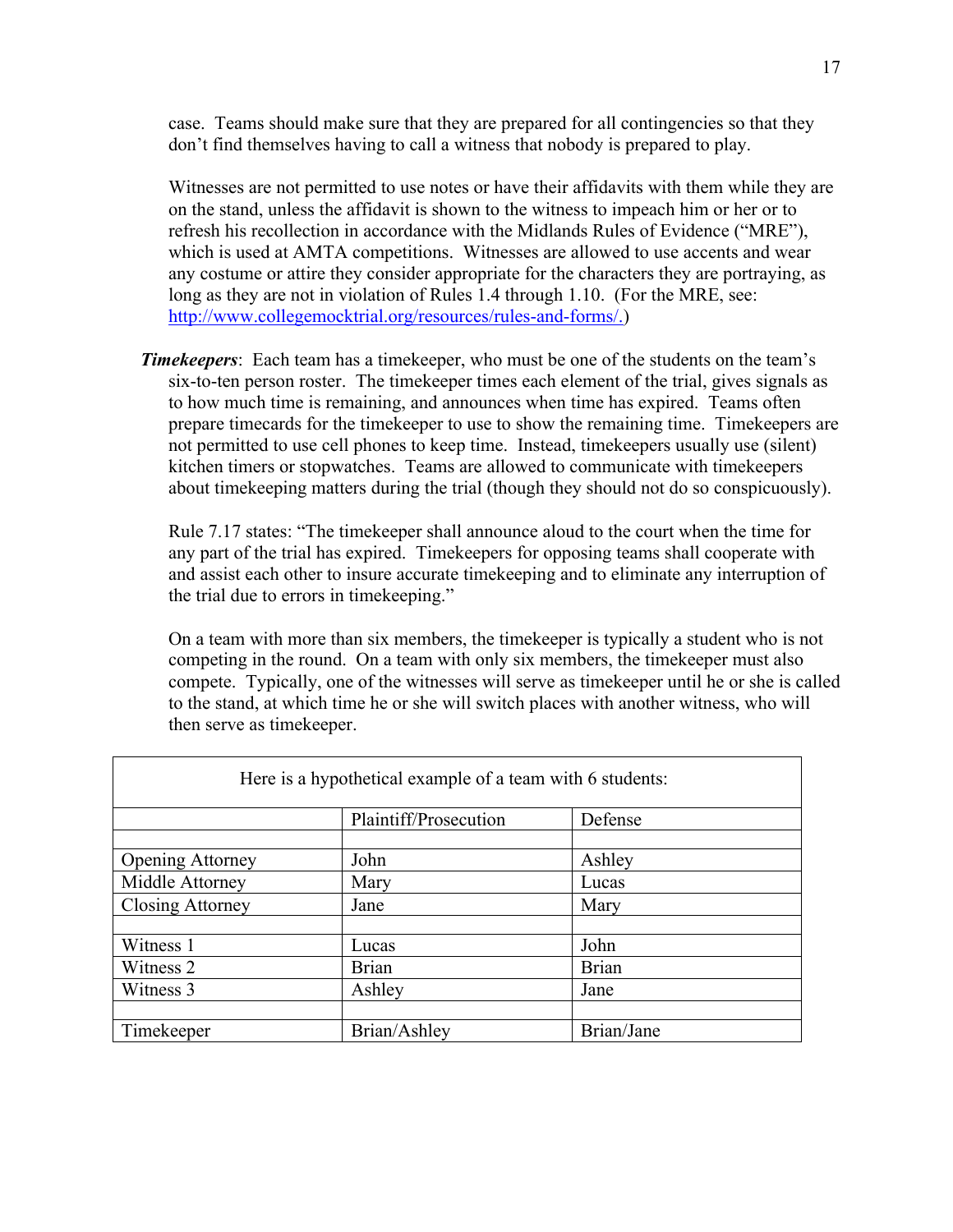case. Teams should make sure that they are prepared for all contingencies so that they don't find themselves having to call a witness that nobody is prepared to play.

Witnesses are not permitted to use notes or have their affidavits with them while they are on the stand, unless the affidavit is shown to the witness to impeach him or her or to refresh his recollection in accordance with the Midlands Rules of Evidence ("MRE"), which is used at AMTA competitions. Witnesses are allowed to use accents and wear any costume or attire they consider appropriate for the characters they are portraying, as long as they are not in violation of Rules 1.4 through 1.10. (For the MRE, see: http://www.collegemocktrial.org/resources/rules-and-forms/.)

***Timekeepers***: Each team has a timekeeper, who must be one of the students on the team's six-to-ten person roster. The timekeeper times each element of the trial, gives signals as to how much time is remaining, and announces when time has expired. Teams often prepare timecards for the timekeeper to use to show the remaining time. Timekeepers are not permitted to use cell phones to keep time. Instead, timekeepers usually use (silent) kitchen timers or stopwatches. Teams are allowed to communicate with timekeepers about timekeeping matters during the trial (though they should not do so conspicuously).

Rule 7.17 states: "The timekeeper shall announce aloud to the court when the time for any part of the trial has expired. Timekeepers for opposing teams shall cooperate with and assist each other to insure accurate timekeeping and to eliminate any interruption of the trial due to errors in timekeeping."

On a team with more than six members, the timekeeper is typically a student who is not competing in the round. On a team with only six members, the timekeeper must also compete. Typically, one of the witnesses will serve as timekeeper until he or she is called to the stand, at which time he or she will switch places with another witness, who will then serve as timekeeper.

Here is a hypothetical example of a team with 6 students:

| | Plaintiff/Prosecution | Defense |
|---|---|---|
| | | |
| Opening Attorney | John | Ashley |
| Middle Attorney | Mary | Lucas |
| Closing Attorney | Jane | Mary |
| | | |
| Witness 1 | Lucas | John |
| Witness 2 | Brian | Brian |
| Witness 3 | Ashley | Jane |
| | | |
| Timekeeper | Brian/Ashley | Brian/Jane |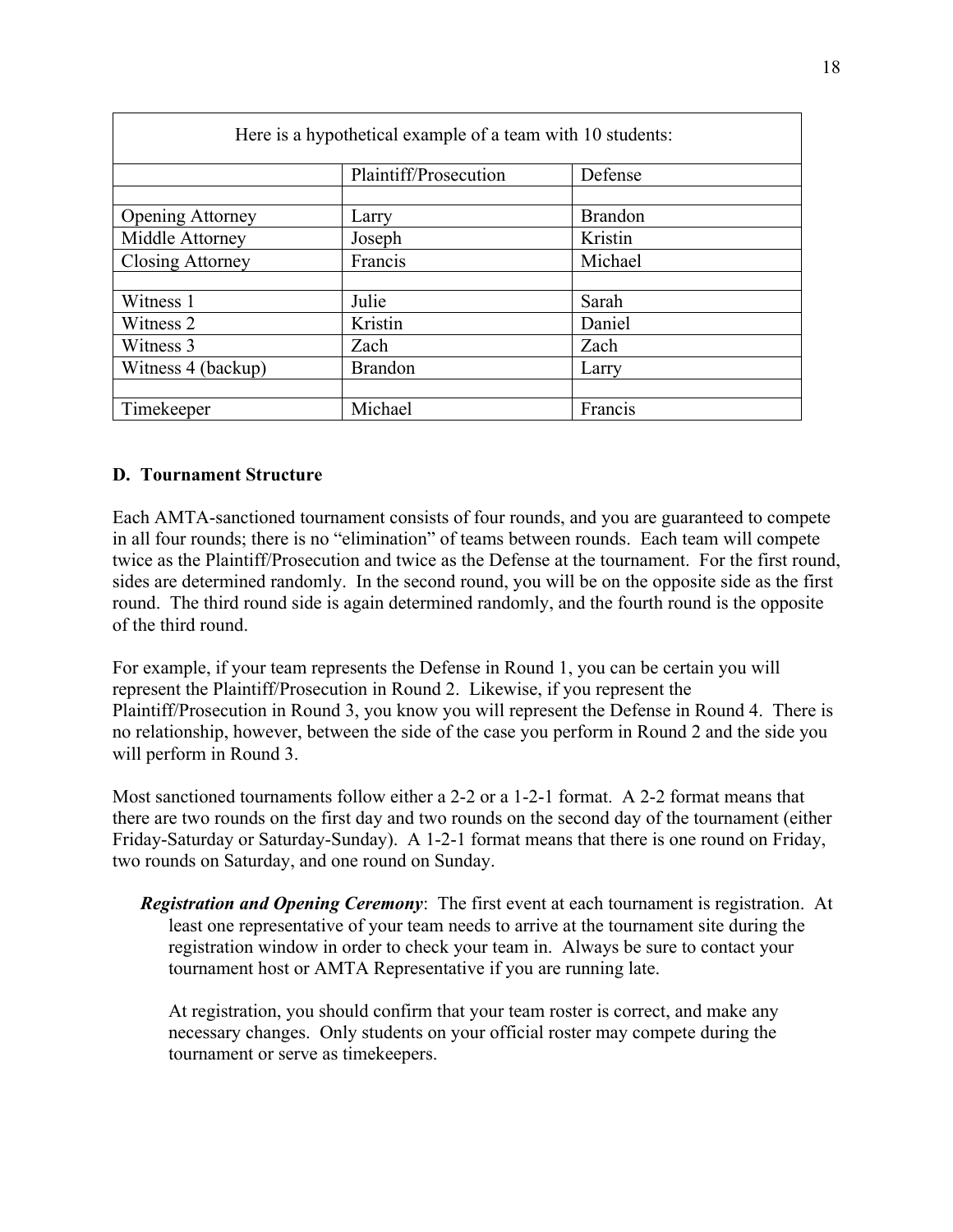| Here is a hypothetical example of a team with 10 students: | | |
|---|---|---|
| | Plaintiff/Prosecution | Defense |
| | | |
| Opening Attorney | Larry | Brandon |
| Middle Attorney | Joseph | Kristin |
| Closing Attorney | Francis | Michael |
| | | |
| Witness 1 | Julie | Sarah |
| Witness 2 | Kristin | Daniel |
| Witness 3 | Zach | Zach |
| Witness 4 (backup) | Brandon | Larry |
| | | |
| Timekeeper | Michael | Francis |

### D. Tournament Structure

Each AMTA-sanctioned tournament consists of four rounds, and you are guaranteed to compete in all four rounds; there is no "elimination" of teams between rounds. Each team will compete twice as the Plaintiff/Prosecution and twice as the Defense at the tournament. For the first round, sides are determined randomly. In the second round, you will be on the opposite side as the first round. The third round side is again determined randomly, and the fourth round is the opposite of the third round.

For example, if your team represents the Defense in Round 1, you can be certain you will represent the Plaintiff/Prosecution in Round 2. Likewise, if you represent the Plaintiff/Prosecution in Round 3, you know you will represent the Defense in Round 4. There is no relationship, however, between the side of the case you perform in Round 2 and the side you will perform in Round 3.

Most sanctioned tournaments follow either a 2-2 or a 1-2-1 format. A 2-2 format means that there are two rounds on the first day and two rounds on the second day of the tournament (either Friday-Saturday or Saturday-Sunday). A 1-2-1 format means that there is one round on Friday, two rounds on Saturday, and one round on Sunday.

***Registration and Opening Ceremony***: The first event at each tournament is registration. At least one representative of your team needs to arrive at the tournament site during the registration window in order to check your team in. Always be sure to contact your tournament host or AMTA Representative if you are running late.

At registration, you should confirm that your team roster is correct, and make any necessary changes. Only students on your official roster may compete during the tournament or serve as timekeepers.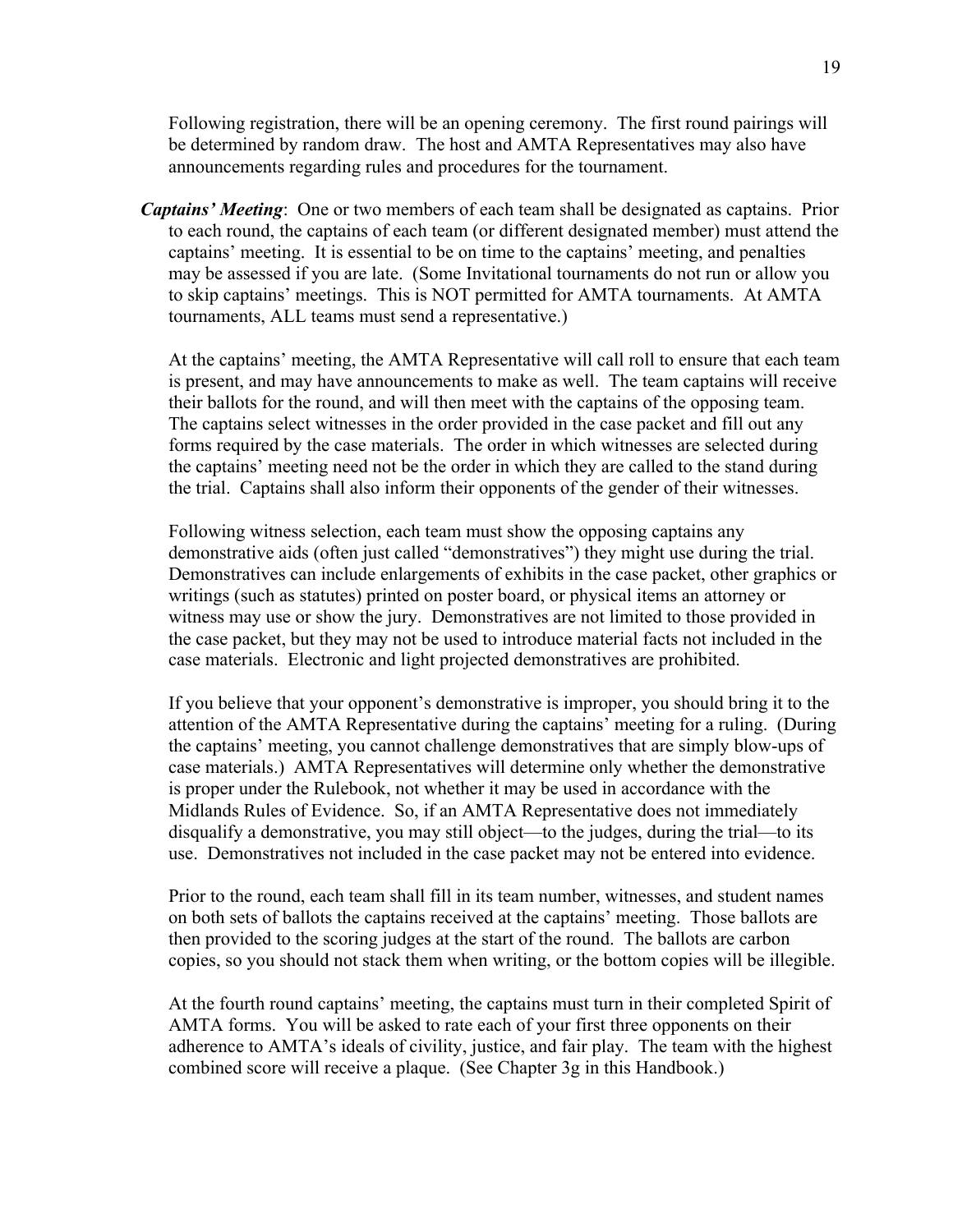Following registration, there will be an opening ceremony. The first round pairings will be determined by random draw. The host and AMTA Representatives may also have announcements regarding rules and procedures for the tournament.

***Captains' Meeting***: One or two members of each team shall be designated as captains. Prior to each round, the captains of each team (or different designated member) must attend the captains' meeting. It is essential to be on time to the captains' meeting, and penalties may be assessed if you are late. (Some Invitational tournaments do not run or allow you to skip captains' meetings. This is NOT permitted for AMTA tournaments. At AMTA tournaments, ALL teams must send a representative.)

At the captains' meeting, the AMTA Representative will call roll to ensure that each team is present, and may have announcements to make as well. The team captains will receive their ballots for the round, and will then meet with the captains of the opposing team. The captains select witnesses in the order provided in the case packet and fill out any forms required by the case materials. The order in which witnesses are selected during the captains' meeting need not be the order in which they are called to the stand during the trial. Captains shall also inform their opponents of the gender of their witnesses.

Following witness selection, each team must show the opposing captains any demonstrative aids (often just called "demonstratives") they might use during the trial. Demonstratives can include enlargements of exhibits in the case packet, other graphics or writings (such as statutes) printed on poster board, or physical items an attorney or witness may use or show the jury. Demonstratives are not limited to those provided in the case packet, but they may not be used to introduce material facts not included in the case materials. Electronic and light projected demonstratives are prohibited.

If you believe that your opponent's demonstrative is improper, you should bring it to the attention of the AMTA Representative during the captains' meeting for a ruling. (During the captains' meeting, you cannot challenge demonstratives that are simply blow-ups of case materials.) AMTA Representatives will determine only whether the demonstrative is proper under the Rulebook, not whether it may be used in accordance with the Midlands Rules of Evidence. So, if an AMTA Representative does not immediately disqualify a demonstrative, you may still object—to the judges, during the trial—to its use. Demonstratives not included in the case packet may not be entered into evidence.

Prior to the round, each team shall fill in its team number, witnesses, and student names on both sets of ballots the captains received at the captains' meeting. Those ballots are then provided to the scoring judges at the start of the round. The ballots are carbon copies, so you should not stack them when writing, or the bottom copies will be illegible.

At the fourth round captains' meeting, the captains must turn in their completed Spirit of AMTA forms. You will be asked to rate each of your first three opponents on their adherence to AMTA's ideals of civility, justice, and fair play. The team with the highest combined score will receive a plaque. (See Chapter 3g in this Handbook.)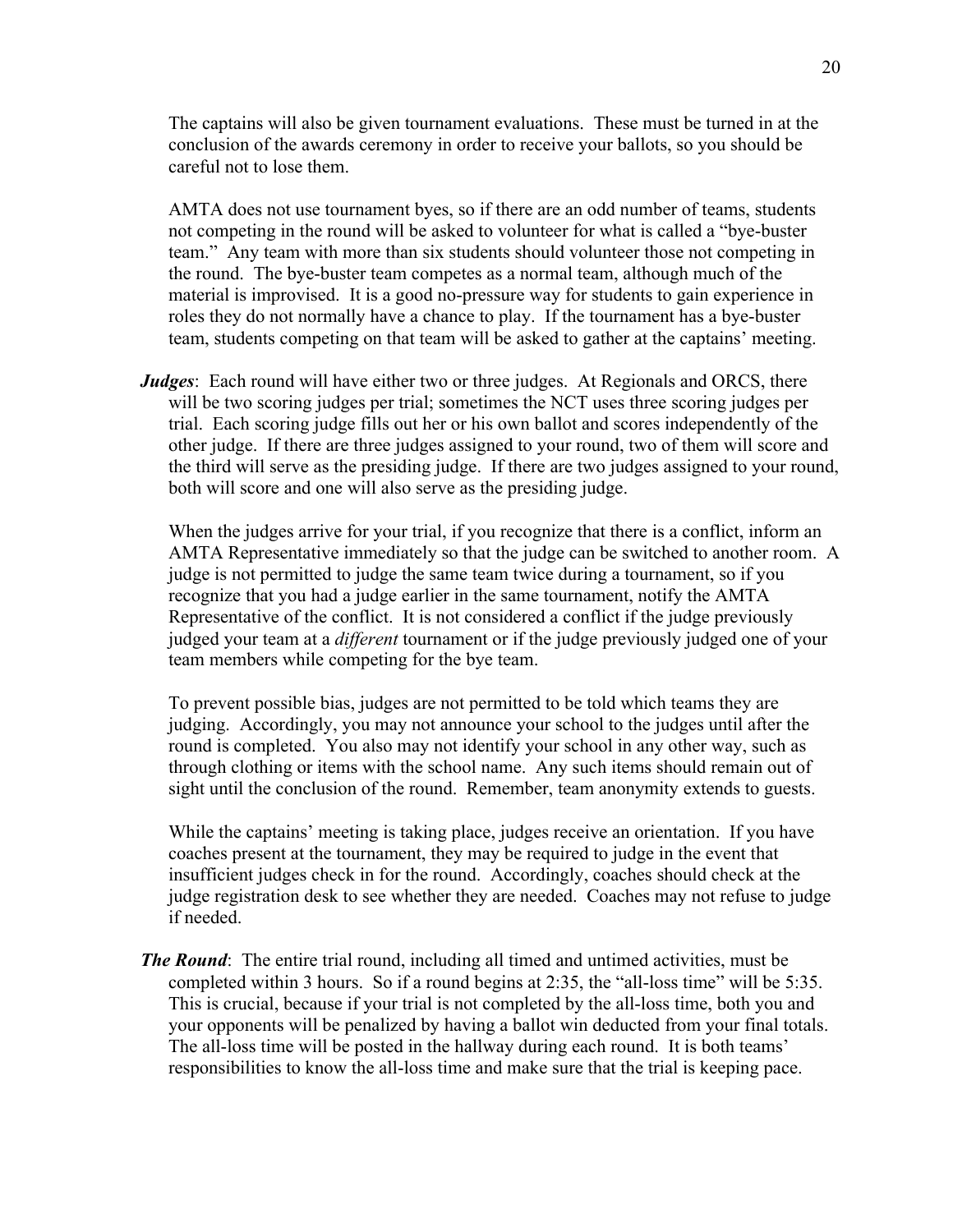The captains will also be given tournament evaluations. These must be turned in at the conclusion of the awards ceremony in order to receive your ballots, so you should be careful not to lose them.

AMTA does not use tournament byes, so if there are an odd number of teams, students not competing in the round will be asked to volunteer for what is called a "bye-buster team." Any team with more than six students should volunteer those not competing in the round. The bye-buster team competes as a normal team, although much of the material is improvised. It is a good no-pressure way for students to gain experience in roles they do not normally have a chance to play. If the tournament has a bye-buster team, students competing on that team will be asked to gather at the captains' meeting.

***Judges***: Each round will have either two or three judges. At Regionals and ORCS, there will be two scoring judges per trial; sometimes the NCT uses three scoring judges per trial. Each scoring judge fills out her or his own ballot and scores independently of the other judge. If there are three judges assigned to your round, two of them will score and the third will serve as the presiding judge. If there are two judges assigned to your round, both will score and one will also serve as the presiding judge.

When the judges arrive for your trial, if you recognize that there is a conflict, inform an AMTA Representative immediately so that the judge can be switched to another room. A judge is not permitted to judge the same team twice during a tournament, so if you recognize that you had a judge earlier in the same tournament, notify the AMTA Representative of the conflict. It is not considered a conflict if the judge previously judged your team at a *different* tournament or if the judge previously judged one of your team members while competing for the bye team.

To prevent possible bias, judges are not permitted to be told which teams they are judging. Accordingly, you may not announce your school to the judges until after the round is completed. You also may not identify your school in any other way, such as through clothing or items with the school name. Any such items should remain out of sight until the conclusion of the round. Remember, team anonymity extends to guests.

While the captains' meeting is taking place, judges receive an orientation. If you have coaches present at the tournament, they may be required to judge in the event that insufficient judges check in for the round. Accordingly, coaches should check at the judge registration desk to see whether they are needed. Coaches may not refuse to judge if needed.

***The Round***: The entire trial round, including all timed and untimed activities, must be completed within 3 hours. So if a round begins at 2:35, the "all-loss time" will be 5:35. This is crucial, because if your trial is not completed by the all-loss time, both you and your opponents will be penalized by having a ballot win deducted from your final totals. The all-loss time will be posted in the hallway during each round. It is both teams' responsibilities to know the all-loss time and make sure that the trial is keeping pace.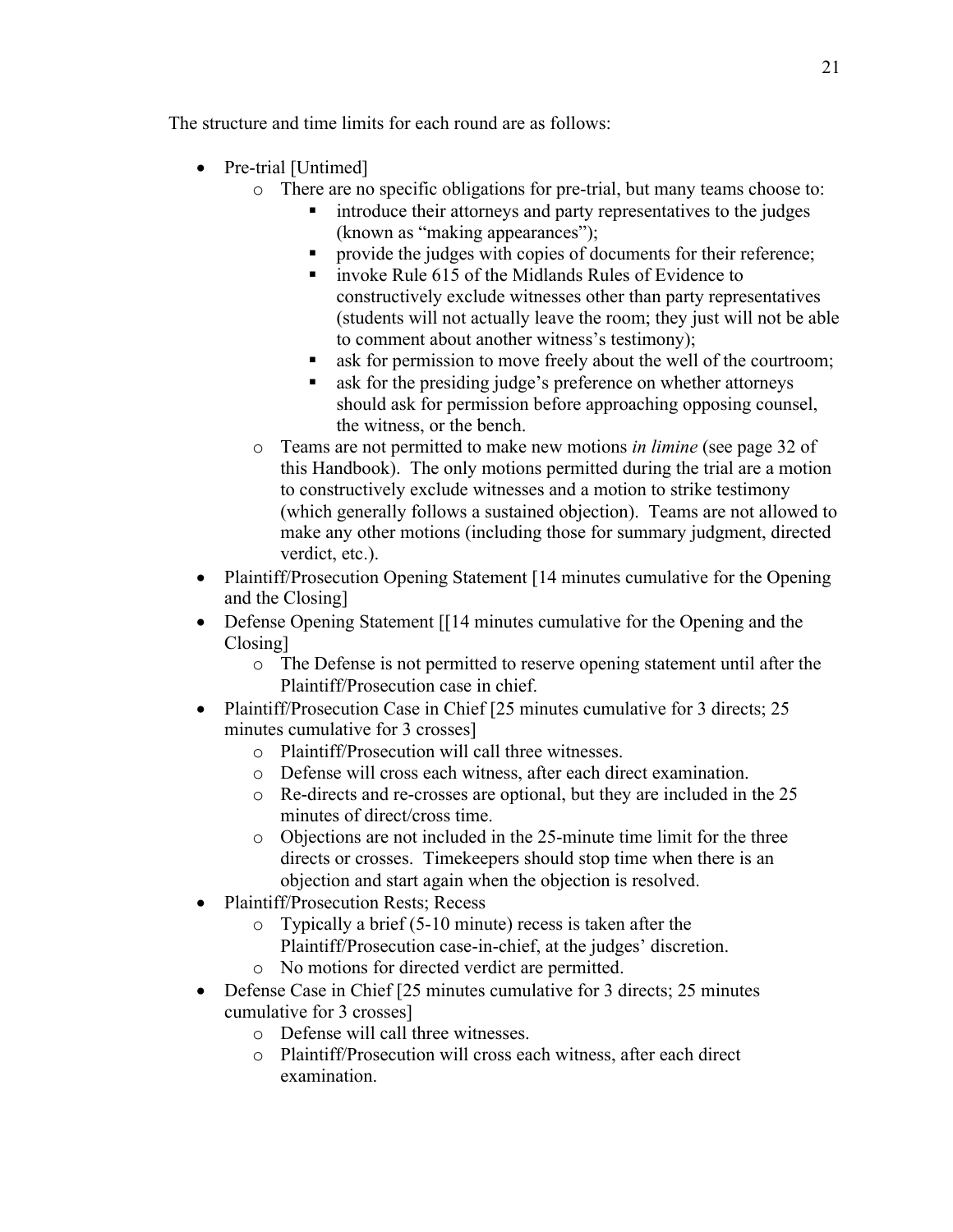The structure and time limits for each round are as follows:

- Pre-trial [Untimed]
    - There are no specific obligations for pre-trial, but many teams choose to:
        - introduce their attorneys and party representatives to the judges (known as "making appearances");
        - provide the judges with copies of documents for their reference;
        - invoke Rule 615 of the Midlands Rules of Evidence to constructively exclude witnesses other than party representatives (students will not actually leave the room; they just will not be able to comment about another witness's testimony);
        - ask for permission to move freely about the well of the courtroom;
        - ask for the presiding judge's preference on whether attorneys should ask for permission before approaching opposing counsel, the witness, or the bench.
    - Teams are not permitted to make new motions *in limine* (see page 32 of this Handbook). The only motions permitted during the trial are a motion to constructively exclude witnesses and a motion to strike testimony (which generally follows a sustained objection). Teams are not allowed to make any other motions (including those for summary judgment, directed verdict, etc.).
- Plaintiff/Prosecution Opening Statement [14 minutes cumulative for the Opening and the Closing]
- Defense Opening Statement [[14 minutes cumulative for the Opening and the Closing]
    - The Defense is not permitted to reserve opening statement until after the Plaintiff/Prosecution case in chief.
- Plaintiff/Prosecution Case in Chief [25 minutes cumulative for 3 directs; 25 minutes cumulative for 3 crosses]
    - Plaintiff/Prosecution will call three witnesses.
    - Defense will cross each witness, after each direct examination.
    - Re-directs and re-crosses are optional, but they are included in the 25 minutes of direct/cross time.
    - Objections are not included in the 25-minute time limit for the three directs or crosses. Timekeepers should stop time when there is an objection and start again when the objection is resolved.
- Plaintiff/Prosecution Rests; Recess
    - Typically a brief (5-10 minute) recess is taken after the Plaintiff/Prosecution case-in-chief, at the judges' discretion.
    - No motions for directed verdict are permitted.
- Defense Case in Chief [25 minutes cumulative for 3 directs; 25 minutes cumulative for 3 crosses]
    - Defense will call three witnesses.
    - Plaintiff/Prosecution will cross each witness, after each direct examination.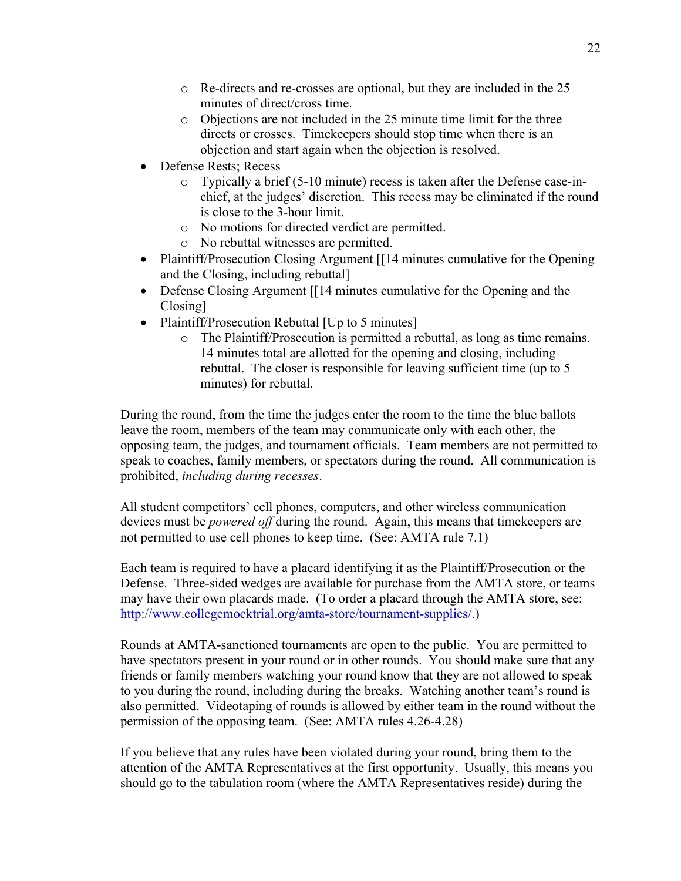- Re-directs and re-crosses are optional, but they are included in the 25 minutes of direct/cross time.
  - Objections are not included in the 25 minute time limit for the three directs or crosses. Timekeepers should stop time when there is an objection and start again when the objection is resolved.
- Defense Rests; Recess
  - Typically a brief (5-10 minute) recess is taken after the Defense case-in-chief, at the judges' discretion. This recess may be eliminated if the round is close to the 3-hour limit.
  - No motions for directed verdict are permitted.
  - No rebuttal witnesses are permitted.
- Plaintiff/Prosecution Closing Argument [[14 minutes cumulative for the Opening and the Closing, including rebuttal]
- Defense Closing Argument [[14 minutes cumulative for the Opening and the Closing]
- Plaintiff/Prosecution Rebuttal [Up to 5 minutes]
  - The Plaintiff/Prosecution is permitted a rebuttal, as long as time remains. 14 minutes total are allotted for the opening and closing, including rebuttal. The closer is responsible for leaving sufficient time (up to 5 minutes) for rebuttal.

During the round, from the time the judges enter the room to the time the blue ballots leave the room, members of the team may communicate only with each other, the opposing team, the judges, and tournament officials. Team members are not permitted to speak to coaches, family members, or spectators during the round. All communication is prohibited, *including during recesses*.

All student competitors' cell phones, computers, and other wireless communication devices must be *powered off* during the round. Again, this means that timekeepers are not permitted to use cell phones to keep time. (See: AMTA rule 7.1)

Each team is required to have a placard identifying it as the Plaintiff/Prosecution or the Defense. Three-sided wedges are available for purchase from the AMTA store, or teams may have their own placards made. (To order a placard through the AMTA store, see: [http://www.collegemocktrial.org/amta-store/tournament-supplies/](http://www.collegemocktrial.org/amta-store/tournament-supplies/).)

Rounds at AMTA-sanctioned tournaments are open to the public. You are permitted to have spectators present in your round or in other rounds. You should make sure that any friends or family members watching your round know that they are not allowed to speak to you during the round, including during the breaks. Watching another team's round is also permitted. Videotaping of rounds is allowed by either team in the round without the permission of the opposing team. (See: AMTA rules 4.26-4.28)

If you believe that any rules have been violated during your round, bring them to the attention of the AMTA Representatives at the first opportunity. Usually, this means you should go to the tabulation room (where the AMTA Representatives reside) during the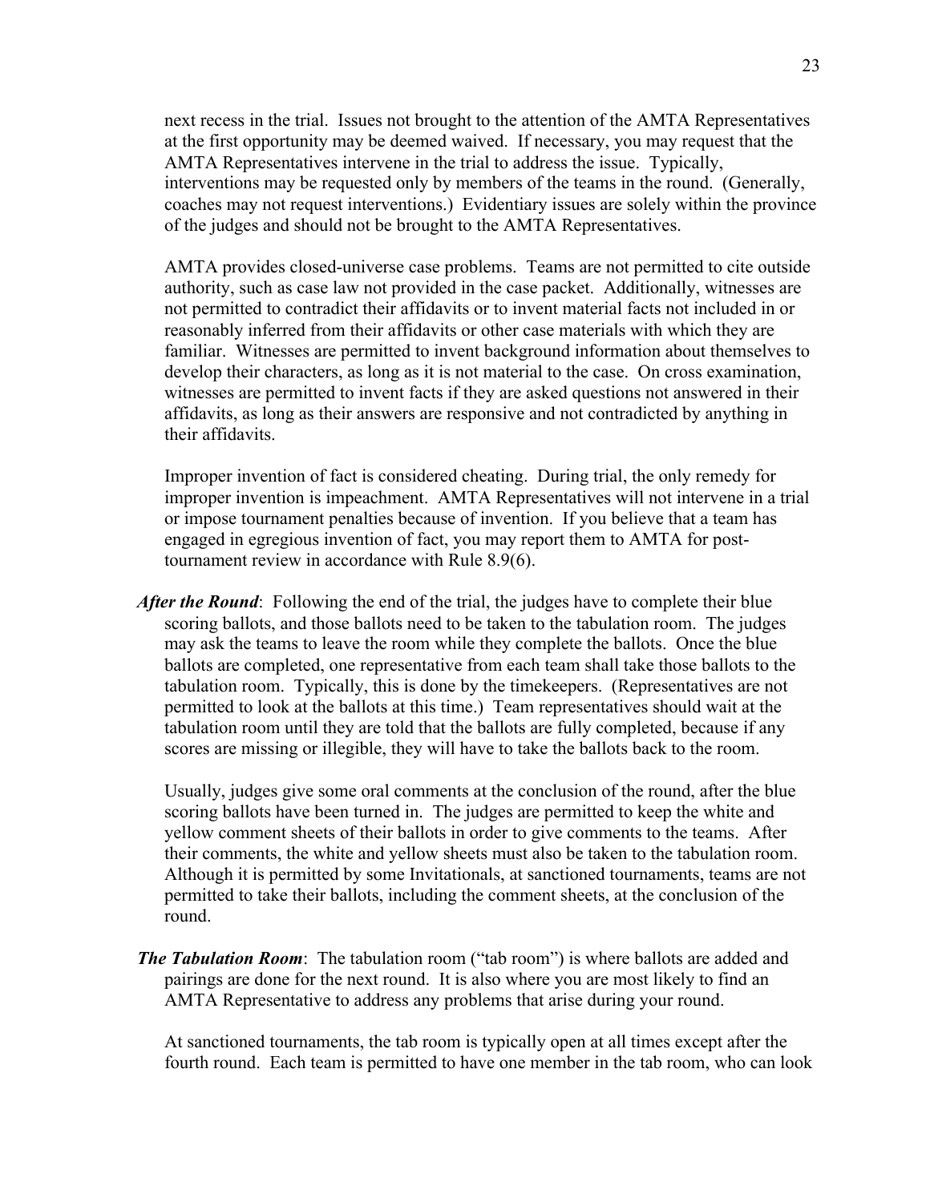next recess in the trial. Issues not brought to the attention of the AMTA Representatives at the first opportunity may be deemed waived. If necessary, you may request that the AMTA Representatives intervene in the trial to address the issue. Typically, interventions may be requested only by members of the teams in the round. (Generally, coaches may not request interventions.) Evidentiary issues are solely within the province of the judges and should not be brought to the AMTA Representatives.

AMTA provides closed-universe case problems. Teams are not permitted to cite outside authority, such as case law not provided in the case packet. Additionally, witnesses are not permitted to contradict their affidavits or to invent material facts not included in or reasonably inferred from their affidavits or other case materials with which they are familiar. Witnesses are permitted to invent background information about themselves to develop their characters, as long as it is not material to the case. On cross examination, witnesses are permitted to invent facts if they are asked questions not answered in their affidavits, as long as their answers are responsive and not contradicted by anything in their affidavits.

Improper invention of fact is considered cheating. During trial, the only remedy for improper invention is impeachment. AMTA Representatives will not intervene in a trial or impose tournament penalties because of invention. If you believe that a team has engaged in egregious invention of fact, you may report them to AMTA for post-tournament review in accordance with Rule 8.9(6).

***After the Round***: Following the end of the trial, the judges have to complete their blue scoring ballots, and those ballots need to be taken to the tabulation room. The judges may ask the teams to leave the room while they complete the ballots. Once the blue ballots are completed, one representative from each team shall take those ballots to the tabulation room. Typically, this is done by the timekeepers. (Representatives are not permitted to look at the ballots at this time.) Team representatives should wait at the tabulation room until they are told that the ballots are fully completed, because if any scores are missing or illegible, they will have to take the ballots back to the room.

Usually, judges give some oral comments at the conclusion of the round, after the blue scoring ballots have been turned in. The judges are permitted to keep the white and yellow comment sheets of their ballots in order to give comments to the teams. After their comments, the white and yellow sheets must also be taken to the tabulation room. Although it is permitted by some Invitationals, at sanctioned tournaments, teams are not permitted to take their ballots, including the comment sheets, at the conclusion of the round.

***The Tabulation Room***: The tabulation room ("tab room") is where ballots are added and pairings are done for the next round. It is also where you are most likely to find an AMTA Representative to address any problems that arise during your round.

At sanctioned tournaments, the tab room is typically open at all times except after the fourth round. Each team is permitted to have one member in the tab room, who can look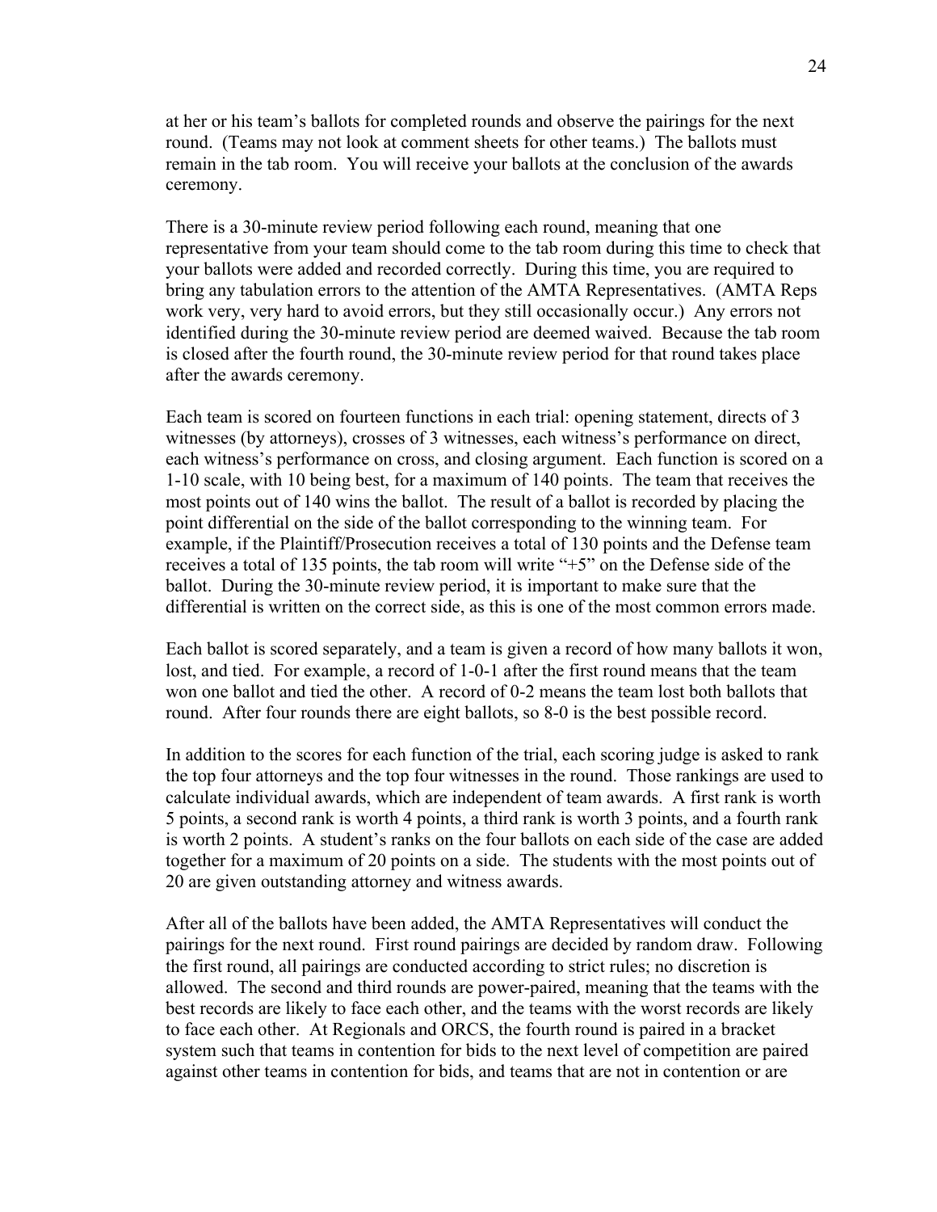at her or his team's ballots for completed rounds and observe the pairings for the next round. (Teams may not look at comment sheets for other teams.) The ballots must remain in the tab room. You will receive your ballots at the conclusion of the awards ceremony.

There is a 30-minute review period following each round, meaning that one representative from your team should come to the tab room during this time to check that your ballots were added and recorded correctly. During this time, you are required to bring any tabulation errors to the attention of the AMTA Representatives. (AMTA Reps work very, very hard to avoid errors, but they still occasionally occur.) Any errors not identified during the 30-minute review period are deemed waived. Because the tab room is closed after the fourth round, the 30-minute review period for that round takes place after the awards ceremony.

Each team is scored on fourteen functions in each trial: opening statement, directs of 3 witnesses (by attorneys), crosses of 3 witnesses, each witness's performance on direct, each witness's performance on cross, and closing argument. Each function is scored on a 1-10 scale, with 10 being best, for a maximum of 140 points. The team that receives the most points out of 140 wins the ballot. The result of a ballot is recorded by placing the point differential on the side of the ballot corresponding to the winning team. For example, if the Plaintiff/Prosecution receives a total of 130 points and the Defense team receives a total of 135 points, the tab room will write "+5" on the Defense side of the ballot. During the 30-minute review period, it is important to make sure that the differential is written on the correct side, as this is one of the most common errors made.

Each ballot is scored separately, and a team is given a record of how many ballots it won, lost, and tied. For example, a record of 1-0-1 after the first round means that the team won one ballot and tied the other. A record of 0-2 means the team lost both ballots that round. After four rounds there are eight ballots, so 8-0 is the best possible record.

In addition to the scores for each function of the trial, each scoring judge is asked to rank the top four attorneys and the top four witnesses in the round. Those rankings are used to calculate individual awards, which are independent of team awards. A first rank is worth 5 points, a second rank is worth 4 points, a third rank is worth 3 points, and a fourth rank is worth 2 points. A student's ranks on the four ballots on each side of the case are added together for a maximum of 20 points on a side. The students with the most points out of 20 are given outstanding attorney and witness awards.

After all of the ballots have been added, the AMTA Representatives will conduct the pairings for the next round. First round pairings are decided by random draw. Following the first round, all pairings are conducted according to strict rules; no discretion is allowed. The second and third rounds are power-paired, meaning that the teams with the best records are likely to face each other, and the teams with the worst records are likely to face each other. At Regionals and ORCS, the fourth round is paired in a bracket system such that teams in contention for bids to the next level of competition are paired against other teams in contention for bids, and teams that are not in contention or are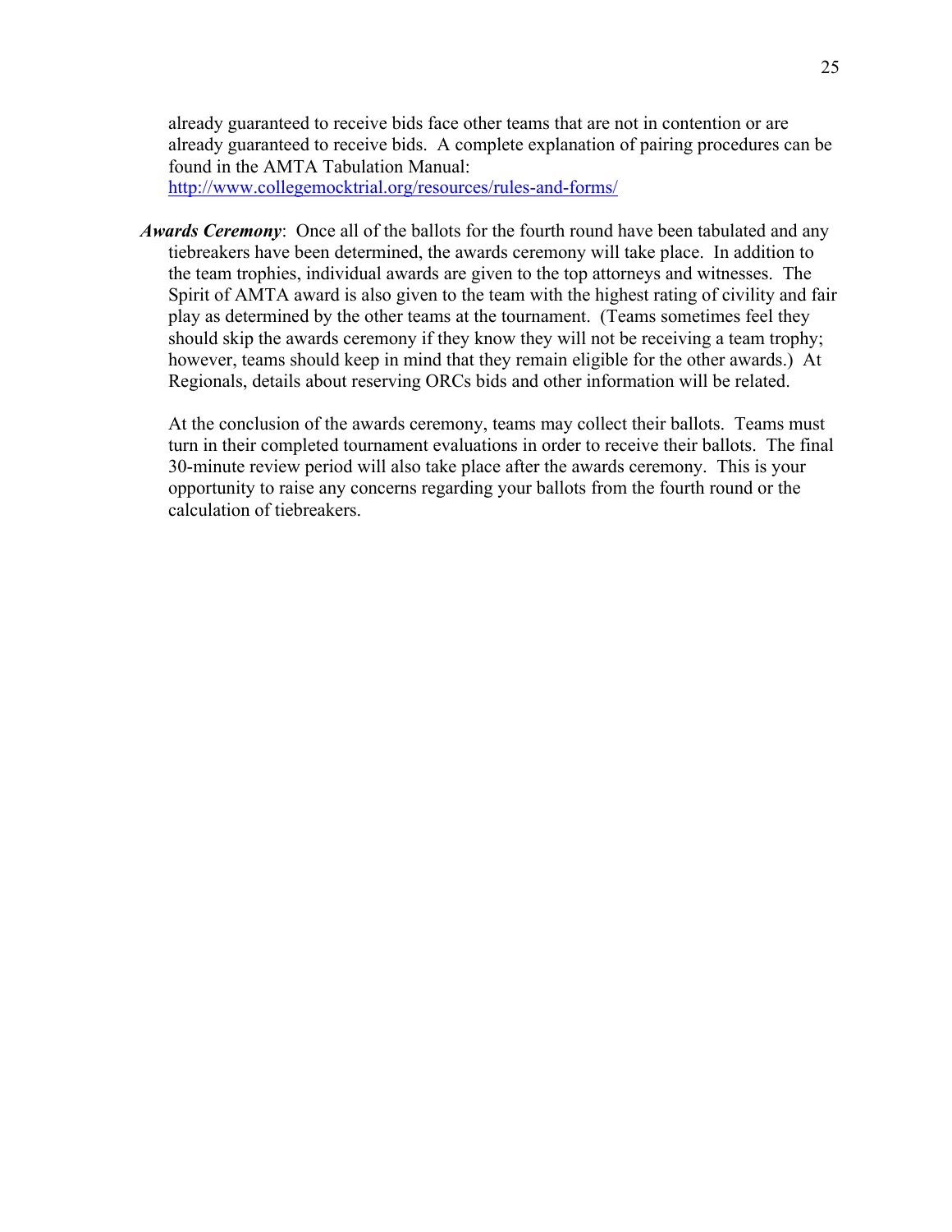already guaranteed to receive bids face other teams that are not in contention or are already guaranteed to receive bids. A complete explanation of pairing procedures can be found in the AMTA Tabulation Manual: http://www.collegemocktrial.org/resources/rules-and-forms/

***Awards Ceremony***: Once all of the ballots for the fourth round have been tabulated and any tiebreakers have been determined, the awards ceremony will take place. In addition to the team trophies, individual awards are given to the top attorneys and witnesses. The Spirit of AMTA award is also given to the team with the highest rating of civility and fair play as determined by the other teams at the tournament. (Teams sometimes feel they should skip the awards ceremony if they know they will not be receiving a team trophy; however, teams should keep in mind that they remain eligible for the other awards.) At Regionals, details about reserving ORCs bids and other information will be related.

At the conclusion of the awards ceremony, teams may collect their ballots. Teams must turn in their completed tournament evaluations in order to receive their ballots. The final 30-minute review period will also take place after the awards ceremony. This is your opportunity to raise any concerns regarding your ballots from the fourth round or the calculation of tiebreakers.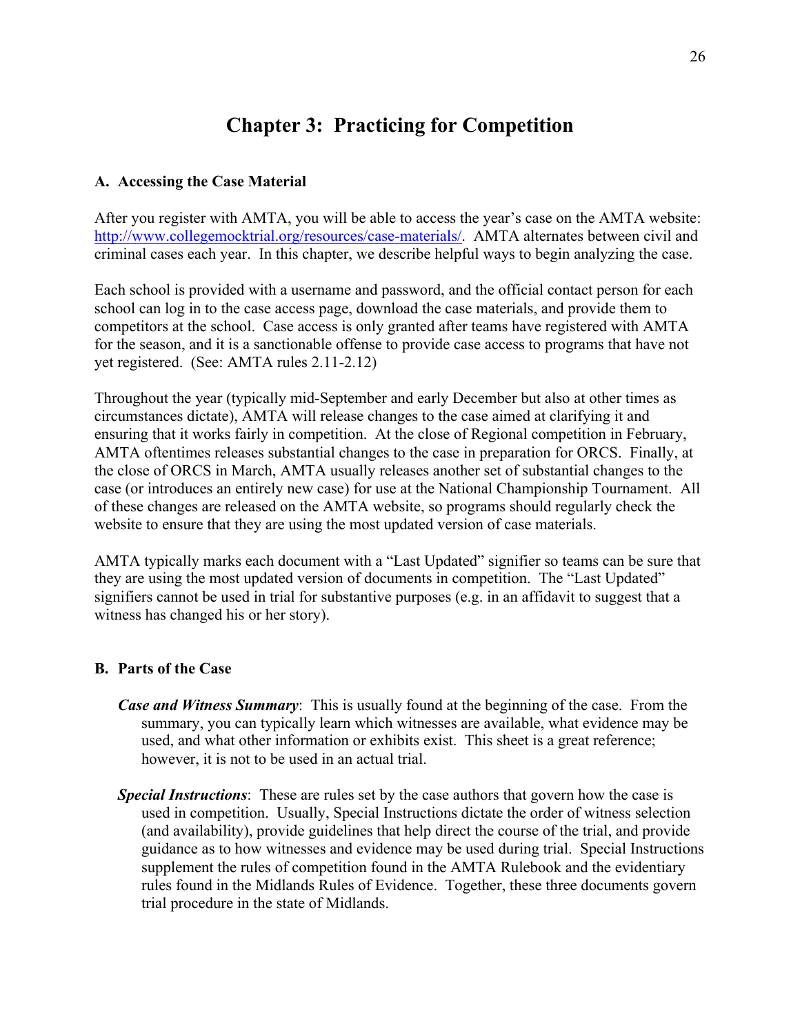# Chapter 3: Practicing for Competition

### A. Accessing the Case Material

After you register with AMTA, you will be able to access the year's case on the AMTA website: [http://www.collegemocktrial.org/resources/case-materials/](http://www.collegemocktrial.org/resources/case-materials/). AMTA alternates between civil and criminal cases each year. In this chapter, we describe helpful ways to begin analyzing the case.

Each school is provided with a username and password, and the official contact person for each school can log in to the case access page, download the case materials, and provide them to competitors at the school. Case access is only granted after teams have registered with AMTA for the season, and it is a sanctionable offense to provide case access to programs that have not yet registered. (See: AMTA rules 2.11-2.12)

Throughout the year (typically mid-September and early December but also at other times as circumstances dictate), AMTA will release changes to the case aimed at clarifying it and ensuring that it works fairly in competition. At the close of Regional competition in February, AMTA oftentimes releases substantial changes to the case in preparation for ORCS. Finally, at the close of ORCS in March, AMTA usually releases another set of substantial changes to the case (or introduces an entirely new case) for use at the National Championship Tournament. All of these changes are released on the AMTA website, so programs should regularly check the website to ensure that they are using the most updated version of case materials.

AMTA typically marks each document with a "Last Updated" signifier so teams can be sure that they are using the most updated version of documents in competition. The "Last Updated" signifiers cannot be used in trial for substantive purposes (e.g. in an affidavit to suggest that a witness has changed his or her story).

### B. Parts of the Case

***Case and Witness Summary***: This is usually found at the beginning of the case. From the summary, you can typically learn which witnesses are available, what evidence may be used, and what other information or exhibits exist. This sheet is a great reference; however, it is not to be used in an actual trial.

***Special Instructions***: These are rules set by the case authors that govern how the case is used in competition. Usually, Special Instructions dictate the order of witness selection (and availability), provide guidelines that help direct the course of the trial, and provide guidance as to how witnesses and evidence may be used during trial. Special Instructions supplement the rules of competition found in the AMTA Rulebook and the evidentiary rules found in the Midlands Rules of Evidence. Together, these three documents govern trial procedure in the state of Midlands.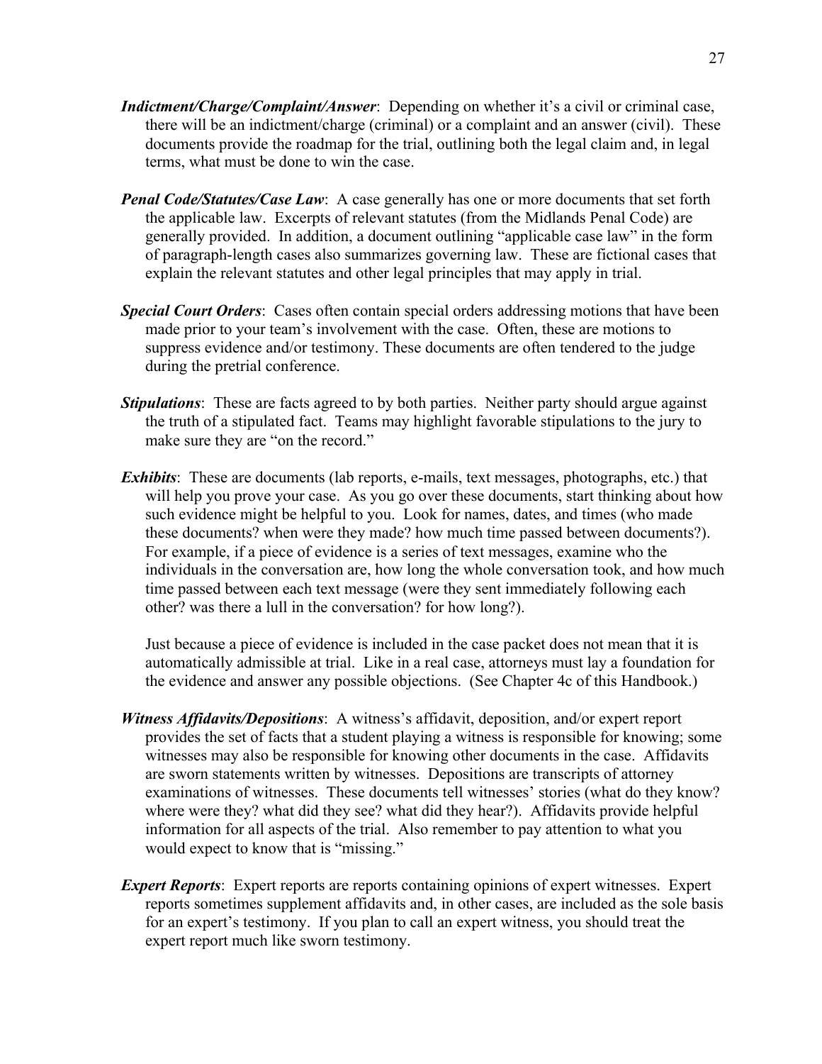***Indictment/Charge/Complaint/Answer***: Depending on whether it's a civil or criminal case, there will be an indictment/charge (criminal) or a complaint and an answer (civil). These documents provide the roadmap for the trial, outlining both the legal claim and, in legal terms, what must be done to win the case.

***Penal Code/Statutes/Case Law***: A case generally has one or more documents that set forth the applicable law. Excerpts of relevant statutes (from the Midlands Penal Code) are generally provided. In addition, a document outlining "applicable case law" in the form of paragraph-length cases also summarizes governing law. These are fictional cases that explain the relevant statutes and other legal principles that may apply in trial.

***Special Court Orders***: Cases often contain special orders addressing motions that have been made prior to your team's involvement with the case. Often, these are motions to suppress evidence and/or testimony. These documents are often tendered to the judge during the pretrial conference.

***Stipulations***: These are facts agreed to by both parties. Neither party should argue against the truth of a stipulated fact. Teams may highlight favorable stipulations to the jury to make sure they are "on the record."

***Exhibits***: These are documents (lab reports, e-mails, text messages, photographs, etc.) that will help you prove your case. As you go over these documents, start thinking about how such evidence might be helpful to you. Look for names, dates, and times (who made these documents? when were they made? how much time passed between documents?). For example, if a piece of evidence is a series of text messages, examine who the individuals in the conversation are, how long the whole conversation took, and how much time passed between each text message (were they sent immediately following each other? was there a lull in the conversation? for how long?).

Just because a piece of evidence is included in the case packet does not mean that it is automatically admissible at trial. Like in a real case, attorneys must lay a foundation for the evidence and answer any possible objections. (See Chapter 4c of this Handbook.)

***Witness Affidavits/Depositions***: A witness's affidavit, deposition, and/or expert report provides the set of facts that a student playing a witness is responsible for knowing; some witnesses may also be responsible for knowing other documents in the case. Affidavits are sworn statements written by witnesses. Depositions are transcripts of attorney examinations of witnesses. These documents tell witnesses' stories (what do they know? where were they? what did they see? what did they hear?). Affidavits provide helpful information for all aspects of the trial. Also remember to pay attention to what you would expect to know that is "missing."

***Expert Reports***: Expert reports are reports containing opinions of expert witnesses. Expert reports sometimes supplement affidavits and, in other cases, are included as the sole basis for an expert's testimony. If you plan to call an expert witness, you should treat the expert report much like sworn testimony.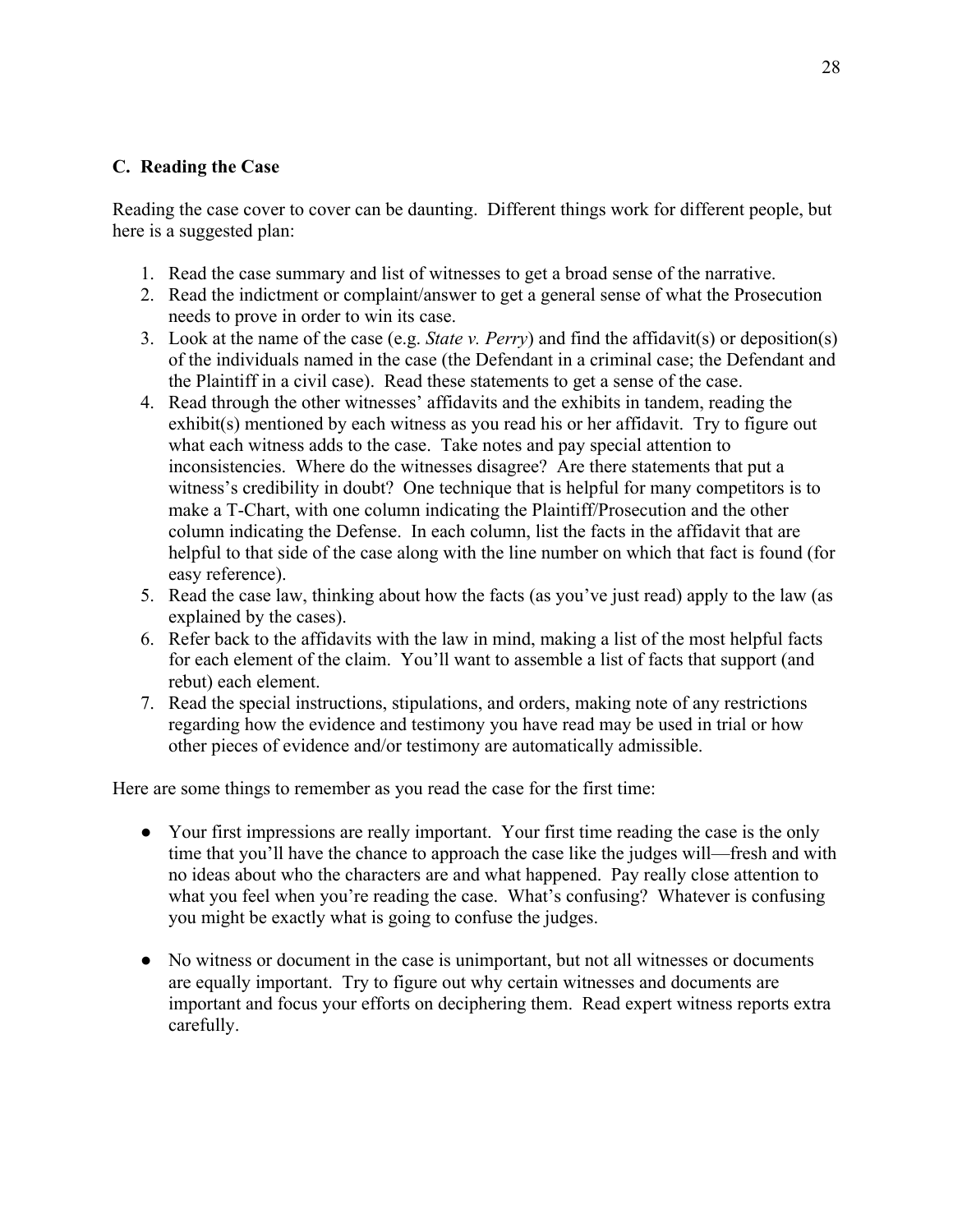## C. Reading the Case

Reading the case cover to cover can be daunting. Different things work for different people, but here is a suggested plan:

1. Read the case summary and list of witnesses to get a broad sense of the narrative.
2. Read the indictment or complaint/answer to get a general sense of what the Prosecution needs to prove in order to win its case.
3. Look at the name of the case (e.g. *State v. Perry*) and find the affidavit(s) or deposition(s) of the individuals named in the case (the Defendant in a criminal case; the Defendant and the Plaintiff in a civil case). Read these statements to get a sense of the case.
4. Read through the other witnesses' affidavits and the exhibits in tandem, reading the exhibit(s) mentioned by each witness as you read his or her affidavit. Try to figure out what each witness adds to the case. Take notes and pay special attention to inconsistencies. Where do the witnesses disagree? Are there statements that put a witness's credibility in doubt? One technique that is helpful for many competitors is to make a T-Chart, with one column indicating the Plaintiff/Prosecution and the other column indicating the Defense. In each column, list the facts in the affidavit that are helpful to that side of the case along with the line number on which that fact is found (for easy reference).
5. Read the case law, thinking about how the facts (as you've just read) apply to the law (as explained by the cases).
6. Refer back to the affidavits with the law in mind, making a list of the most helpful facts for each element of the claim. You'll want to assemble a list of facts that support (and rebut) each element.
7. Read the special instructions, stipulations, and orders, making note of any restrictions regarding how the evidence and testimony you have read may be used in trial or how other pieces of evidence and/or testimony are automatically admissible.

Here are some things to remember as you read the case for the first time:

- Your first impressions are really important. Your first time reading the case is the only time that you'll have the chance to approach the case like the judges will—fresh and with no ideas about who the characters are and what happened. Pay really close attention to what you feel when you're reading the case. What's confusing? Whatever is confusing you might be exactly what is going to confuse the judges.

- No witness or document in the case is unimportant, but not all witnesses or documents are equally important. Try to figure out why certain witnesses and documents are important and focus your efforts on deciphering them. Read expert witness reports extra carefully.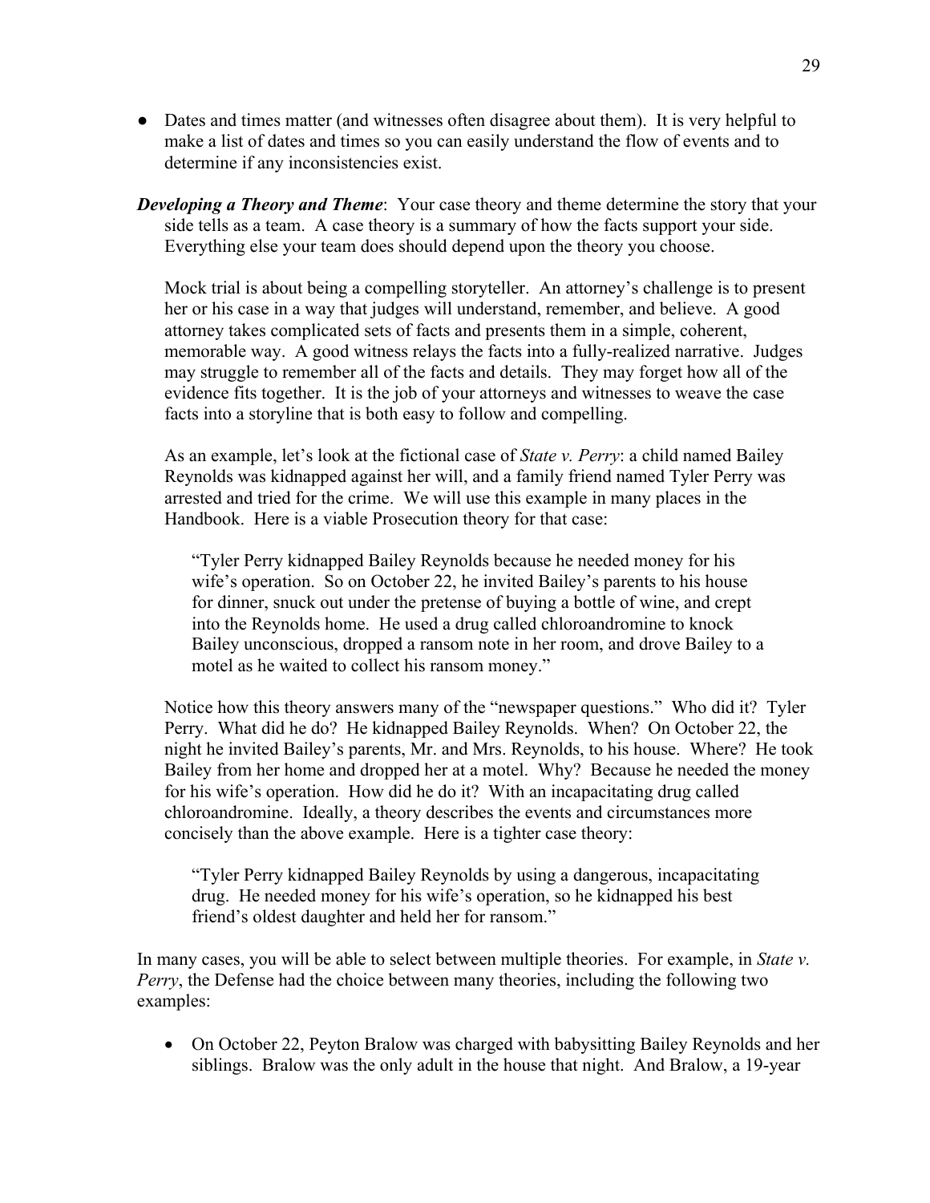- Dates and times matter (and witnesses often disagree about them). It is very helpful to make a list of dates and times so you can easily understand the flow of events and to determine if any inconsistencies exist.

***Developing a Theory and Theme***: Your case theory and theme determine the story that your side tells as a team. A case theory is a summary of how the facts support your side. Everything else your team does should depend upon the theory you choose.

Mock trial is about being a compelling storyteller. An attorney's challenge is to present her or his case in a way that judges will understand, remember, and believe. A good attorney takes complicated sets of facts and presents them in a simple, coherent, memorable way. A good witness relays the facts into a fully-realized narrative. Judges may struggle to remember all of the facts and details. They may forget how all of the evidence fits together. It is the job of your attorneys and witnesses to weave the case facts into a storyline that is both easy to follow and compelling.

As an example, let's look at the fictional case of *State v. Perry*: a child named Bailey Reynolds was kidnapped against her will, and a family friend named Tyler Perry was arrested and tried for the crime. We will use this example in many places in the Handbook. Here is a viable Prosecution theory for that case:

> "Tyler Perry kidnapped Bailey Reynolds because he needed money for his wife's operation. So on October 22, he invited Bailey's parents to his house for dinner, snuck out under the pretense of buying a bottle of wine, and crept into the Reynolds home. He used a drug called chloroandromine to knock Bailey unconscious, dropped a ransom note in her room, and drove Bailey to a motel as he waited to collect his ransom money."

Notice how this theory answers many of the "newspaper questions." Who did it? Tyler Perry. What did he do? He kidnapped Bailey Reynolds. When? On October 22, the night he invited Bailey's parents, Mr. and Mrs. Reynolds, to his house. Where? He took Bailey from her home and dropped her at a motel. Why? Because he needed the money for his wife's operation. How did he do it? With an incapacitating drug called chloroandromine. Ideally, a theory describes the events and circumstances more concisely than the above example. Here is a tighter case theory:

> "Tyler Perry kidnapped Bailey Reynolds by using a dangerous, incapacitating drug. He needed money for his wife's operation, so he kidnapped his best friend's oldest daughter and held her for ransom."

In many cases, you will be able to select between multiple theories. For example, in *State v. Perry*, the Defense had the choice between many theories, including the following two examples:

- On October 22, Peyton Bralow was charged with babysitting Bailey Reynolds and her siblings. Bralow was the only adult in the house that night. And Bralow, a 19-year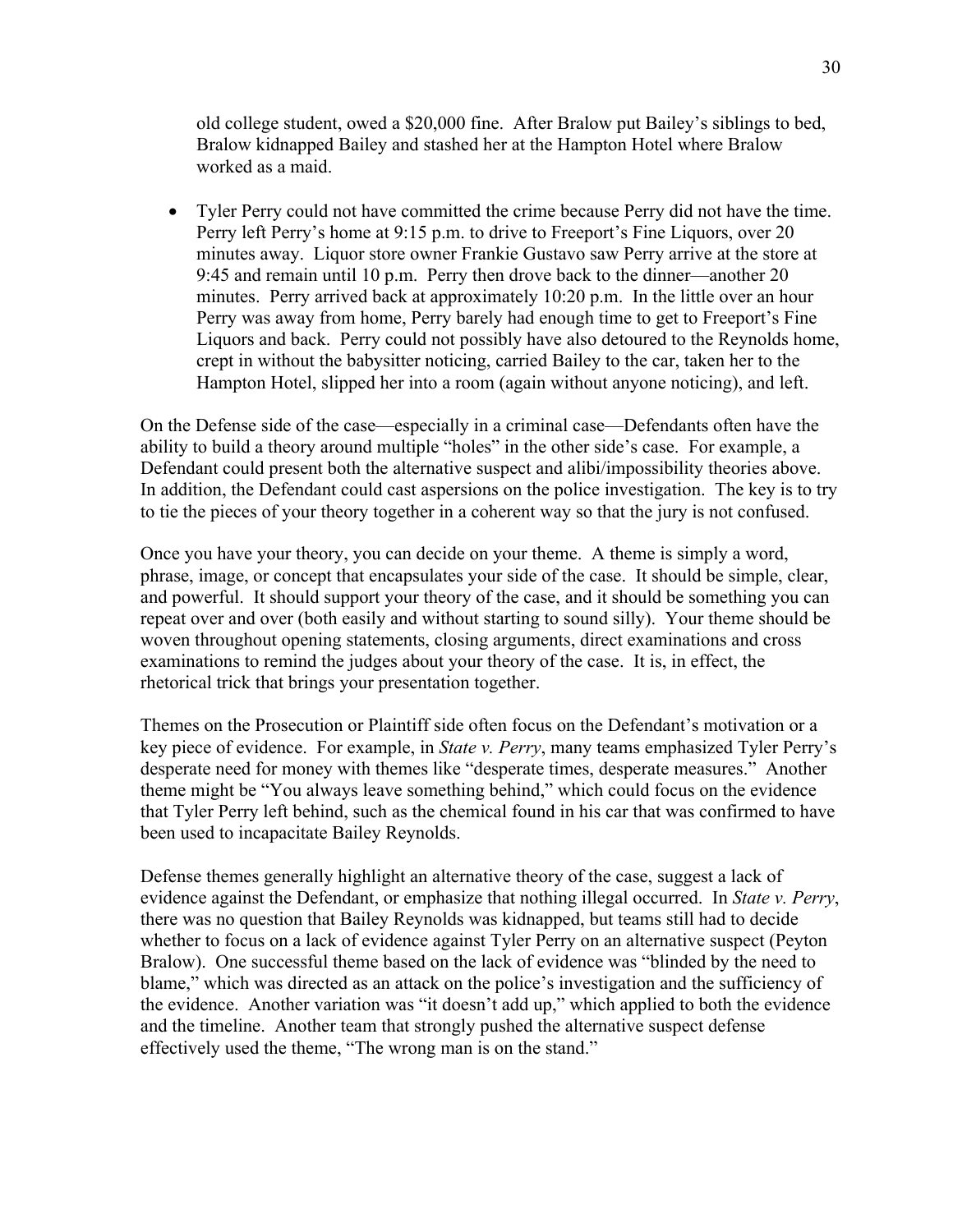old college student, owed a $20,000 fine. After Bralow put Bailey's siblings to bed, Bralow kidnapped Bailey and stashed her at the Hampton Hotel where Bralow worked as a maid.

- Tyler Perry could not have committed the crime because Perry did not have the time. Perry left Perry's home at 9:15 p.m. to drive to Freeport's Fine Liquors, over 20 minutes away. Liquor store owner Frankie Gustavo saw Perry arrive at the store at 9:45 and remain until 10 p.m. Perry then drove back to the dinner—another 20 minutes. Perry arrived back at approximately 10:20 p.m. In the little over an hour Perry was away from home, Perry barely had enough time to get to Freeport's Fine Liquors and back. Perry could not possibly have also detoured to the Reynolds home, crept in without the babysitter noticing, carried Bailey to the car, taken her to the Hampton Hotel, slipped her into a room (again without anyone noticing), and left.

On the Defense side of the case—especially in a criminal case—Defendants often have the ability to build a theory around multiple "holes" in the other side's case. For example, a Defendant could present both the alternative suspect and alibi/impossibility theories above. In addition, the Defendant could cast aspersions on the police investigation. The key is to try to tie the pieces of your theory together in a coherent way so that the jury is not confused.

Once you have your theory, you can decide on your theme. A theme is simply a word, phrase, image, or concept that encapsulates your side of the case. It should be simple, clear, and powerful. It should support your theory of the case, and it should be something you can repeat over and over (both easily and without starting to sound silly). Your theme should be woven throughout opening statements, closing arguments, direct examinations and cross examinations to remind the judges about your theory of the case. It is, in effect, the rhetorical trick that brings your presentation together.

Themes on the Prosecution or Plaintiff side often focus on the Defendant's motivation or a key piece of evidence. For example, in *State v. Perry*, many teams emphasized Tyler Perry's desperate need for money with themes like "desperate times, desperate measures." Another theme might be "You always leave something behind," which could focus on the evidence that Tyler Perry left behind, such as the chemical found in his car that was confirmed to have been used to incapacitate Bailey Reynolds.

Defense themes generally highlight an alternative theory of the case, suggest a lack of evidence against the Defendant, or emphasize that nothing illegal occurred. In *State v. Perry*, there was no question that Bailey Reynolds was kidnapped, but teams still had to decide whether to focus on a lack of evidence against Tyler Perry on an alternative suspect (Peyton Bralow). One successful theme based on the lack of evidence was "blinded by the need to blame," which was directed as an attack on the police's investigation and the sufficiency of the evidence. Another variation was "it doesn't add up," which applied to both the evidence and the timeline. Another team that strongly pushed the alternative suspect defense effectively used the theme, "The wrong man is on the stand."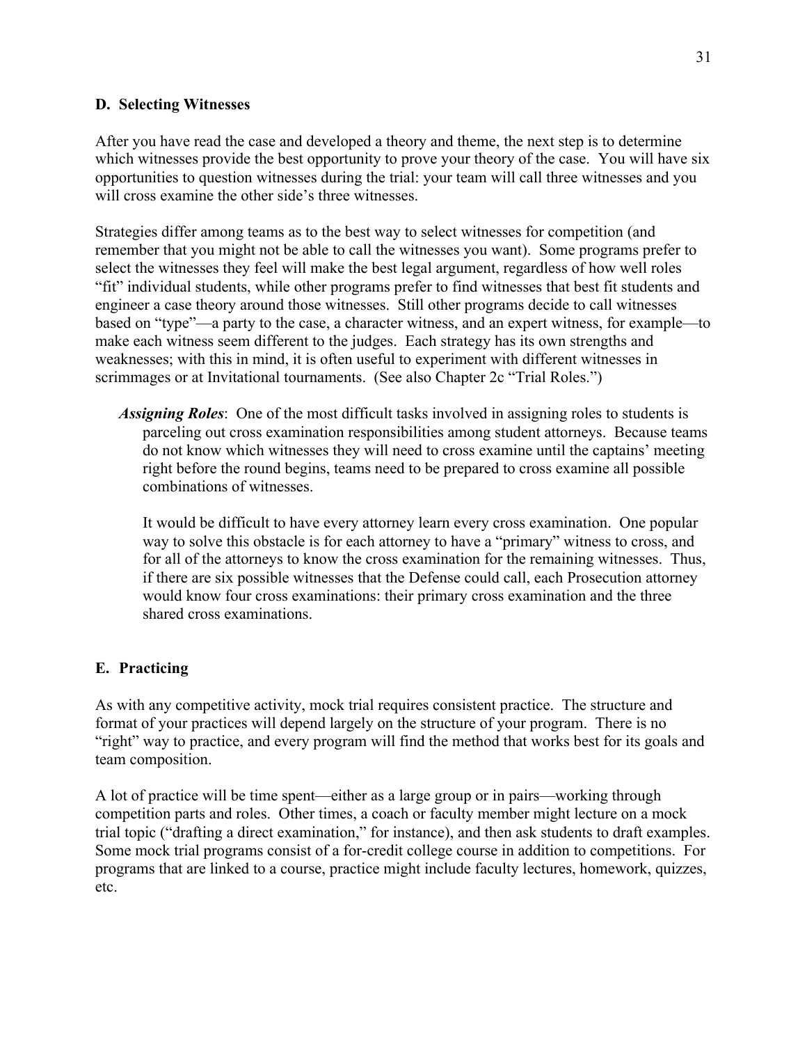### D. Selecting Witnesses

After you have read the case and developed a theory and theme, the next step is to determine which witnesses provide the best opportunity to prove your theory of the case. You will have six opportunities to question witnesses during the trial: your team will call three witnesses and you will cross examine the other side's three witnesses.

Strategies differ among teams as to the best way to select witnesses for competition (and remember that you might not be able to call the witnesses you want). Some programs prefer to select the witnesses they feel will make the best legal argument, regardless of how well roles "fit" individual students, while other programs prefer to find witnesses that best fit students and engineer a case theory around those witnesses. Still other programs decide to call witnesses based on "type"—a party to the case, a character witness, and an expert witness, for example—to make each witness seem different to the judges. Each strategy has its own strengths and weaknesses; with this in mind, it is often useful to experiment with different witnesses in scrimmages or at Invitational tournaments. (See also Chapter 2c "Trial Roles.")

> ***Assigning Roles***: One of the most difficult tasks involved in assigning roles to students is parceling out cross examination responsibilities among student attorneys. Because teams do not know which witnesses they will need to cross examine until the captains' meeting right before the round begins, teams need to be prepared to cross examine all possible combinations of witnesses.
>
> It would be difficult to have every attorney learn every cross examination. One popular way to solve this obstacle is for each attorney to have a "primary" witness to cross, and for all of the attorneys to know the cross examination for the remaining witnesses. Thus, if there are six possible witnesses that the Defense could call, each Prosecution attorney would know four cross examinations: their primary cross examination and the three shared cross examinations.

### E. Practicing

As with any competitive activity, mock trial requires consistent practice. The structure and format of your practices will depend largely on the structure of your program. There is no "right" way to practice, and every program will find the method that works best for its goals and team composition.

A lot of practice will be time spent—either as a large group or in pairs—working through competition parts and roles. Other times, a coach or faculty member might lecture on a mock trial topic ("drafting a direct examination," for instance), and then ask students to draft examples. Some mock trial programs consist of a for-credit college course in addition to competitions. For programs that are linked to a course, practice might include faculty lectures, homework, quizzes, etc.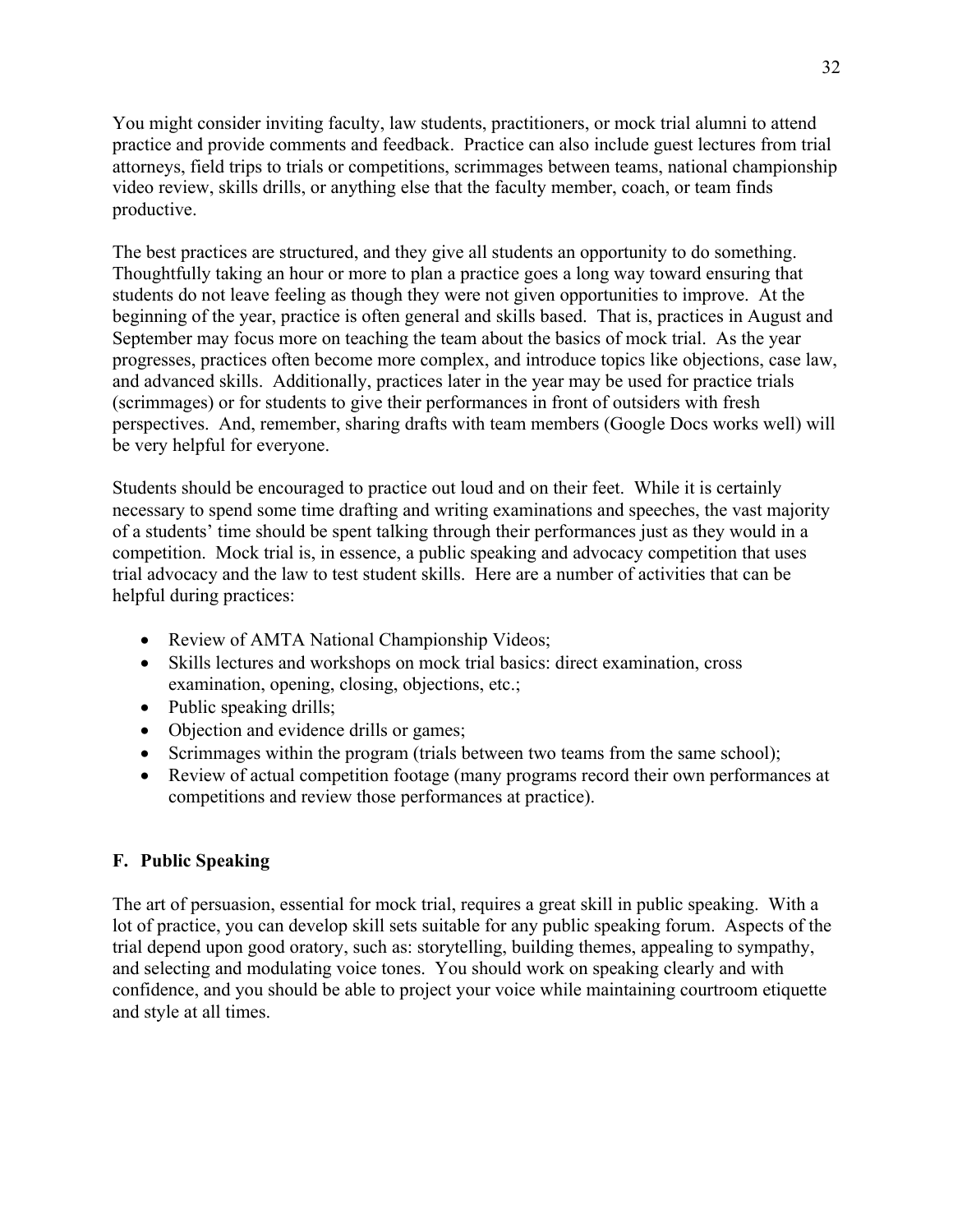You might consider inviting faculty, law students, practitioners, or mock trial alumni to attend practice and provide comments and feedback. Practice can also include guest lectures from trial attorneys, field trips to trials or competitions, scrimmages between teams, national championship video review, skills drills, or anything else that the faculty member, coach, or team finds productive.

The best practices are structured, and they give all students an opportunity to do something. Thoughtfully taking an hour or more to plan a practice goes a long way toward ensuring that students do not leave feeling as though they were not given opportunities to improve. At the beginning of the year, practice is often general and skills based. That is, practices in August and September may focus more on teaching the team about the basics of mock trial. As the year progresses, practices often become more complex, and introduce topics like objections, case law, and advanced skills. Additionally, practices later in the year may be used for practice trials (scrimmages) or for students to give their performances in front of outsiders with fresh perspectives. And, remember, sharing drafts with team members (Google Docs works well) will be very helpful for everyone.

Students should be encouraged to practice out loud and on their feet. While it is certainly necessary to spend some time drafting and writing examinations and speeches, the vast majority of a students' time should be spent talking through their performances just as they would in a competition. Mock trial is, in essence, a public speaking and advocacy competition that uses trial advocacy and the law to test student skills. Here are a number of activities that can be helpful during practices:

- Review of AMTA National Championship Videos;
- Skills lectures and workshops on mock trial basics: direct examination, cross examination, opening, closing, objections, etc.;
- Public speaking drills;
- Objection and evidence drills or games;
- Scrimmages within the program (trials between two teams from the same school);
- Review of actual competition footage (many programs record their own performances at competitions and review those performances at practice).

## F. Public Speaking

The art of persuasion, essential for mock trial, requires a great skill in public speaking. With a lot of practice, you can develop skill sets suitable for any public speaking forum. Aspects of the trial depend upon good oratory, such as: storytelling, building themes, appealing to sympathy, and selecting and modulating voice tones. You should work on speaking clearly and with confidence, and you should be able to project your voice while maintaining courtroom etiquette and style at all times.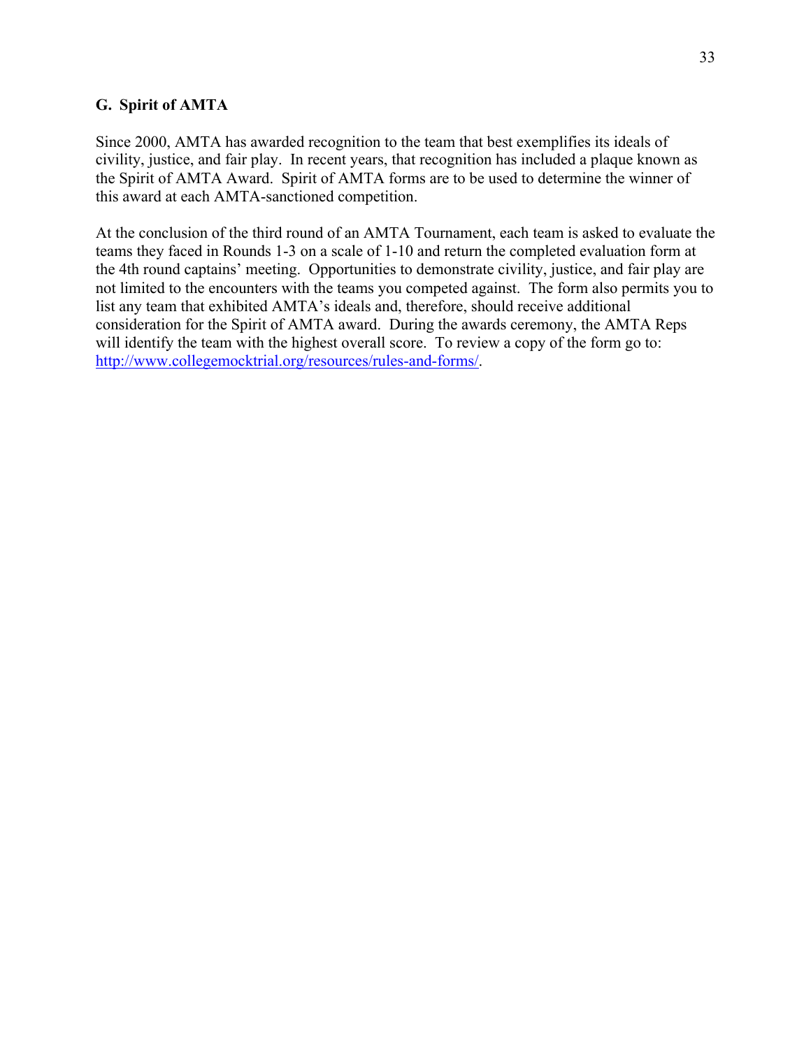### G. Spirit of AMTA

Since 2000, AMTA has awarded recognition to the team that best exemplifies its ideals of civility, justice, and fair play. In recent years, that recognition has included a plaque known as the Spirit of AMTA Award. Spirit of AMTA forms are to be used to determine the winner of this award at each AMTA-sanctioned competition.

At the conclusion of the third round of an AMTA Tournament, each team is asked to evaluate the teams they faced in Rounds 1-3 on a scale of 1-10 and return the completed evaluation form at the 4th round captains' meeting. Opportunities to demonstrate civility, justice, and fair play are not limited to the encounters with the teams you competed against. The form also permits you to list any team that exhibited AMTA's ideals and, therefore, should receive additional consideration for the Spirit of AMTA award. During the awards ceremony, the AMTA Reps will identify the team with the highest overall score. To review a copy of the form go to: [http://www.collegemocktrial.org/resources/rules-and-forms/](http://www.collegemocktrial.org/resources/rules-and-forms/).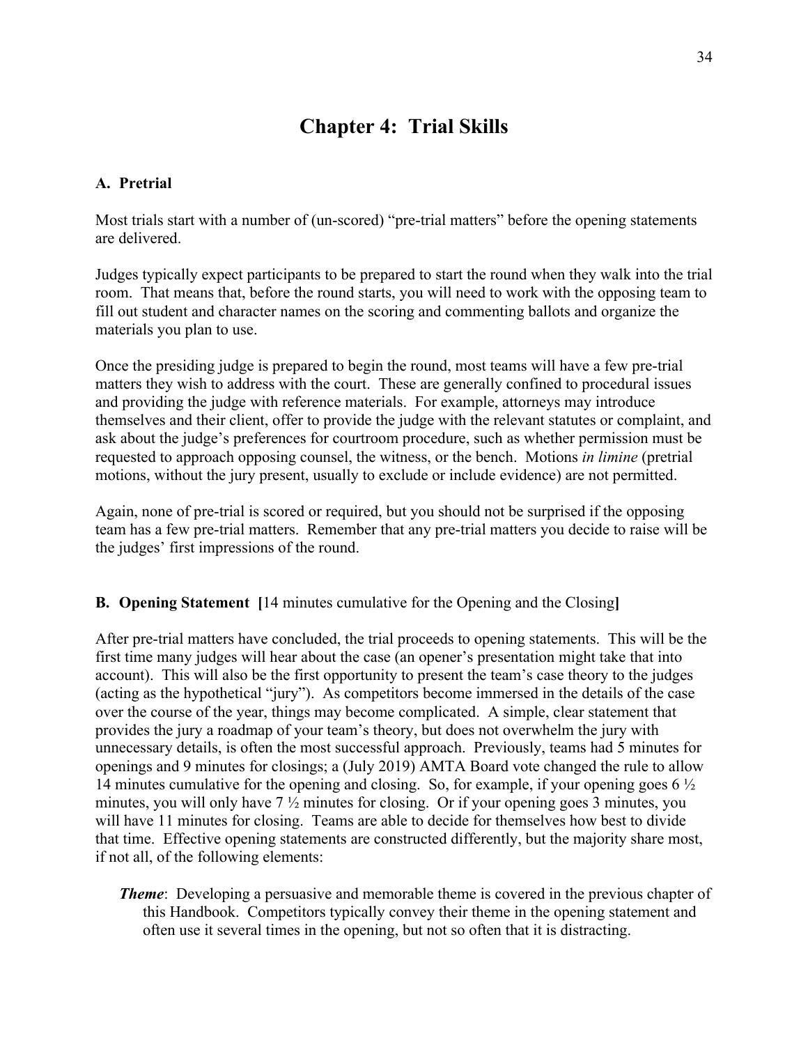# Chapter 4: Trial Skills

### A. Pretrial

Most trials start with a number of (un-scored) "pre-trial matters" before the opening statements are delivered.

Judges typically expect participants to be prepared to start the round when they walk into the trial room. That means that, before the round starts, you will need to work with the opposing team to fill out student and character names on the scoring and commenting ballots and organize the materials you plan to use.

Once the presiding judge is prepared to begin the round, most teams will have a few pre-trial matters they wish to address with the court. These are generally confined to procedural issues and providing the judge with reference materials. For example, attorneys may introduce themselves and their client, offer to provide the judge with the relevant statutes or complaint, and ask about the judge's preferences for courtroom procedure, such as whether permission must be requested to approach opposing counsel, the witness, or the bench. Motions *in limine* (pretrial motions, without the jury present, usually to exclude or include evidence) are not permitted.

Again, none of pre-trial is scored or required, but you should not be surprised if the opposing team has a few pre-trial matters. Remember that any pre-trial matters you decide to raise will be the judges' first impressions of the round.

### B. Opening Statement [14 minutes cumulative for the Opening and the Closing]

After pre-trial matters have concluded, the trial proceeds to opening statements. This will be the first time many judges will hear about the case (an opener's presentation might take that into account). This will also be the first opportunity to present the team's case theory to the judges (acting as the hypothetical "jury"). As competitors become immersed in the details of the case over the course of the year, things may become complicated. A simple, clear statement that provides the jury a roadmap of your team's theory, but does not overwhelm the jury with unnecessary details, is often the most successful approach. Previously, teams had 5 minutes for openings and 9 minutes for closings; a (July 2019) AMTA Board vote changed the rule to allow 14 minutes cumulative for the opening and closing. So, for example, if your opening goes 6 ½ minutes, you will only have 7 ½ minutes for closing. Or if your opening goes 3 minutes, you will have 11 minutes for closing. Teams are able to decide for themselves how best to divide that time. Effective opening statements are constructed differently, but the majority share most, if not all, of the following elements:

- ***Theme***: Developing a persuasive and memorable theme is covered in the previous chapter of this Handbook. Competitors typically convey their theme in the opening statement and often use it several times in the opening, but not so often that it is distracting.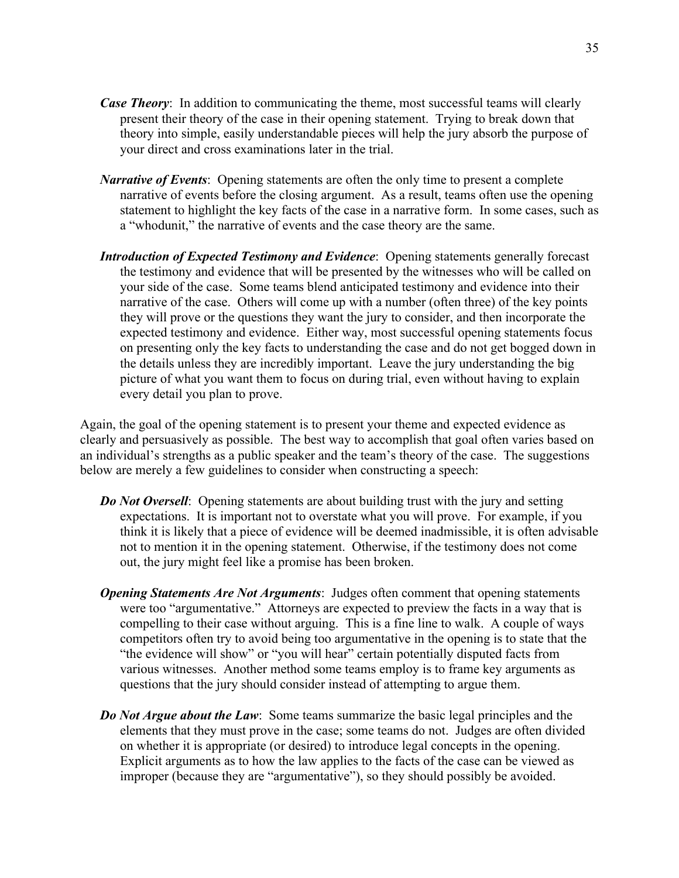***Case Theory***: In addition to communicating the theme, most successful teams will clearly present their theory of the case in their opening statement. Trying to break down that theory into simple, easily understandable pieces will help the jury absorb the purpose of your direct and cross examinations later in the trial.

***Narrative of Events***: Opening statements are often the only time to present a complete narrative of events before the closing argument. As a result, teams often use the opening statement to highlight the key facts of the case in a narrative form. In some cases, such as a "whodunit," the narrative of events and the case theory are the same.

***Introduction of Expected Testimony and Evidence***: Opening statements generally forecast the testimony and evidence that will be presented by the witnesses who will be called on your side of the case. Some teams blend anticipated testimony and evidence into their narrative of the case. Others will come up with a number (often three) of the key points they will prove or the questions they want the jury to consider, and then incorporate the expected testimony and evidence. Either way, most successful opening statements focus on presenting only the key facts to understanding the case and do not get bogged down in the details unless they are incredibly important. Leave the jury understanding the big picture of what you want them to focus on during trial, even without having to explain every detail you plan to prove.

Again, the goal of the opening statement is to present your theme and expected evidence as clearly and persuasively as possible. The best way to accomplish that goal often varies based on an individual's strengths as a public speaker and the team's theory of the case. The suggestions below are merely a few guidelines to consider when constructing a speech:

***Do Not Oversell***: Opening statements are about building trust with the jury and setting expectations. It is important not to overstate what you will prove. For example, if you think it is likely that a piece of evidence will be deemed inadmissible, it is often advisable not to mention it in the opening statement. Otherwise, if the testimony does not come out, the jury might feel like a promise has been broken.

***Opening Statements Are Not Arguments***: Judges often comment that opening statements were too "argumentative." Attorneys are expected to preview the facts in a way that is compelling to their case without arguing. This is a fine line to walk. A couple of ways competitors often try to avoid being too argumentative in the opening is to state that the "the evidence will show" or "you will hear" certain potentially disputed facts from various witnesses. Another method some teams employ is to frame key arguments as questions that the jury should consider instead of attempting to argue them.

***Do Not Argue about the Law***: Some teams summarize the basic legal principles and the elements that they must prove in the case; some teams do not. Judges are often divided on whether it is appropriate (or desired) to introduce legal concepts in the opening. Explicit arguments as to how the law applies to the facts of the case can be viewed as improper (because they are "argumentative"), so they should possibly be avoided.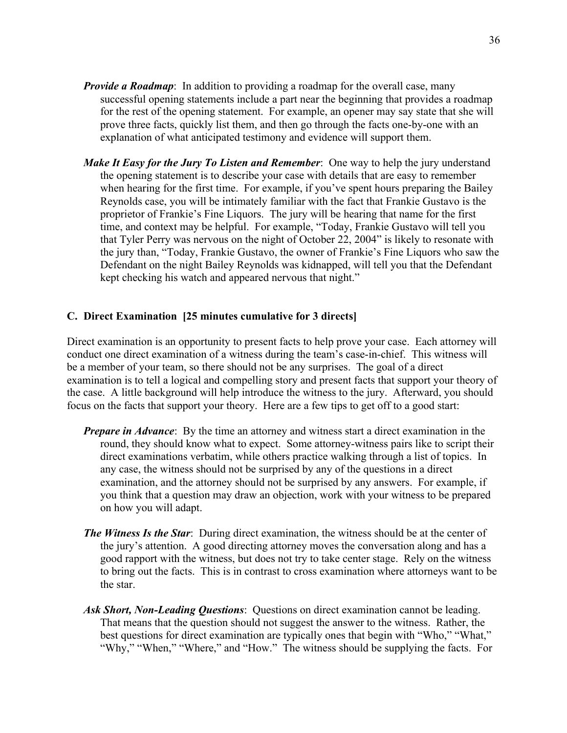***Provide a Roadmap***: In addition to providing a roadmap for the overall case, many successful opening statements include a part near the beginning that provides a roadmap for the rest of the opening statement. For example, an opener may say state that she will prove three facts, quickly list them, and then go through the facts one-by-one with an explanation of what anticipated testimony and evidence will support them.

***Make It Easy for the Jury To Listen and Remember***: One way to help the jury understand the opening statement is to describe your case with details that are easy to remember when hearing for the first time. For example, if you've spent hours preparing the Bailey Reynolds case, you will be intimately familiar with the fact that Frankie Gustavo is the proprietor of Frankie's Fine Liquors. The jury will be hearing that name for the first time, and context may be helpful. For example, "Today, Frankie Gustavo will tell you that Tyler Perry was nervous on the night of October 22, 2004" is likely to resonate with the jury than, "Today, Frankie Gustavo, the owner of Frankie's Fine Liquors who saw the Defendant on the night Bailey Reynolds was kidnapped, will tell you that the Defendant kept checking his watch and appeared nervous that night."

### C. Direct Examination [25 minutes cumulative for 3 directs]

Direct examination is an opportunity to present facts to help prove your case. Each attorney will conduct one direct examination of a witness during the team's case-in-chief. This witness will be a member of your team, so there should not be any surprises. The goal of a direct examination is to tell a logical and compelling story and present facts that support your theory of the case. A little background will help introduce the witness to the jury. Afterward, you should focus on the facts that support your theory. Here are a few tips to get off to a good start:

***Prepare in Advance***: By the time an attorney and witness start a direct examination in the round, they should know what to expect. Some attorney-witness pairs like to script their direct examinations verbatim, while others practice walking through a list of topics. In any case, the witness should not be surprised by any of the questions in a direct examination, and the attorney should not be surprised by any answers. For example, if you think that a question may draw an objection, work with your witness to be prepared on how you will adapt.

***The Witness Is the Star***: During direct examination, the witness should be at the center of the jury's attention. A good directing attorney moves the conversation along and has a good rapport with the witness, but does not try to take center stage. Rely on the witness to bring out the facts. This is in contrast to cross examination where attorneys want to be the star.

***Ask Short, Non-Leading Questions***: Questions on direct examination cannot be leading. That means that the question should not suggest the answer to the witness. Rather, the best questions for direct examination are typically ones that begin with "Who," "What," "Why," "When," "Where," and "How." The witness should be supplying the facts. For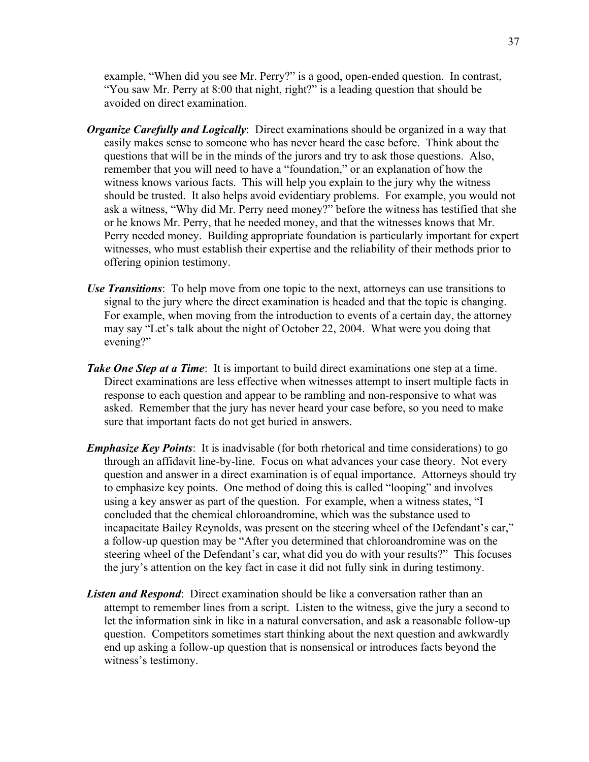example, "When did you see Mr. Perry?" is a good, open-ended question. In contrast, "You saw Mr. Perry at 8:00 that night, right?" is a leading question that should be avoided on direct examination.

***Organize Carefully and Logically***: Direct examinations should be organized in a way that easily makes sense to someone who has never heard the case before. Think about the questions that will be in the minds of the jurors and try to ask those questions. Also, remember that you will need to have a "foundation," or an explanation of how the witness knows various facts. This will help you explain to the jury why the witness should be trusted. It also helps avoid evidentiary problems. For example, you would not ask a witness, "Why did Mr. Perry need money?" before the witness has testified that she or he knows Mr. Perry, that he needed money, and that the witnesses knows that Mr. Perry needed money. Building appropriate foundation is particularly important for expert witnesses, who must establish their expertise and the reliability of their methods prior to offering opinion testimony.

***Use Transitions***: To help move from one topic to the next, attorneys can use transitions to signal to the jury where the direct examination is headed and that the topic is changing. For example, when moving from the introduction to events of a certain day, the attorney may say "Let's talk about the night of October 22, 2004. What were you doing that evening?"

***Take One Step at a Time***: It is important to build direct examinations one step at a time. Direct examinations are less effective when witnesses attempt to insert multiple facts in response to each question and appear to be rambling and non-responsive to what was asked. Remember that the jury has never heard your case before, so you need to make sure that important facts do not get buried in answers.

***Emphasize Key Points***: It is inadvisable (for both rhetorical and time considerations) to go through an affidavit line-by-line. Focus on what advances your case theory. Not every question and answer in a direct examination is of equal importance. Attorneys should try to emphasize key points. One method of doing this is called "looping" and involves using a key answer as part of the question. For example, when a witness states, "I concluded that the chemical chloroandromine, which was the substance used to incapacitate Bailey Reynolds, was present on the steering wheel of the Defendant's car," a follow-up question may be "After you determined that chloroandromine was on the steering wheel of the Defendant's car, what did you do with your results?" This focuses the jury's attention on the key fact in case it did not fully sink in during testimony.

***Listen and Respond***: Direct examination should be like a conversation rather than an attempt to remember lines from a script. Listen to the witness, give the jury a second to let the information sink in like in a natural conversation, and ask a reasonable follow-up question. Competitors sometimes start thinking about the next question and awkwardly end up asking a follow-up question that is nonsensical or introduces facts beyond the witness's testimony.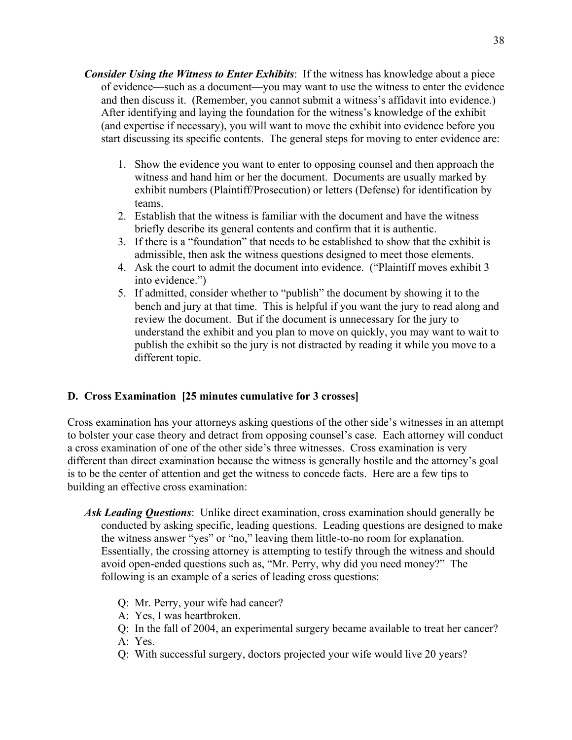***Consider Using the Witness to Enter Exhibits***: If the witness has knowledge about a piece of evidence—such as a document—you may want to use the witness to enter the evidence and then discuss it. (Remember, you cannot submit a witness's affidavit into evidence.) After identifying and laying the foundation for the witness's knowledge of the exhibit (and expertise if necessary), you will want to move the exhibit into evidence before you start discussing its specific contents. The general steps for moving to enter evidence are:

1. Show the evidence you want to enter to opposing counsel and then approach the witness and hand him or her the document. Documents are usually marked by exhibit numbers (Plaintiff/Prosecution) or letters (Defense) for identification by teams.
2. Establish that the witness is familiar with the document and have the witness briefly describe its general contents and confirm that it is authentic.
3. If there is a "foundation" that needs to be established to show that the exhibit is admissible, then ask the witness questions designed to meet those elements.
4. Ask the court to admit the document into evidence. ("Plaintiff moves exhibit 3 into evidence.")
5. If admitted, consider whether to "publish" the document by showing it to the bench and jury at that time. This is helpful if you want the jury to read along and review the document. But if the document is unnecessary for the jury to understand the exhibit and you plan to move on quickly, you may want to wait to publish the exhibit so the jury is not distracted by reading it while you move to a different topic.

## D. Cross Examination [25 minutes cumulative for 3 crosses]

Cross examination has your attorneys asking questions of the other side's witnesses in an attempt to bolster your case theory and detract from opposing counsel's case. Each attorney will conduct a cross examination of one of the other side's three witnesses. Cross examination is very different than direct examination because the witness is generally hostile and the attorney's goal is to be the center of attention and get the witness to concede facts. Here are a few tips to building an effective cross examination:

***Ask Leading Questions***: Unlike direct examination, cross examination should generally be conducted by asking specific, leading questions. Leading questions are designed to make the witness answer "yes" or "no," leaving them little-to-no room for explanation. Essentially, the crossing attorney is attempting to testify through the witness and should avoid open-ended questions such as, "Mr. Perry, why did you need money?" The following is an example of a series of leading cross questions:

Q: Mr. Perry, your wife had cancer?
A: Yes, I was heartbroken.
Q: In the fall of 2004, an experimental surgery became available to treat her cancer?
A: Yes.
Q: With successful surgery, doctors projected your wife would live 20 years?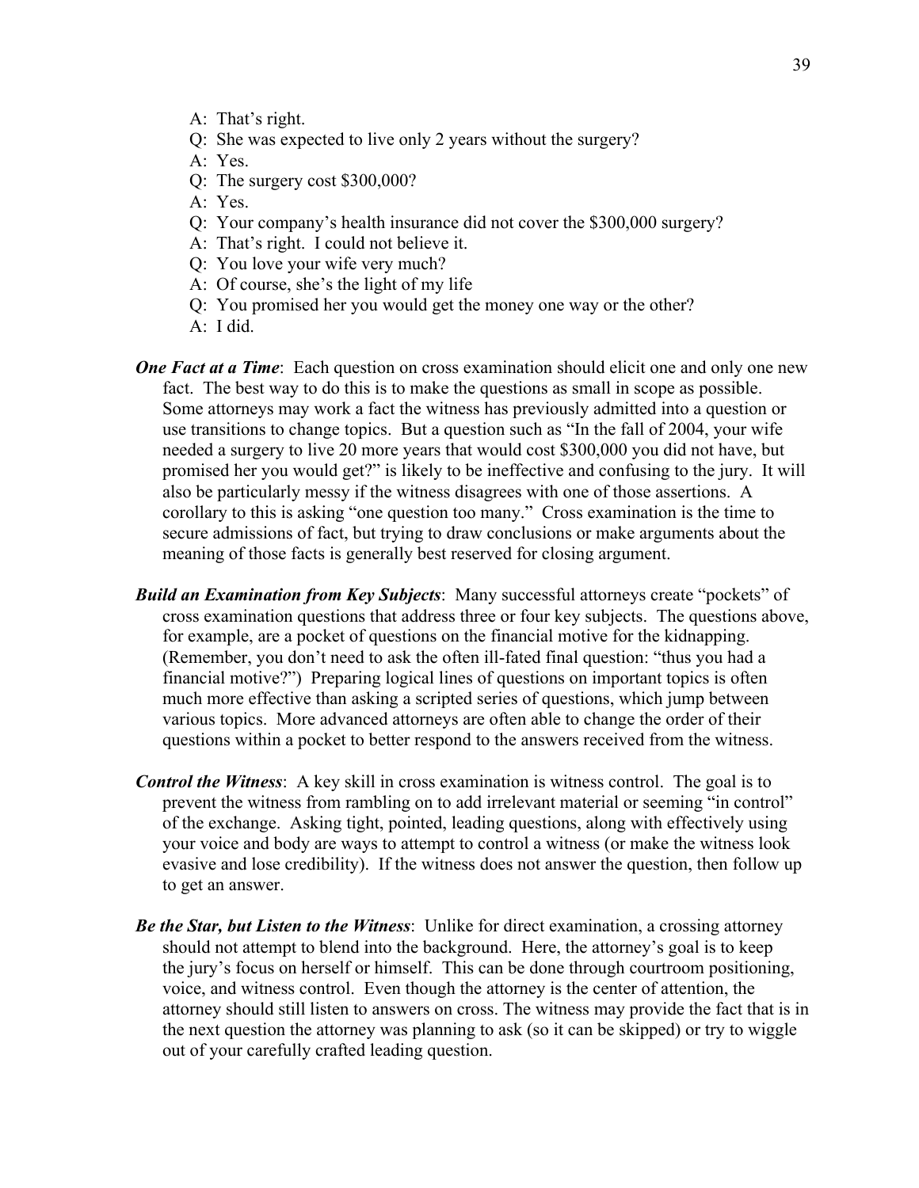A: That's right.  
Q: She was expected to live only 2 years without the surgery?  
A: Yes.  
Q: The surgery cost $300,000?  
A: Yes.  
Q: Your company's health insurance did not cover the $300,000 surgery?  
A: That's right. I could not believe it.  
Q: You love your wife very much?  
A: Of course, she's the light of my life  
Q: You promised her you would get the money one way or the other?  
A: I did.

***One Fact at a Time***: Each question on cross examination should elicit one and only one new fact. The best way to do this is to make the questions as small in scope as possible. Some attorneys may work a fact the witness has previously admitted into a question or use transitions to change topics. But a question such as "In the fall of 2004, your wife needed a surgery to live 20 more years that would cost $300,000 you did not have, but promised her you would get?" is likely to be ineffective and confusing to the jury. It will also be particularly messy if the witness disagrees with one of those assertions. A corollary to this is asking "one question too many." Cross examination is the time to secure admissions of fact, but trying to draw conclusions or make arguments about the meaning of those facts is generally best reserved for closing argument.

***Build an Examination from Key Subjects***: Many successful attorneys create "pockets" of cross examination questions that address three or four key subjects. The questions above, for example, are a pocket of questions on the financial motive for the kidnapping. (Remember, you don't need to ask the often ill-fated final question: "thus you had a financial motive?") Preparing logical lines of questions on important topics is often much more effective than asking a scripted series of questions, which jump between various topics. More advanced attorneys are often able to change the order of their questions within a pocket to better respond to the answers received from the witness.

***Control the Witness***: A key skill in cross examination is witness control. The goal is to prevent the witness from rambling on to add irrelevant material or seeming "in control" of the exchange. Asking tight, pointed, leading questions, along with effectively using your voice and body are ways to attempt to control a witness (or make the witness look evasive and lose credibility). If the witness does not answer the question, then follow up to get an answer.

***Be the Star, but Listen to the Witness***: Unlike for direct examination, a crossing attorney should not attempt to blend into the background. Here, the attorney's goal is to keep the jury's focus on herself or himself. This can be done through courtroom positioning, voice, and witness control. Even though the attorney is the center of attention, the attorney should still listen to answers on cross. The witness may provide the fact that is in the next question the attorney was planning to ask (so it can be skipped) or try to wiggle out of your carefully crafted leading question.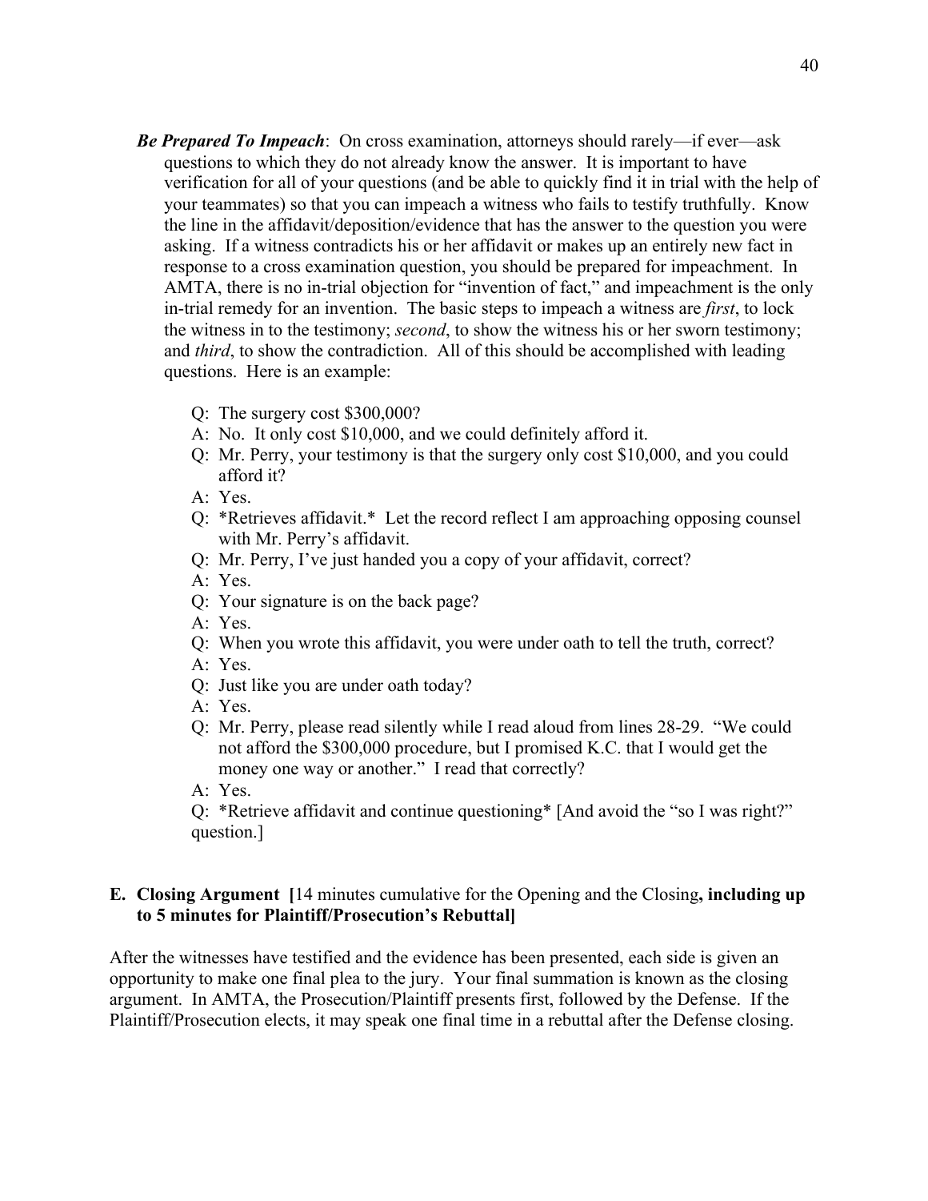***Be Prepared To Impeach***: On cross examination, attorneys should rarely—if ever—ask questions to which they do not already know the answer. It is important to have verification for all of your questions (and be able to quickly find it in trial with the help of your teammates) so that you can impeach a witness who fails to testify truthfully. Know the line in the affidavit/deposition/evidence that has the answer to the question you were asking. If a witness contradicts his or her affidavit or makes up an entirely new fact in response to a cross examination question, you should be prepared for impeachment. In AMTA, there is no in-trial objection for "invention of fact," and impeachment is the only in-trial remedy for an invention. The basic steps to impeach a witness are *first*, to lock the witness in to the testimony; *second*, to show the witness his or her sworn testimony; and *third*, to show the contradiction. All of this should be accomplished with leading questions. Here is an example:

Q: The surgery cost $300,000?

A: No. It only cost $10,000, and we could definitely afford it.

Q: Mr. Perry, your testimony is that the surgery only cost $10,000, and you could afford it?

A: Yes.

Q: *Retrieves affidavit.* Let the record reflect I am approaching opposing counsel with Mr. Perry's affidavit.

Q: Mr. Perry, I've just handed you a copy of your affidavit, correct?

A: Yes.

Q: Your signature is on the back page?

A: Yes.

Q: When you wrote this affidavit, you were under oath to tell the truth, correct?

A: Yes.

Q: Just like you are under oath today?

A: Yes.

Q: Mr. Perry, please read silently while I read aloud from lines 28-29. "We could not afford the $300,000 procedure, but I promised K.C. that I would get the money one way or another." I read that correctly?

A: Yes.

Q: *Retrieve affidavit and continue questioning* [And avoid the "so I was right?" question.]

### E. Closing Argument [14 minutes cumulative for the Opening and the Closing**, including up to 5 minutes for Plaintiff/Prosecution's Rebuttal]**

After the witnesses have testified and the evidence has been presented, each side is given an opportunity to make one final plea to the jury. Your final summation is known as the closing argument. In AMTA, the Prosecution/Plaintiff presents first, followed by the Defense. If the Plaintiff/Prosecution elects, it may speak one final time in a rebuttal after the Defense closing.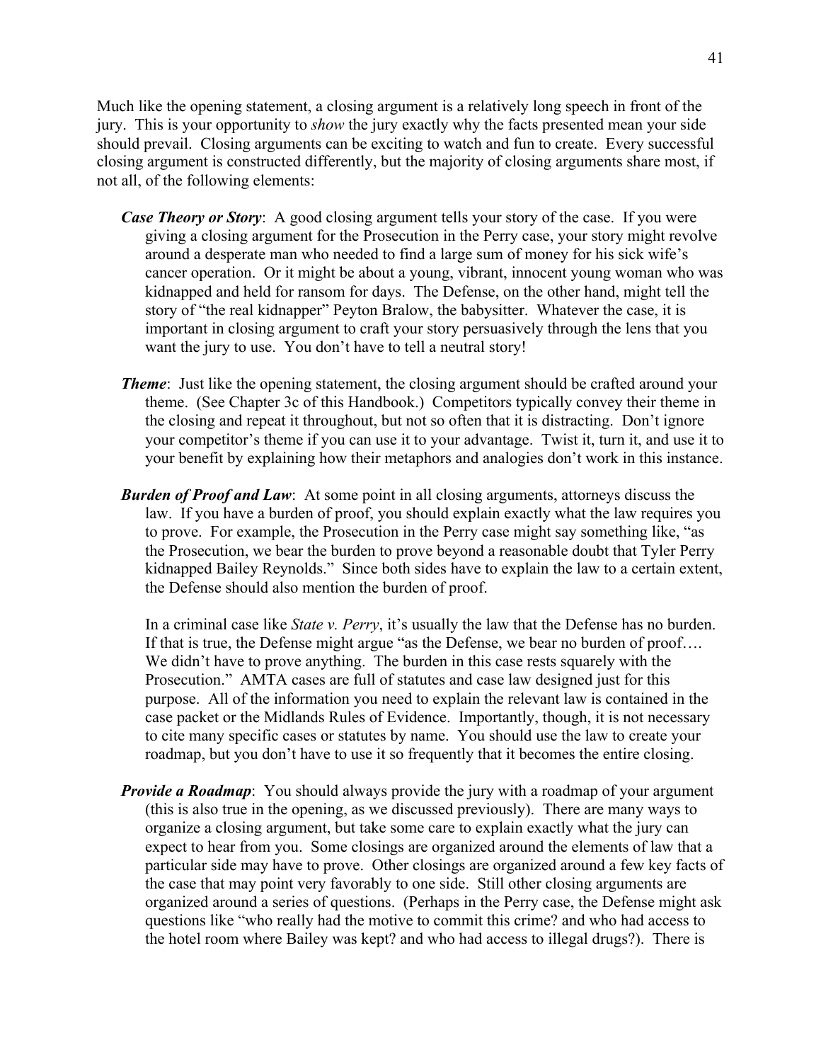Much like the opening statement, a closing argument is a relatively long speech in front of the jury. This is your opportunity to *show* the jury exactly why the facts presented mean your side should prevail. Closing arguments can be exciting to watch and fun to create. Every successful closing argument is constructed differently, but the majority of closing arguments share most, if not all, of the following elements:

***Case Theory or Story***: A good closing argument tells your story of the case. If you were giving a closing argument for the Prosecution in the Perry case, your story might revolve around a desperate man who needed to find a large sum of money for his sick wife's cancer operation. Or it might be about a young, vibrant, innocent young woman who was kidnapped and held for ransom for days. The Defense, on the other hand, might tell the story of "the real kidnapper" Peyton Bralow, the babysitter. Whatever the case, it is important in closing argument to craft your story persuasively through the lens that you want the jury to use. You don't have to tell a neutral story!

***Theme***: Just like the opening statement, the closing argument should be crafted around your theme. (See Chapter 3c of this Handbook.) Competitors typically convey their theme in the closing and repeat it throughout, but not so often that it is distracting. Don't ignore your competitor's theme if you can use it to your advantage. Twist it, turn it, and use it to your benefit by explaining how their metaphors and analogies don't work in this instance.

***Burden of Proof and Law***: At some point in all closing arguments, attorneys discuss the law. If you have a burden of proof, you should explain exactly what the law requires you to prove. For example, the Prosecution in the Perry case might say something like, "as the Prosecution, we bear the burden to prove beyond a reasonable doubt that Tyler Perry kidnapped Bailey Reynolds." Since both sides have to explain the law to a certain extent, the Defense should also mention the burden of proof.

In a criminal case like *State v. Perry*, it's usually the law that the Defense has no burden. If that is true, the Defense might argue "as the Defense, we bear no burden of proof…. We didn't have to prove anything. The burden in this case rests squarely with the Prosecution." AMTA cases are full of statutes and case law designed just for this purpose. All of the information you need to explain the relevant law is contained in the case packet or the Midlands Rules of Evidence. Importantly, though, it is not necessary to cite many specific cases or statutes by name. You should use the law to create your roadmap, but you don't have to use it so frequently that it becomes the entire closing.

***Provide a Roadmap***: You should always provide the jury with a roadmap of your argument (this is also true in the opening, as we discussed previously). There are many ways to organize a closing argument, but take some care to explain exactly what the jury can expect to hear from you. Some closings are organized around the elements of law that a particular side may have to prove. Other closings are organized around a few key facts of the case that may point very favorably to one side. Still other closing arguments are organized around a series of questions. (Perhaps in the Perry case, the Defense might ask questions like "who really had the motive to commit this crime? and who had access to the hotel room where Bailey was kept? and who had access to illegal drugs?). There is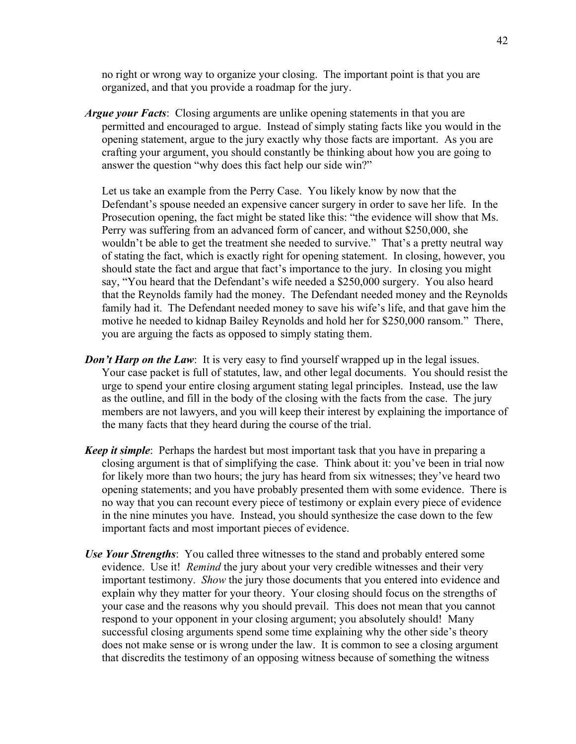no right or wrong way to organize your closing. The important point is that you are organized, and that you provide a roadmap for the jury.

***Argue your Facts***: Closing arguments are unlike opening statements in that you are permitted and encouraged to argue. Instead of simply stating facts like you would in the opening statement, argue to the jury exactly why those facts are important. As you are crafting your argument, you should constantly be thinking about how you are going to answer the question "why does this fact help our side win?"

Let us take an example from the Perry Case. You likely know by now that the Defendant's spouse needed an expensive cancer surgery in order to save her life. In the Prosecution opening, the fact might be stated like this: "the evidence will show that Ms. Perry was suffering from an advanced form of cancer, and without $250,000, she wouldn't be able to get the treatment she needed to survive." That's a pretty neutral way of stating the fact, which is exactly right for opening statement. In closing, however, you should state the fact and argue that fact's importance to the jury. In closing you might say, "You heard that the Defendant's wife needed a $250,000 surgery. You also heard that the Reynolds family had the money. The Defendant needed money and the Reynolds family had it. The Defendant needed money to save his wife's life, and that gave him the motive he needed to kidnap Bailey Reynolds and hold her for $250,000 ransom." There, you are arguing the facts as opposed to simply stating them.

***Don't Harp on the Law***: It is very easy to find yourself wrapped up in the legal issues. Your case packet is full of statutes, law, and other legal documents. You should resist the urge to spend your entire closing argument stating legal principles. Instead, use the law as the outline, and fill in the body of the closing with the facts from the case. The jury members are not lawyers, and you will keep their interest by explaining the importance of the many facts that they heard during the course of the trial.

***Keep it simple***: Perhaps the hardest but most important task that you have in preparing a closing argument is that of simplifying the case. Think about it: you've been in trial now for likely more than two hours; the jury has heard from six witnesses; they've heard two opening statements; and you have probably presented them with some evidence. There is no way that you can recount every piece of testimony or explain every piece of evidence in the nine minutes you have. Instead, you should synthesize the case down to the few important facts and most important pieces of evidence.

***Use Your Strengths***: You called three witnesses to the stand and probably entered some evidence. Use it! *Remind* the jury about your very credible witnesses and their very important testimony. *Show* the jury those documents that you entered into evidence and explain why they matter for your theory. Your closing should focus on the strengths of your case and the reasons why you should prevail. This does not mean that you cannot respond to your opponent in your closing argument; you absolutely should! Many successful closing arguments spend some time explaining why the other side's theory does not make sense or is wrong under the law. It is common to see a closing argument that discredits the testimony of an opposing witness because of something the witness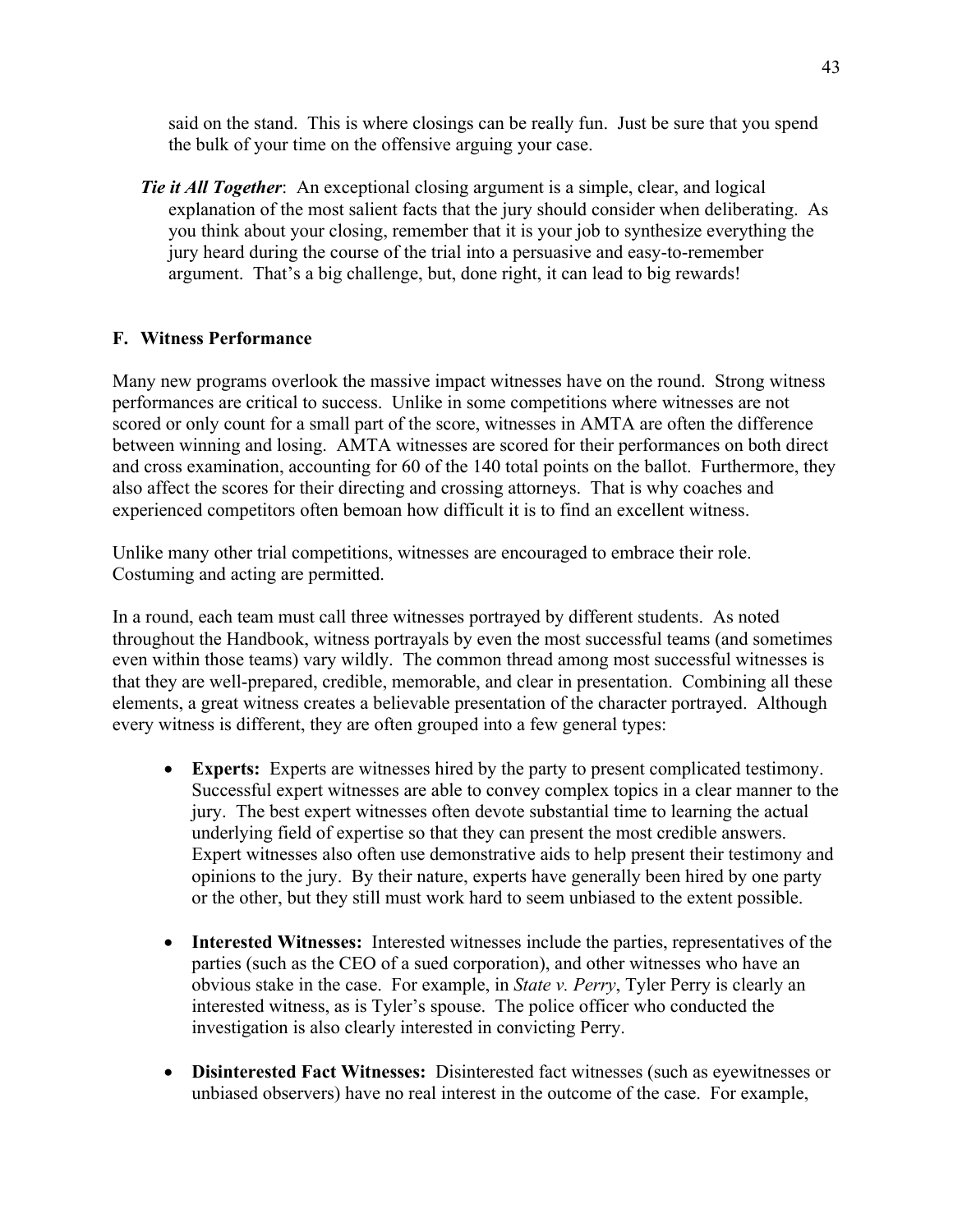said on the stand. This is where closings can be really fun. Just be sure that you spend the bulk of your time on the offensive arguing your case.

***Tie it All Together***: An exceptional closing argument is a simple, clear, and logical explanation of the most salient facts that the jury should consider when deliberating. As you think about your closing, remember that it is your job to synthesize everything the jury heard during the course of the trial into a persuasive and easy-to-remember argument. That's a big challenge, but, done right, it can lead to big rewards!

### F. Witness Performance

Many new programs overlook the massive impact witnesses have on the round. Strong witness performances are critical to success. Unlike in some competitions where witnesses are not scored or only count for a small part of the score, witnesses in AMTA are often the difference between winning and losing. AMTA witnesses are scored for their performances on both direct and cross examination, accounting for 60 of the 140 total points on the ballot. Furthermore, they also affect the scores for their directing and crossing attorneys. That is why coaches and experienced competitors often bemoan how difficult it is to find an excellent witness.

Unlike many other trial competitions, witnesses are encouraged to embrace their role. Costuming and acting are permitted.

In a round, each team must call three witnesses portrayed by different students. As noted throughout the Handbook, witness portrayals by even the most successful teams (and sometimes even within those teams) vary wildly. The common thread among most successful witnesses is that they are well-prepared, credible, memorable, and clear in presentation. Combining all these elements, a great witness creates a believable presentation of the character portrayed. Although every witness is different, they are often grouped into a few general types:

- **Experts:** Experts are witnesses hired by the party to present complicated testimony. Successful expert witnesses are able to convey complex topics in a clear manner to the jury. The best expert witnesses often devote substantial time to learning the actual underlying field of expertise so that they can present the most credible answers. Expert witnesses also often use demonstrative aids to help present their testimony and opinions to the jury. By their nature, experts have generally been hired by one party or the other, but they still must work hard to seem unbiased to the extent possible.

- **Interested Witnesses:** Interested witnesses include the parties, representatives of the parties (such as the CEO of a sued corporation), and other witnesses who have an obvious stake in the case. For example, in *State v. Perry*, Tyler Perry is clearly an interested witness, as is Tyler's spouse. The police officer who conducted the investigation is also clearly interested in convicting Perry.

- **Disinterested Fact Witnesses:** Disinterested fact witnesses (such as eyewitnesses or unbiased observers) have no real interest in the outcome of the case. For example,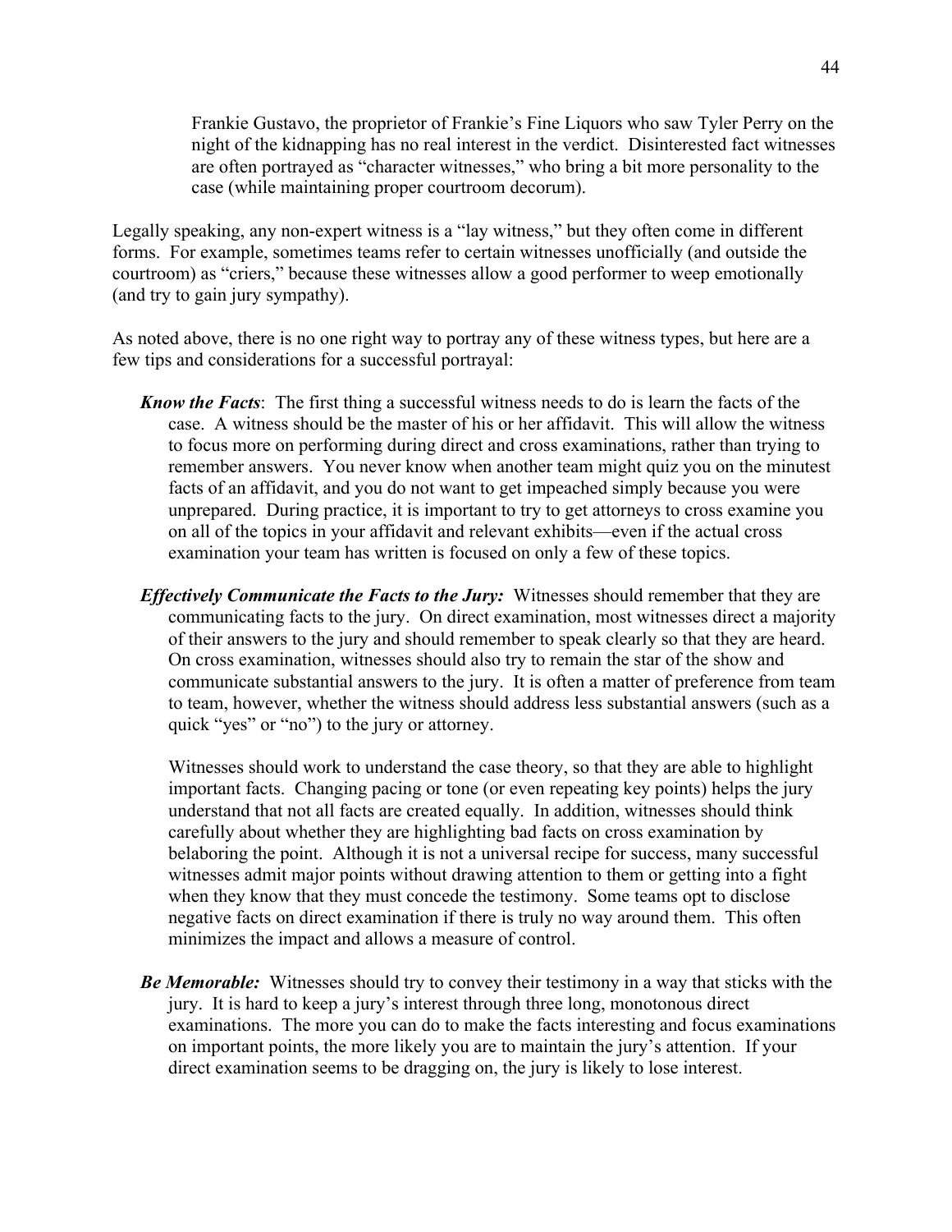Frankie Gustavo, the proprietor of Frankie's Fine Liquors who saw Tyler Perry on the night of the kidnapping has no real interest in the verdict. Disinterested fact witnesses are often portrayed as "character witnesses," who bring a bit more personality to the case (while maintaining proper courtroom decorum).

Legally speaking, any non-expert witness is a "lay witness," but they often come in different forms. For example, sometimes teams refer to certain witnesses unofficially (and outside the courtroom) as "criers," because these witnesses allow a good performer to weep emotionally (and try to gain jury sympathy).

As noted above, there is no one right way to portray any of these witness types, but here are a few tips and considerations for a successful portrayal:

***Know the Facts***: The first thing a successful witness needs to do is learn the facts of the case. A witness should be the master of his or her affidavit. This will allow the witness to focus more on performing during direct and cross examinations, rather than trying to remember answers. You never know when another team might quiz you on the minutest facts of an affidavit, and you do not want to get impeached simply because you were unprepared. During practice, it is important to try to get attorneys to cross examine you on all of the topics in your affidavit and relevant exhibits—even if the actual cross examination your team has written is focused on only a few of these topics.

***Effectively Communicate the Facts to the Jury:*** Witnesses should remember that they are communicating facts to the jury. On direct examination, most witnesses direct a majority of their answers to the jury and should remember to speak clearly so that they are heard. On cross examination, witnesses should also try to remain the star of the show and communicate substantial answers to the jury. It is often a matter of preference from team to team, however, whether the witness should address less substantial answers (such as a quick "yes" or "no") to the jury or attorney.

Witnesses should work to understand the case theory, so that they are able to highlight important facts. Changing pacing or tone (or even repeating key points) helps the jury understand that not all facts are created equally. In addition, witnesses should think carefully about whether they are highlighting bad facts on cross examination by belaboring the point. Although it is not a universal recipe for success, many successful witnesses admit major points without drawing attention to them or getting into a fight when they know that they must concede the testimony. Some teams opt to disclose negative facts on direct examination if there is truly no way around them. This often minimizes the impact and allows a measure of control.

***Be Memorable:*** Witnesses should try to convey their testimony in a way that sticks with the jury. It is hard to keep a jury's interest through three long, monotonous direct examinations. The more you can do to make the facts interesting and focus examinations on important points, the more likely you are to maintain the jury's attention. If your direct examination seems to be dragging on, the jury is likely to lose interest.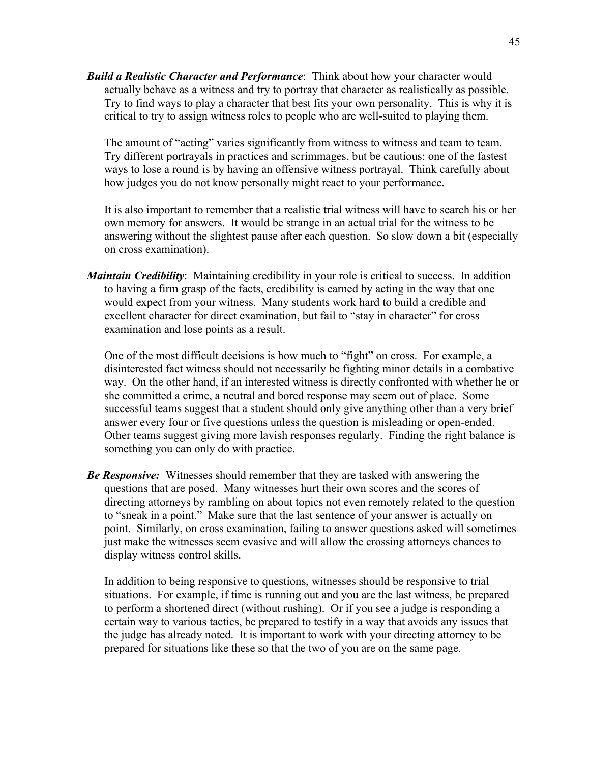***Build a Realistic Character and Performance***: Think about how your character would actually behave as a witness and try to portray that character as realistically as possible. Try to find ways to play a character that best fits your own personality. This is why it is critical to try to assign witness roles to people who are well-suited to playing them.

The amount of "acting" varies significantly from witness to witness and team to team. Try different portrayals in practices and scrimmages, but be cautious: one of the fastest ways to lose a round is by having an offensive witness portrayal. Think carefully about how judges you do not know personally might react to your performance.

It is also important to remember that a realistic trial witness will have to search his or her own memory for answers. It would be strange in an actual trial for the witness to be answering without the slightest pause after each question. So slow down a bit (especially on cross examination).

***Maintain Credibility***: Maintaining credibility in your role is critical to success. In addition to having a firm grasp of the facts, credibility is earned by acting in the way that one would expect from your witness. Many students work hard to build a credible and excellent character for direct examination, but fail to "stay in character" for cross examination and lose points as a result.

One of the most difficult decisions is how much to "fight" on cross. For example, a disinterested fact witness should not necessarily be fighting minor details in a combative way. On the other hand, if an interested witness is directly confronted with whether he or she committed a crime, a neutral and bored response may seem out of place. Some successful teams suggest that a student should only give anything other than a very brief answer every four or five questions unless the question is misleading or open-ended. Other teams suggest giving more lavish responses regularly. Finding the right balance is something you can only do with practice.

***Be Responsive:*** Witnesses should remember that they are tasked with answering the questions that are posed. Many witnesses hurt their own scores and the scores of directing attorneys by rambling on about topics not even remotely related to the question to "sneak in a point." Make sure that the last sentence of your answer is actually on point. Similarly, on cross examination, failing to answer questions asked will sometimes just make the witnesses seem evasive and will allow the crossing attorneys chances to display witness control skills.

In addition to being responsive to questions, witnesses should be responsive to trial situations. For example, if time is running out and you are the last witness, be prepared to perform a shortened direct (without rushing). Or if you see a judge is responding a certain way to various tactics, be prepared to testify in a way that avoids any issues that the judge has already noted. It is important to work with your directing attorney to be prepared for situations like these so that the two of you are on the same page.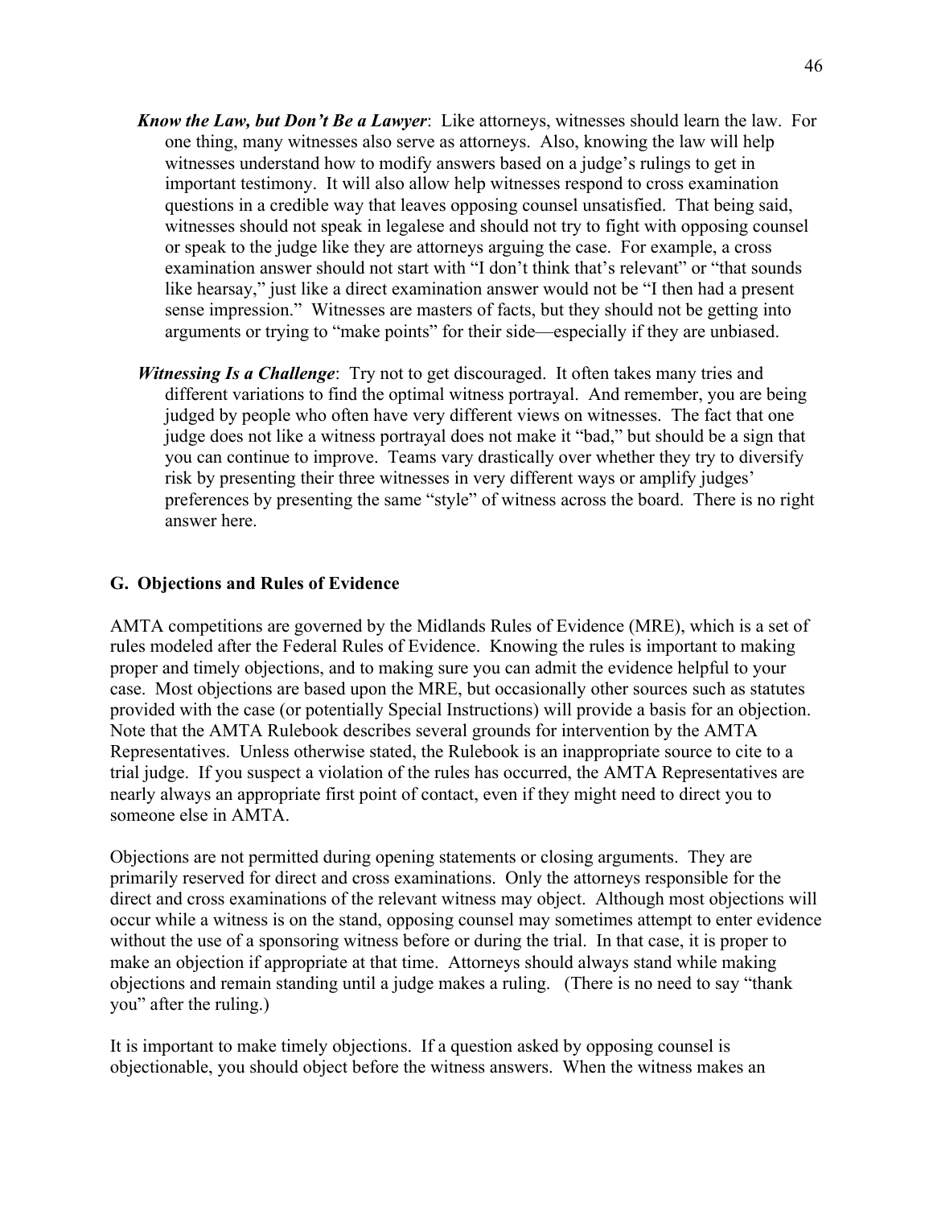***Know the Law, but Don't Be a Lawyer***: Like attorneys, witnesses should learn the law. For one thing, many witnesses also serve as attorneys. Also, knowing the law will help witnesses understand how to modify answers based on a judge's rulings to get in important testimony. It will also allow help witnesses respond to cross examination questions in a credible way that leaves opposing counsel unsatisfied. That being said, witnesses should not speak in legalese and should not try to fight with opposing counsel or speak to the judge like they are attorneys arguing the case. For example, a cross examination answer should not start with "I don't think that's relevant" or "that sounds like hearsay," just like a direct examination answer would not be "I then had a present sense impression." Witnesses are masters of facts, but they should not be getting into arguments or trying to "make points" for their side—especially if they are unbiased.

***Witnessing Is a Challenge***: Try not to get discouraged. It often takes many tries and different variations to find the optimal witness portrayal. And remember, you are being judged by people who often have very different views on witnesses. The fact that one judge does not like a witness portrayal does not make it "bad," but should be a sign that you can continue to improve. Teams vary drastically over whether they try to diversify risk by presenting their three witnesses in very different ways or amplify judges' preferences by presenting the same "style" of witness across the board. There is no right answer here.

## G. Objections and Rules of Evidence

AMTA competitions are governed by the Midlands Rules of Evidence (MRE), which is a set of rules modeled after the Federal Rules of Evidence. Knowing the rules is important to making proper and timely objections, and to making sure you can admit the evidence helpful to your case. Most objections are based upon the MRE, but occasionally other sources such as statutes provided with the case (or potentially Special Instructions) will provide a basis for an objection. Note that the AMTA Rulebook describes several grounds for intervention by the AMTA Representatives. Unless otherwise stated, the Rulebook is an inappropriate source to cite to a trial judge. If you suspect a violation of the rules has occurred, the AMTA Representatives are nearly always an appropriate first point of contact, even if they might need to direct you to someone else in AMTA.

Objections are not permitted during opening statements or closing arguments. They are primarily reserved for direct and cross examinations. Only the attorneys responsible for the direct and cross examinations of the relevant witness may object. Although most objections will occur while a witness is on the stand, opposing counsel may sometimes attempt to enter evidence without the use of a sponsoring witness before or during the trial. In that case, it is proper to make an objection if appropriate at that time. Attorneys should always stand while making objections and remain standing until a judge makes a ruling. (There is no need to say "thank you" after the ruling.)

It is important to make timely objections. If a question asked by opposing counsel is objectionable, you should object before the witness answers. When the witness makes an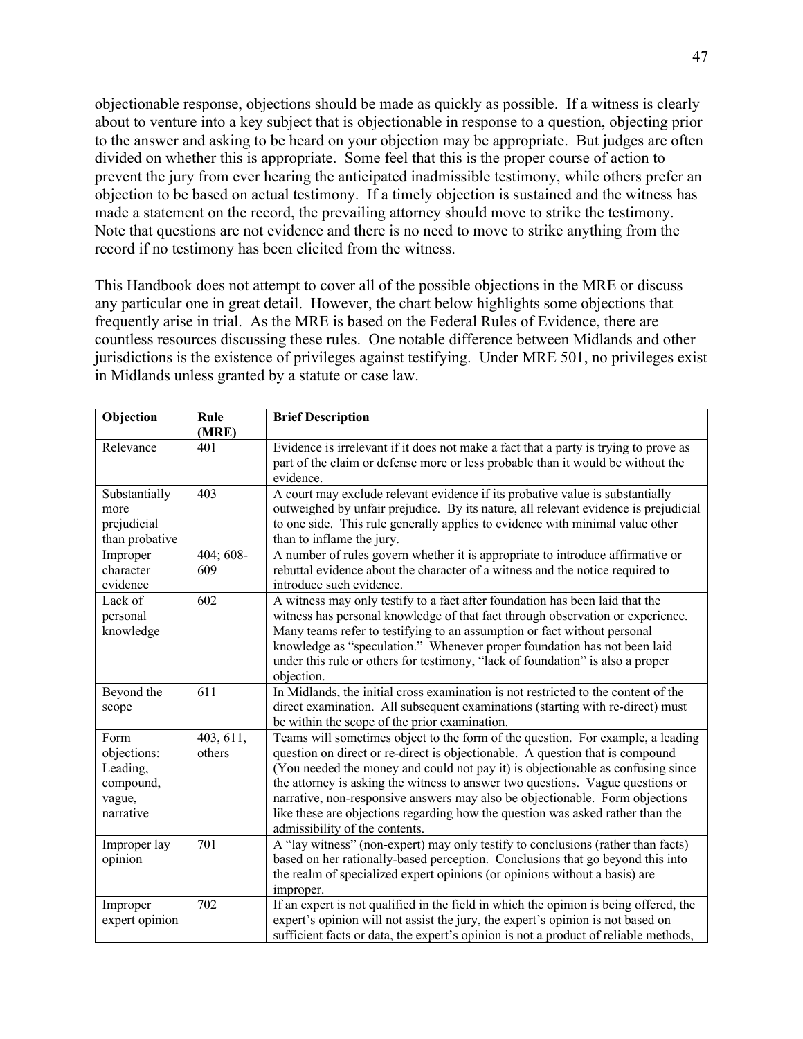objectionable response, objections should be made as quickly as possible. If a witness is clearly about to venture into a key subject that is objectionable in response to a question, objecting prior to the answer and asking to be heard on your objection may be appropriate. But judges are often divided on whether this is appropriate. Some feel that this is the proper course of action to prevent the jury from ever hearing the anticipated inadmissible testimony, while others prefer an objection to be based on actual testimony. If a timely objection is sustained and the witness has made a statement on the record, the prevailing attorney should move to strike the testimony. Note that questions are not evidence and there is no need to move to strike anything from the record if no testimony has been elicited from the witness.

This Handbook does not attempt to cover all of the possible objections in the MRE or discuss any particular one in great detail. However, the chart below highlights some objections that frequently arise in trial. As the MRE is based on the Federal Rules of Evidence, there are countless resources discussing these rules. One notable difference between Midlands and other jurisdictions is the existence of privileges against testifying. Under MRE 501, no privileges exist in Midlands unless granted by a statute or case law.

| Objection | Rule (MRE) | Brief Description |
|---|---|---|
| Relevance | 401 | Evidence is irrelevant if it does not make a fact that a party is trying to prove as part of the claim or defense more or less probable than it would be without the evidence. |
| Substantially more prejudicial than probative | 403 | A court may exclude relevant evidence if its probative value is substantially outweighed by unfair prejudice. By its nature, all relevant evidence is prejudicial to one side. This rule generally applies to evidence with minimal value other than to inflame the jury. |
| Improper character evidence | 404; 608-609 | A number of rules govern whether it is appropriate to introduce affirmative or rebuttal evidence about the character of a witness and the notice required to introduce such evidence. |
| Lack of personal knowledge | 602 | A witness may only testify to a fact after foundation has been laid that the witness has personal knowledge of that fact through observation or experience. Many teams refer to testifying to an assumption or fact without personal knowledge as "speculation." Whenever proper foundation has not been laid under this rule or others for testimony, "lack of foundation" is also a proper objection. |
| Beyond the scope | 611 | In Midlands, the initial cross examination is not restricted to the content of the direct examination. All subsequent examinations (starting with re-direct) must be within the scope of the prior examination. |
| Form objections: Leading, compound, vague, narrative | 403, 611, others | Teams will sometimes object to the form of the question. For example, a leading question on direct or re-direct is objectionable. A question that is compound (You needed the money and could not pay it) is objectionable as confusing since the attorney is asking the witness to answer two questions. Vague questions or narrative, non-responsive answers may also be objectionable. Form objections like these are objections regarding how the question was asked rather than the admissibility of the contents. |
| Improper lay opinion | 701 | A "lay witness" (non-expert) may only testify to conclusions (rather than facts) based on her rationally-based perception. Conclusions that go beyond this into the realm of specialized expert opinions (or opinions without a basis) are improper. |
| Improper expert opinion | 702 | If an expert is not qualified in the field in which the opinion is being offered, the expert's opinion will not assist the jury, the expert's opinion is not based on sufficient facts or data, the expert's opinion is not a product of reliable methods, |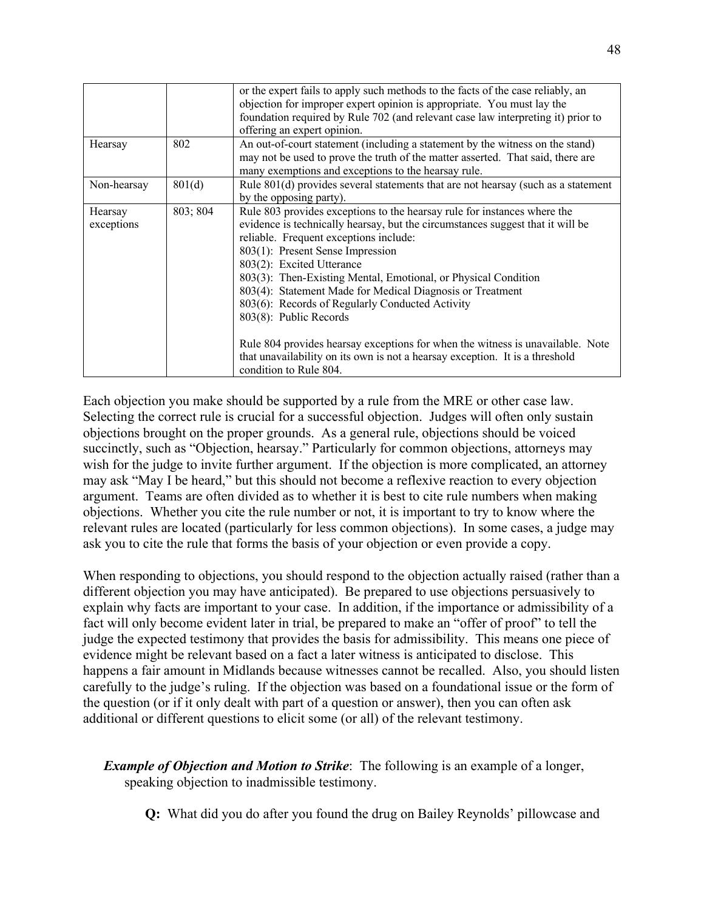| | | or the expert fails to apply such methods to the facts of the case reliably, an objection for improper expert opinion is appropriate. You must lay the foundation required by Rule 702 (and relevant case law interpreting it) prior to offering an expert opinion. |
|---|---|---|
| Hearsay | 802 | An out-of-court statement (including a statement by the witness on the stand) may not be used to prove the truth of the matter asserted. That said, there are many exemptions and exceptions to the hearsay rule. |
| Non-hearsay | 801(d) | Rule 801(d) provides several statements that are not hearsay (such as a statement by the opposing party). |
| Hearsay exceptions | 803; 804 | Rule 803 provides exceptions to the hearsay rule for instances where the evidence is technically hearsay, but the circumstances suggest that it will be reliable. Frequent exceptions include:<br>803(1): Present Sense Impression<br>803(2): Excited Utterance<br>803(3): Then-Existing Mental, Emotional, or Physical Condition<br>803(4): Statement Made for Medical Diagnosis or Treatment<br>803(6): Records of Regularly Conducted Activity<br>803(8): Public Records<br><br>Rule 804 provides hearsay exceptions for when the witness is unavailable. Note that unavailability on its own is not a hearsay exception. It is a threshold condition to Rule 804. |

Each objection you make should be supported by a rule from the MRE or other case law. Selecting the correct rule is crucial for a successful objection. Judges will often only sustain objections brought on the proper grounds. As a general rule, objections should be voiced succinctly, such as "Objection, hearsay." Particularly for common objections, attorneys may wish for the judge to invite further argument. If the objection is more complicated, an attorney may ask "May I be heard," but this should not become a reflexive reaction to every objection argument. Teams are often divided as to whether it is best to cite rule numbers when making objections. Whether you cite the rule number or not, it is important to try to know where the relevant rules are located (particularly for less common objections). In some cases, a judge may ask you to cite the rule that forms the basis of your objection or even provide a copy.

When responding to objections, you should respond to the objection actually raised (rather than a different objection you may have anticipated). Be prepared to use objections persuasively to explain why facts are important to your case. In addition, if the importance or admissibility of a fact will only become evident later in trial, be prepared to make an "offer of proof" to tell the judge the expected testimony that provides the basis for admissibility. This means one piece of evidence might be relevant based on a fact a later witness is anticipated to disclose. This happens a fair amount in Midlands because witnesses cannot be recalled. Also, you should listen carefully to the judge's ruling. If the objection was based on a foundational issue or the form of the question (or if it only dealt with part of a question or answer), then you can often ask additional or different questions to elicit some (or all) of the relevant testimony.

***Example of Objection and Motion to Strike***: The following is an example of a longer, speaking objection to inadmissible testimony.

**Q:** What did you do after you found the drug on Bailey Reynolds' pillowcase and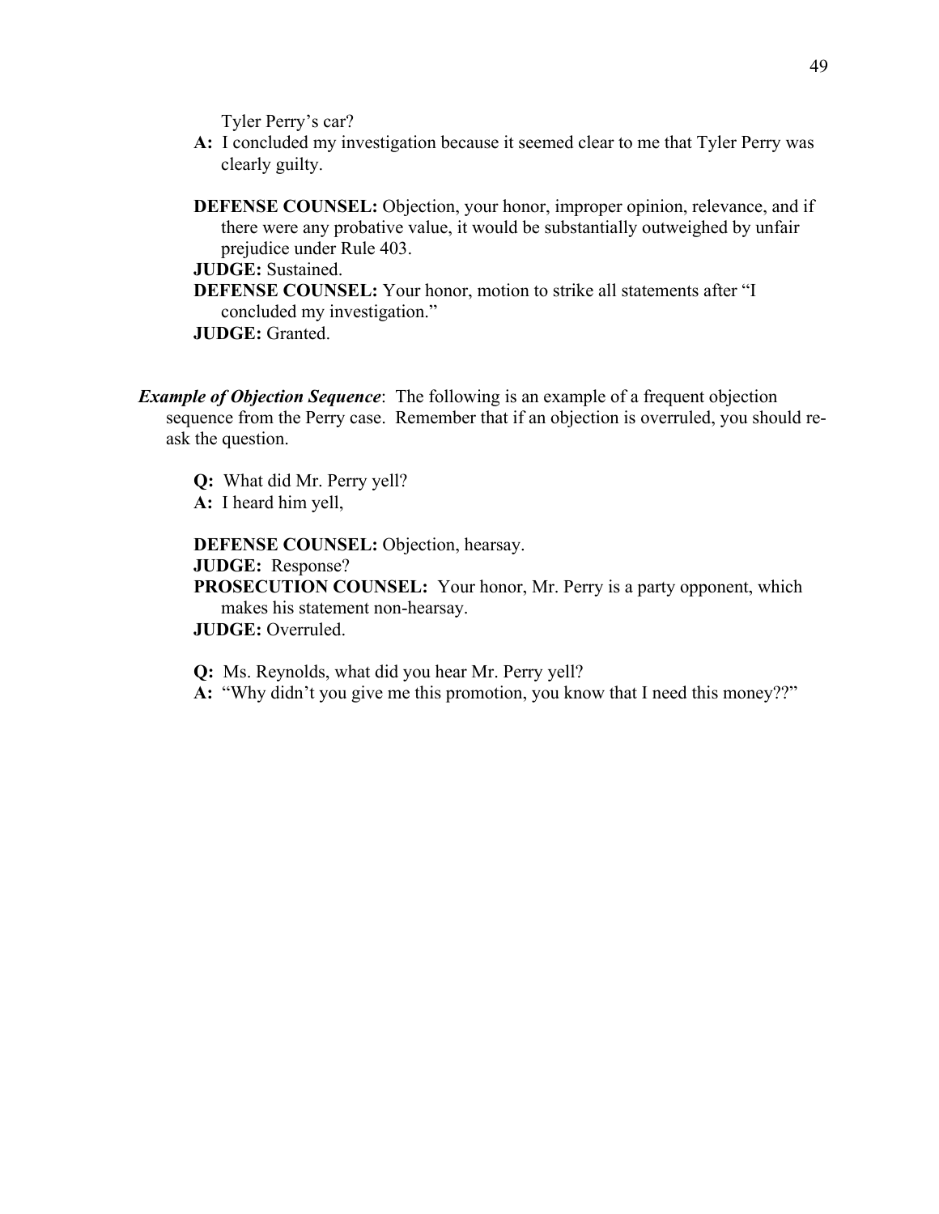Tyler Perry's car?

**A:** I concluded my investigation because it seemed clear to me that Tyler Perry was clearly guilty.

**DEFENSE COUNSEL:** Objection, your honor, improper opinion, relevance, and if there were any probative value, it would be substantially outweighed by unfair prejudice under Rule 403.

**JUDGE:** Sustained.

**DEFENSE COUNSEL:** Your honor, motion to strike all statements after "I concluded my investigation."

**JUDGE:** Granted.

***Example of Objection Sequence***: The following is an example of a frequent objection sequence from the Perry case. Remember that if an objection is overruled, you should re-ask the question.

**Q:** What did Mr. Perry yell?

**A:** I heard him yell,

**DEFENSE COUNSEL:** Objection, hearsay.

**JUDGE:** Response?

**PROSECUTION COUNSEL:** Your honor, Mr. Perry is a party opponent, which makes his statement non-hearsay.

**JUDGE:** Overruled.

**Q:** Ms. Reynolds, what did you hear Mr. Perry yell?

**A:** "Why didn't you give me this promotion, you know that I need this money??"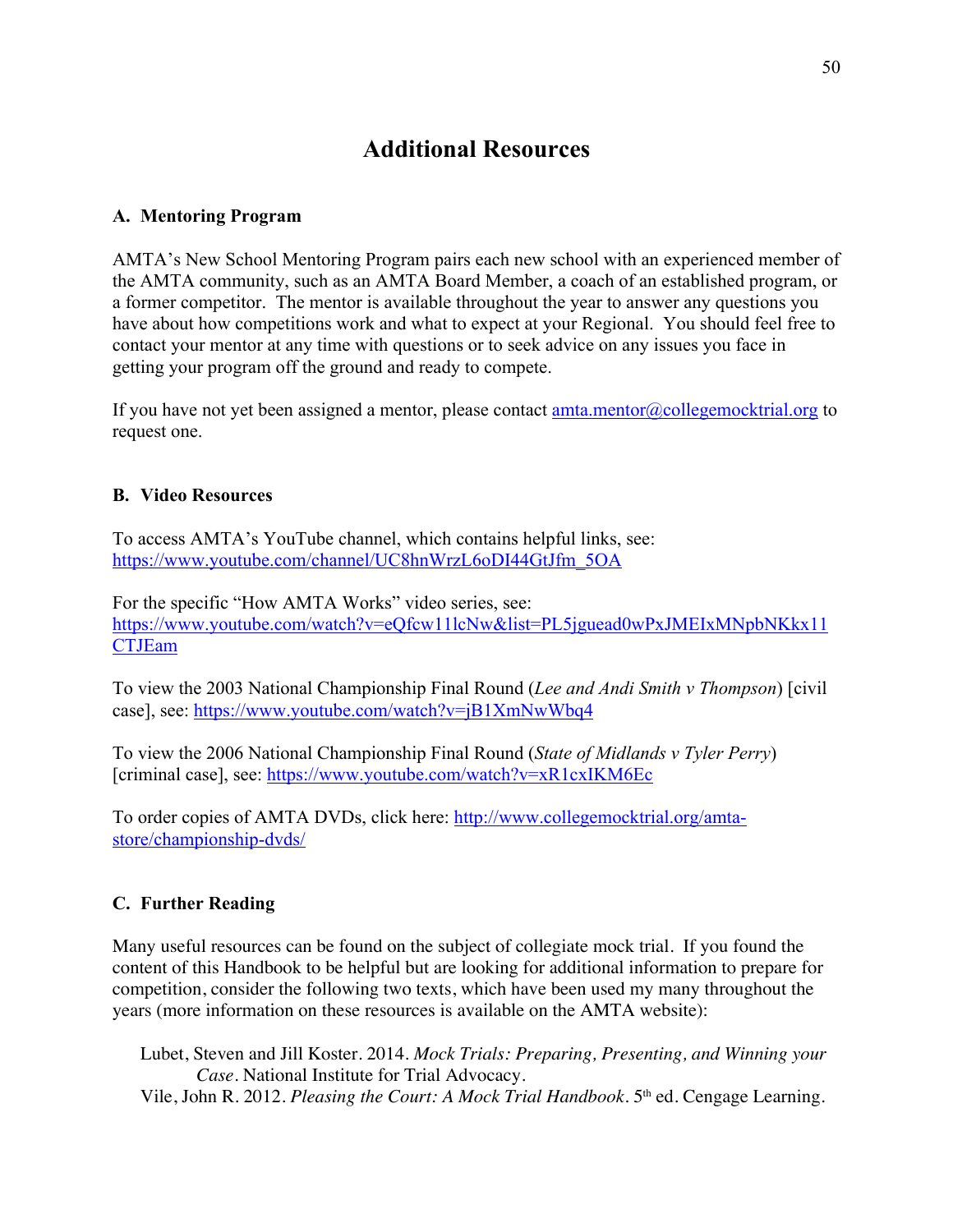# Additional Resources

## A. Mentoring Program

AMTA's New School Mentoring Program pairs each new school with an experienced member of the AMTA community, such as an AMTA Board Member, a coach of an established program, or a former competitor. The mentor is available throughout the year to answer any questions you have about how competitions work and what to expect at your Regional. You should feel free to contact your mentor at any time with questions or to seek advice on any issues you face in getting your program off the ground and ready to compete.

If you have not yet been assigned a mentor, please contact amta.mentor@collegemocktrial.org to request one.

## B. Video Resources

To access AMTA's YouTube channel, which contains helpful links, see: https://www.youtube.com/channel/UC8hnWrzL6oDI44GtJfm_5OA

For the specific "How AMTA Works" video series, see: https://www.youtube.com/watch?v=eQfcw11lcNw&list=PL5jguead0wPxJMEIxMNpbNKkx11CTJEam

To view the 2003 National Championship Final Round (*Lee and Andi Smith v Thompson*) [civil case], see: https://www.youtube.com/watch?v=jB1XmNwWbq4

To view the 2006 National Championship Final Round (*State of Midlands v Tyler Perry*) [criminal case], see: https://www.youtube.com/watch?v=xR1cxIKM6Ec

To order copies of AMTA DVDs, click here: http://www.collegemocktrial.org/amta-store/championship-dvds/

## C. Further Reading

Many useful resources can be found on the subject of collegiate mock trial. If you found the content of this Handbook to be helpful but are looking for additional information to prepare for competition, consider the following two texts, which have been used my many throughout the years (more information on these resources is available on the AMTA website):

Lubet, Steven and Jill Koster. 2014. *Mock Trials: Preparing, Presenting, and Winning your Case*. National Institute for Trial Advocacy.

Vile, John R. 2012. *Pleasing the Court: A Mock Trial Handbook*. 5th ed. Cengage Learning.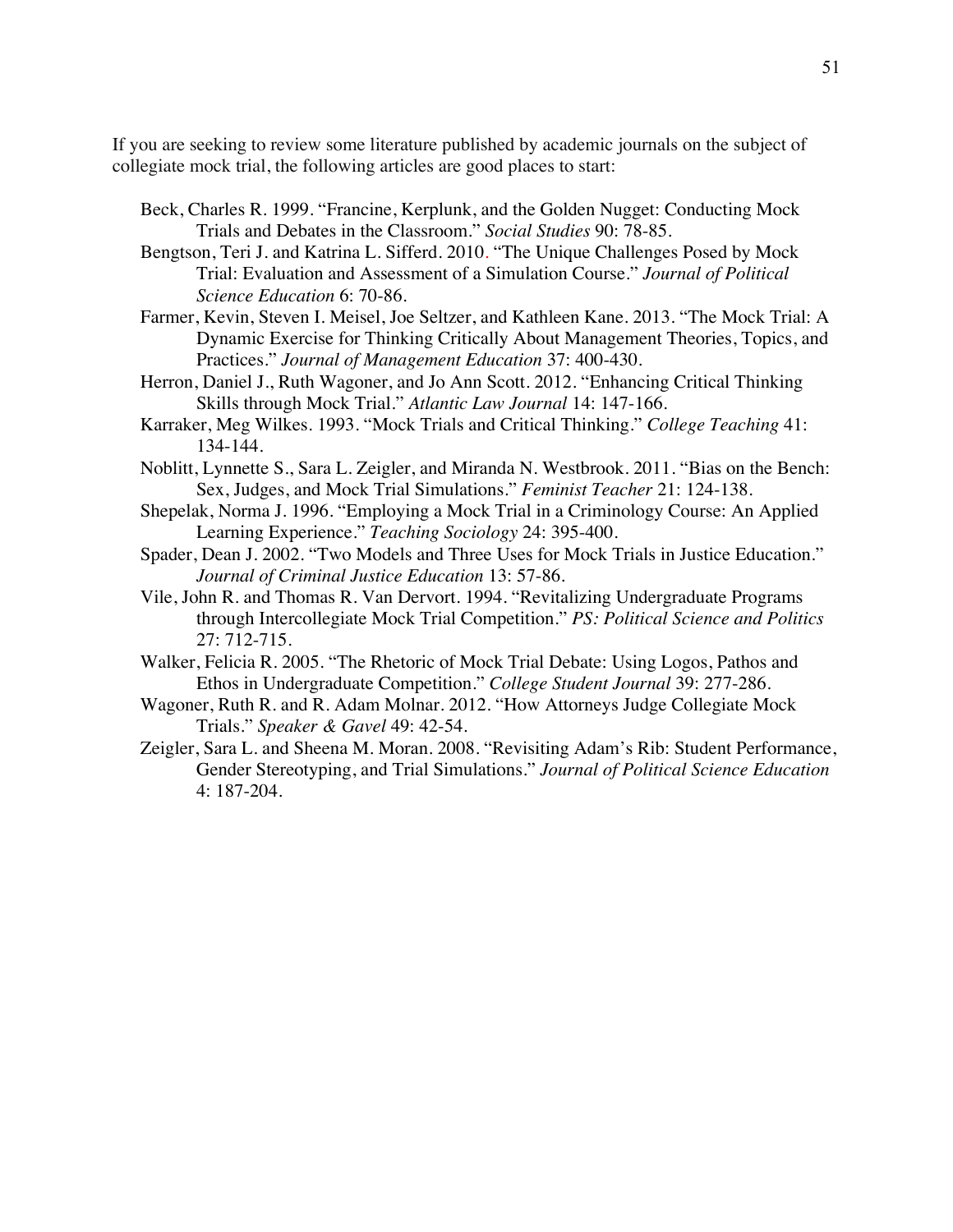If you are seeking to review some literature published by academic journals on the subject of collegiate mock trial, the following articles are good places to start:

Beck, Charles R. 1999. "Francine, Kerplunk, and the Golden Nugget: Conducting Mock Trials and Debates in the Classroom." *Social Studies* 90: 78-85.

Bengtson, Teri J. and Katrina L. Sifferd. 2010. "The Unique Challenges Posed by Mock Trial: Evaluation and Assessment of a Simulation Course." *Journal of Political Science Education* 6: 70-86.

Farmer, Kevin, Steven I. Meisel, Joe Seltzer, and Kathleen Kane. 2013. "The Mock Trial: A Dynamic Exercise for Thinking Critically About Management Theories, Topics, and Practices." *Journal of Management Education* 37: 400-430.

Herron, Daniel J., Ruth Wagoner, and Jo Ann Scott. 2012. "Enhancing Critical Thinking Skills through Mock Trial." *Atlantic Law Journal* 14: 147-166.

Karraker, Meg Wilkes. 1993. "Mock Trials and Critical Thinking." *College Teaching* 41: 134-144.

Noblitt, Lynnette S., Sara L. Zeigler, and Miranda N. Westbrook. 2011. "Bias on the Bench: Sex, Judges, and Mock Trial Simulations." *Feminist Teacher* 21: 124-138.

Shepelak, Norma J. 1996. "Employing a Mock Trial in a Criminology Course: An Applied Learning Experience." *Teaching Sociology* 24: 395-400.

Spader, Dean J. 2002. "Two Models and Three Uses for Mock Trials in Justice Education." *Journal of Criminal Justice Education* 13: 57-86.

Vile, John R. and Thomas R. Van Dervort. 1994. "Revitalizing Undergraduate Programs through Intercollegiate Mock Trial Competition." *PS: Political Science and Politics* 27: 712-715.

Walker, Felicia R. 2005. "The Rhetoric of Mock Trial Debate: Using Logos, Pathos and Ethos in Undergraduate Competition." *College Student Journal* 39: 277-286.

Wagoner, Ruth R. and R. Adam Molnar. 2012. "How Attorneys Judge Collegiate Mock Trials." *Speaker & Gavel* 49: 42-54.

Zeigler, Sara L. and Sheena M. Moran. 2008. "Revisiting Adam's Rib: Student Performance, Gender Stereotyping, and Trial Simulations." *Journal of Political Science Education* 4: 187-204.